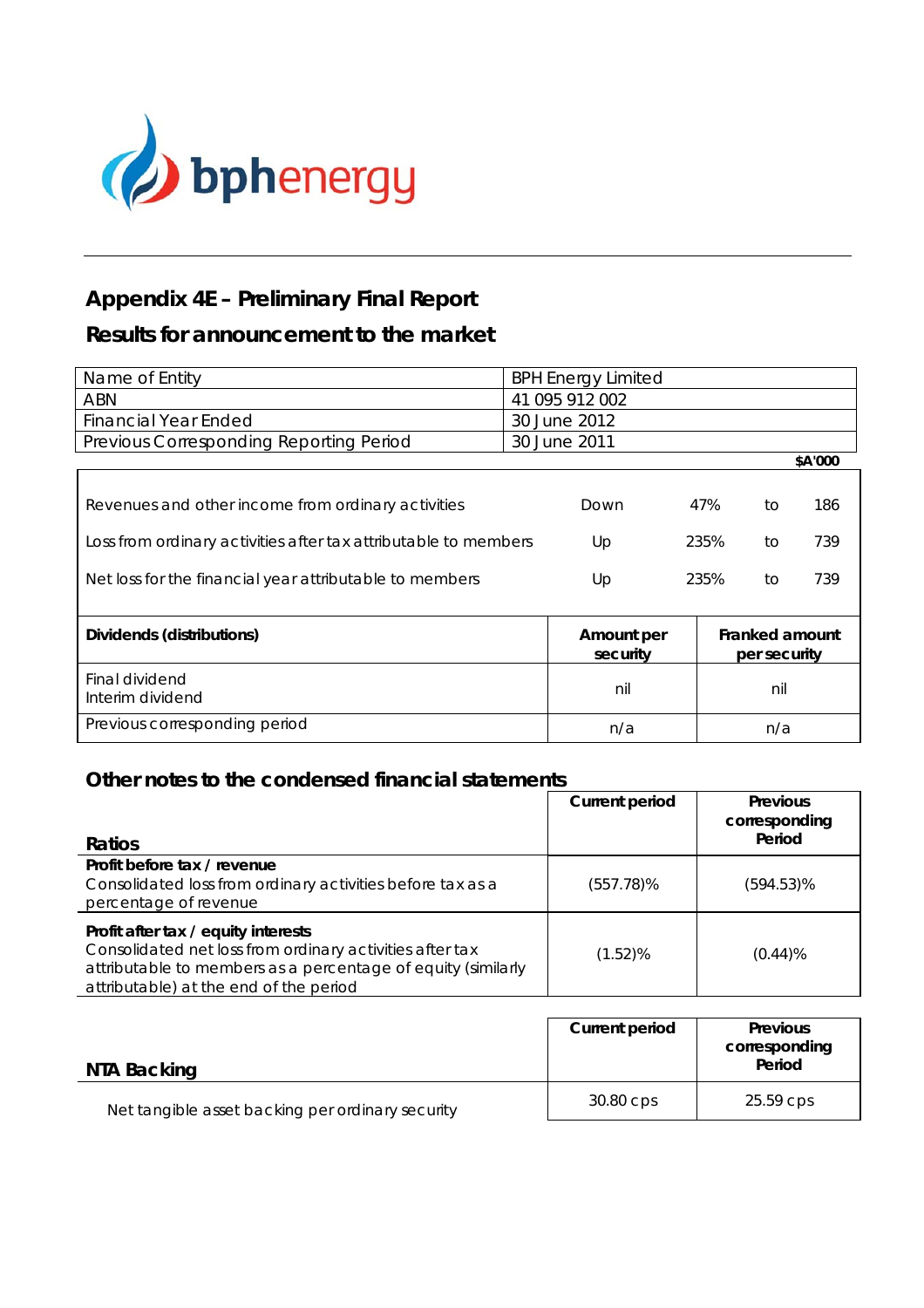bphenergy

# Appendix 4E – Preliminary Final Report

## Results for announcement to the market

| Name of Entity | BPH Energy Limited |
|---|---|
| ABN | 41 095 912 002 |
| Financial Year Ended | 30 June 2012 |
| Previous Corresponding Reporting Period | 30 June 2011 |

| | | | | $A'000 |
|---|---|---|---|---|
| Revenues and other income from ordinary activities | Down | 47% | to | 186 |
| Loss from ordinary activities after tax attributable to members | Up | 235% | to | 739 |
| Net loss for the financial year attributable to members | Up | 235% | to | 739 |

| **Dividends (distributions)** | **Amount per security** | **Franked amount per security** |
|---|---|---|
| Final dividend<br>Interim dividend | nil | nil |
| Previous corresponding period | n/a | n/a |

## Other notes to the condensed financial statements

| **Ratios** | **Current period** | **Previous corresponding Period** |
|---|---|---|
| **Profit before tax / revenue**<br>Consolidated loss from ordinary activities before tax as a percentage of revenue | (557.78)% | (594.53)% |
| **Profit after tax / equity interests**<br>Consolidated net loss from ordinary activities after tax attributable to members as a percentage of equity (similarly attributable) at the end of the period | (1.52)% | (0.44)% |

| **NTA Backing** | **Current period** | **Previous corresponding Period** |
|---|---|---|
| Net tangible asset backing per ordinary security | 30.80 cps | 25.59 cps |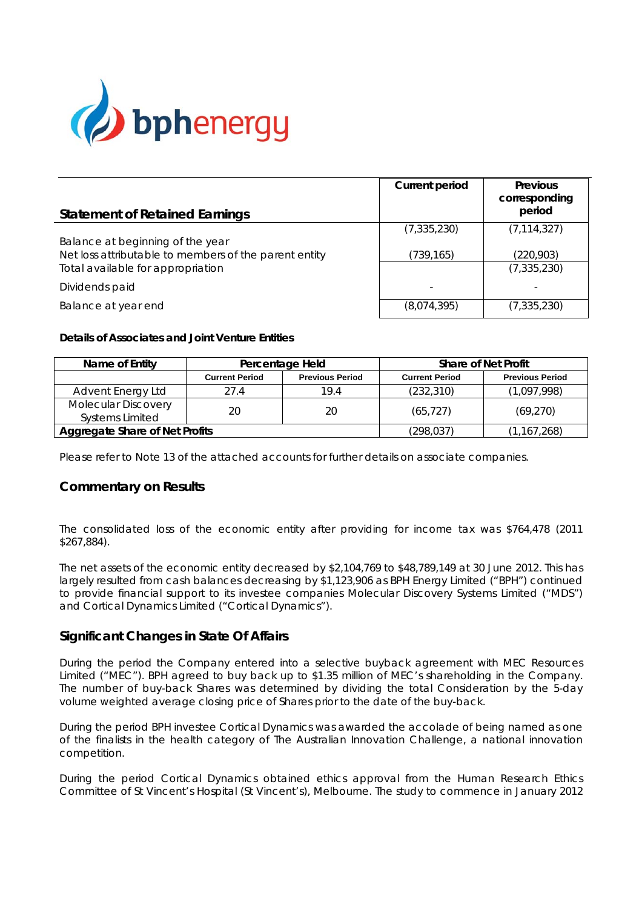| Statement of Retained Earnings | Current period | Previous corresponding period |
|---|---|---|
| Balance at beginning of the year | (7,335,230) | (7,114,327) |
| Net loss attributable to members of the parent entity | (739,165) | (220,903) |
| Total available for appropriation | | (7,335,230) |
| Dividends paid | - | - |
| Balance at year end | (8,074,395) | (7,335,230) |

**Details of Associates and Joint Venture Entities**

| Name of Entity | Percentage Held | | Share of Net Profit | |
|---|---|---|---|---|
| | Current Period | Previous Period | Current Period | Previous Period |
| Advent Energy Ltd | 27.4 | 19.4 | (232,310) | (1,097,998) |
| Molecular Discovery Systems Limited | 20 | 20 | (65,727) | (69,270) |
| **Aggregate Share of Net Profits** | | | (298,037) | (1,167,268) |

Please refer to Note 13 of the attached accounts for further details on associate companies.

## Commentary on Results

The consolidated loss of the economic entity after providing for income tax was $764,478 (2011 $267,884).

The net assets of the economic entity decreased by $2,104,769 to $48,789,149 at 30 June 2012. This has largely resulted from cash balances decreasing by $1,123,906 as BPH Energy Limited ("BPH") continued to provide financial support to its investee companies Molecular Discovery Systems Limited ("MDS") and Cortical Dynamics Limited ("Cortical Dynamics").

## Significant Changes in State Of Affairs

During the period the Company entered into a selective buyback agreement with MEC Resources Limited ("MEC"). BPH agreed to buy back up to $1.35 million of MEC's shareholding in the Company. The number of buy-back Shares was determined by dividing the total Consideration by the 5-day volume weighted average closing price of Shares prior to the date of the buy-back.

During the period BPH investee Cortical Dynamics was awarded the accolade of being named as one of the finalists in the health category of The Australian Innovation Challenge, a national innovation competition.

During the period Cortical Dynamics obtained ethics approval from the Human Research Ethics Committee of St Vincent's Hospital (St Vincent's), Melbourne. The study to commence in January 2012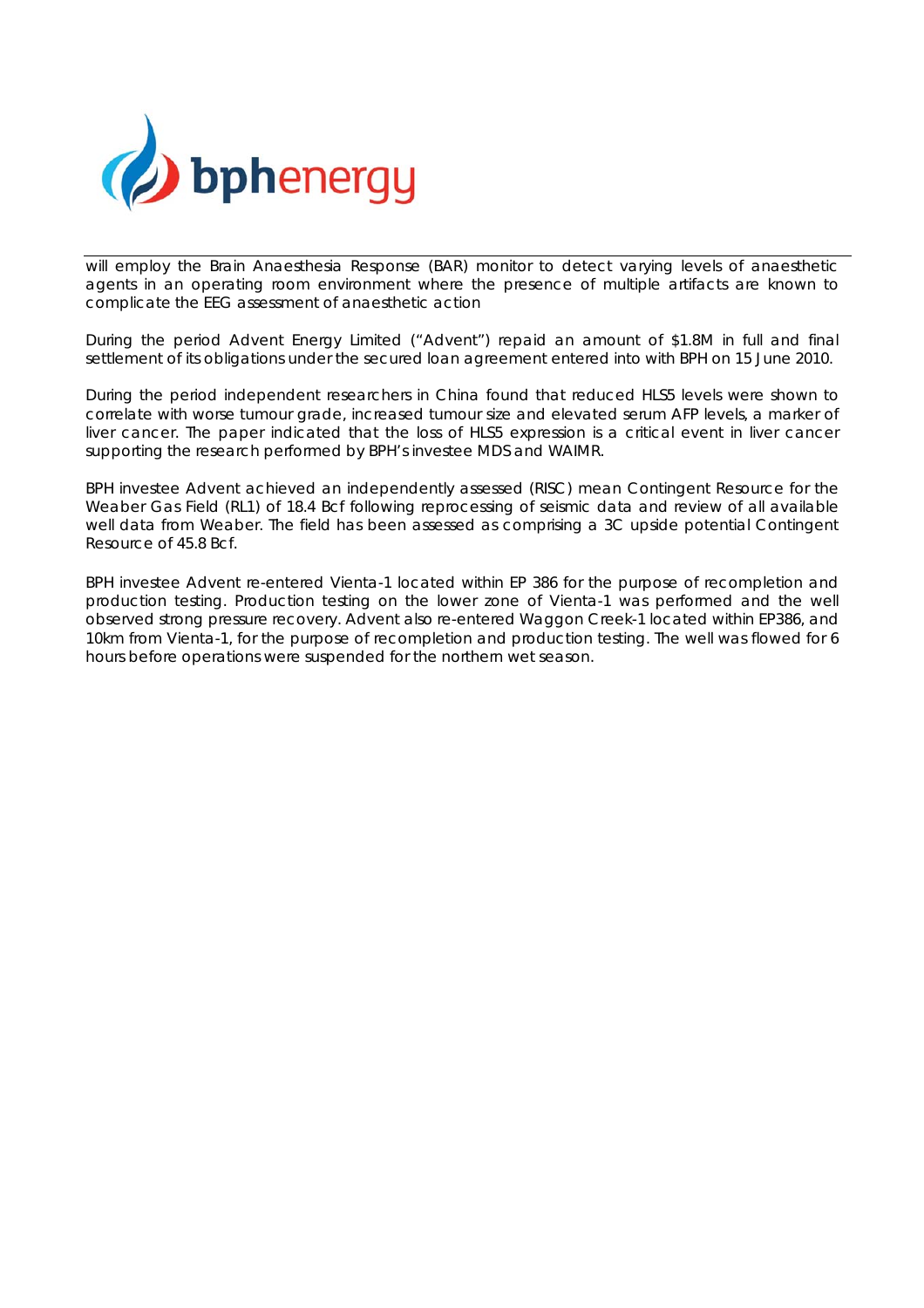will employ the Brain Anaesthesia Response (BAR) monitor to detect varying levels of anaesthetic agents in an operating room environment where the presence of multiple artifacts are known to complicate the EEG assessment of anaesthetic action

During the period Advent Energy Limited ("Advent") repaid an amount of $1.8M in full and final settlement of its obligations under the secured loan agreement entered into with BPH on 15 June 2010.

During the period independent researchers in China found that reduced HLS5 levels were shown to correlate with worse tumour grade, increased tumour size and elevated serum AFP levels, a marker of liver cancer. The paper indicated that the loss of HLS5 expression is a critical event in liver cancer supporting the research performed by BPH's investee MDS and WAIMR.

BPH investee Advent achieved an independently assessed (RISC) mean Contingent Resource for the Weaber Gas Field (RL1) of 18.4 Bcf following reprocessing of seismic data and review of all available well data from Weaber. The field has been assessed as comprising a 3C upside potential Contingent Resource of 45.8 Bcf.

BPH investee Advent re-entered Vienta-1 located within EP 386 for the purpose of recompletion and production testing. Production testing on the lower zone of Vienta-1 was performed and the well observed strong pressure recovery. Advent also re-entered Waggon Creek-1 located within EP386, and 10km from Vienta-1, for the purpose of recompletion and production testing. The well was flowed for 6 hours before operations were suspended for the northern wet season.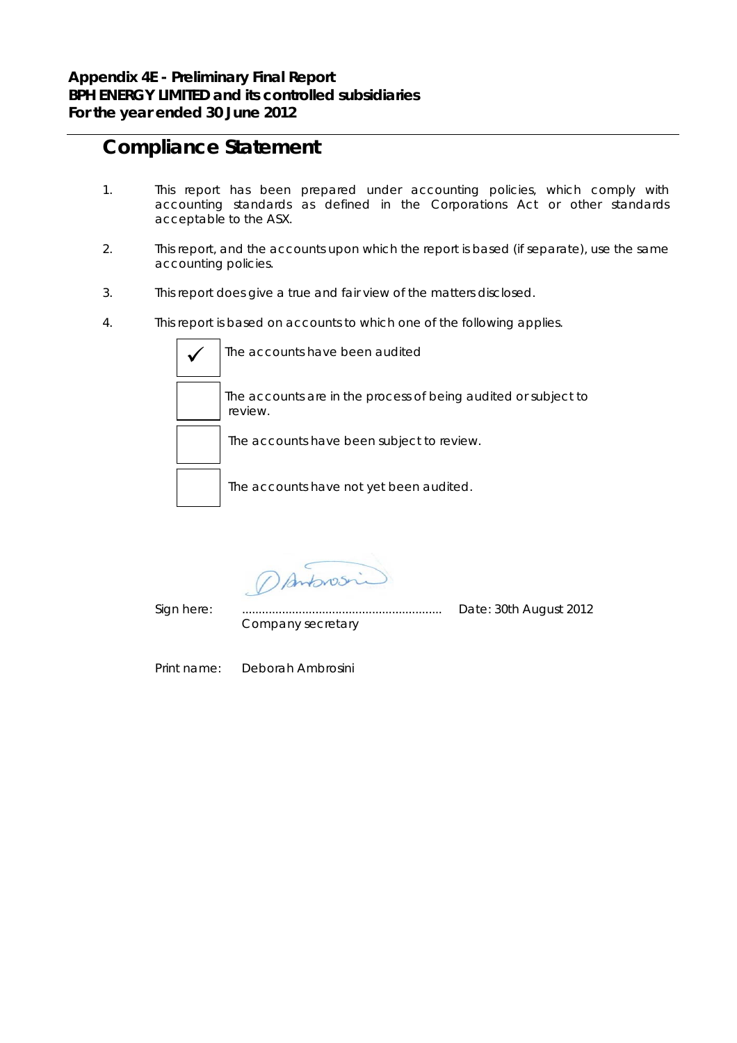**Appendix 4E - Preliminary Final Report**
**BPH ENERGY LIMITED and its controlled subsidiaries**
**For the year ended 30 June 2012**

# Compliance Statement

1. This report has been prepared under accounting policies, which comply with accounting standards as defined in the Corporations Act or other standards acceptable to the ASX.

2. This report, and the accounts upon which the report is based (if separate), use the same accounting policies.

3. This report does give a true and fair view of the matters disclosed.

4. This report is based on accounts to which one of the following applies.

   - [x] The accounts have been audited
   - [ ] The accounts are in the process of being audited or subject to review.
   - [ ] The accounts have been subject to review.
   - [ ] The accounts have not yet been audited.

Sign here: ............................................................ Date: 30th August 2012
Company secretary

Print name: Deborah Ambrosini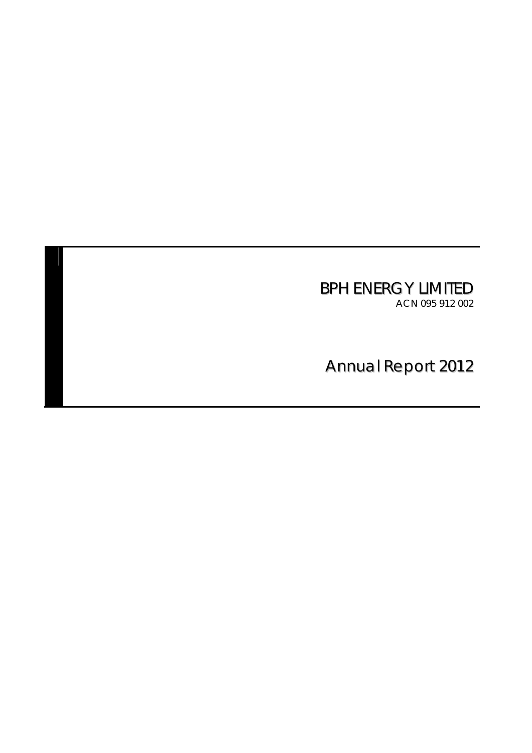# BPH ENERGY LIMITED

ACN 095 912 002

# Annual Report 2012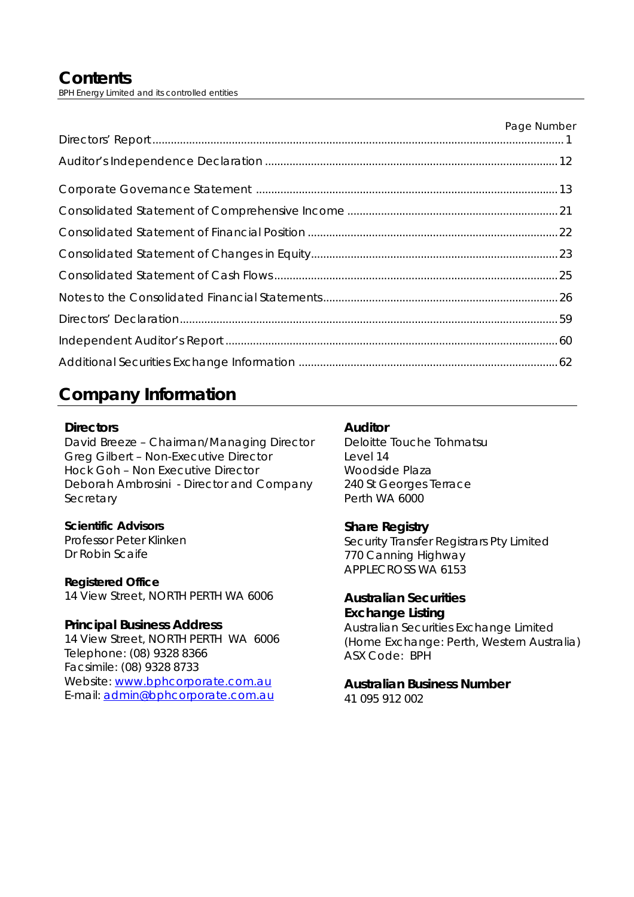# Contents

BPH Energy Limited and its controlled entities

| | Page Number |
|---|---|
| Directors' Report | 1 |
| Auditor's Independence Declaration | 12 |
| Corporate Governance Statement | 13 |
| Consolidated Statement of Comprehensive Income | 21 |
| Consolidated Statement of Financial Position | 22 |
| Consolidated Statement of Changes in Equity | 23 |
| Consolidated Statement of Cash Flows | 25 |
| Notes to the Consolidated Financial Statements | 26 |
| Directors' Declaration | 59 |
| Independent Auditor's Report | 60 |
| Additional Securities Exchange Information | 62 |

# Company Information

**Directors**
David Breeze – Chairman/Managing Director
Greg Gilbert – Non-Executive Director
Hock Goh – Non Executive Director
Deborah Ambrosini - Director and Company Secretary

**Scientific Advisors**
Professor Peter Klinken
Dr Robin Scaife

**Registered Office**
14 View Street, NORTH PERTH WA 6006

**Principal Business Address**
14 View Street, NORTH PERTH WA 6006
Telephone: (08) 9328 8366
Facsimile: (08) 9328 8733
Website: www.bphcorporate.com.au
E-mail: admin@bphcorporate.com.au

**Auditor**
Deloitte Touche Tohmatsu
Level 14
Woodside Plaza
240 St Georges Terrace
Perth WA 6000

**Share Registry**
Security Transfer Registrars Pty Limited
770 Canning Highway
APPLECROSS WA 6153

**Australian Securities Exchange Listing**
Australian Securities Exchange Limited
(Home Exchange: Perth, Western Australia)
ASX Code: BPH

**Australian Business Number**
41 095 912 002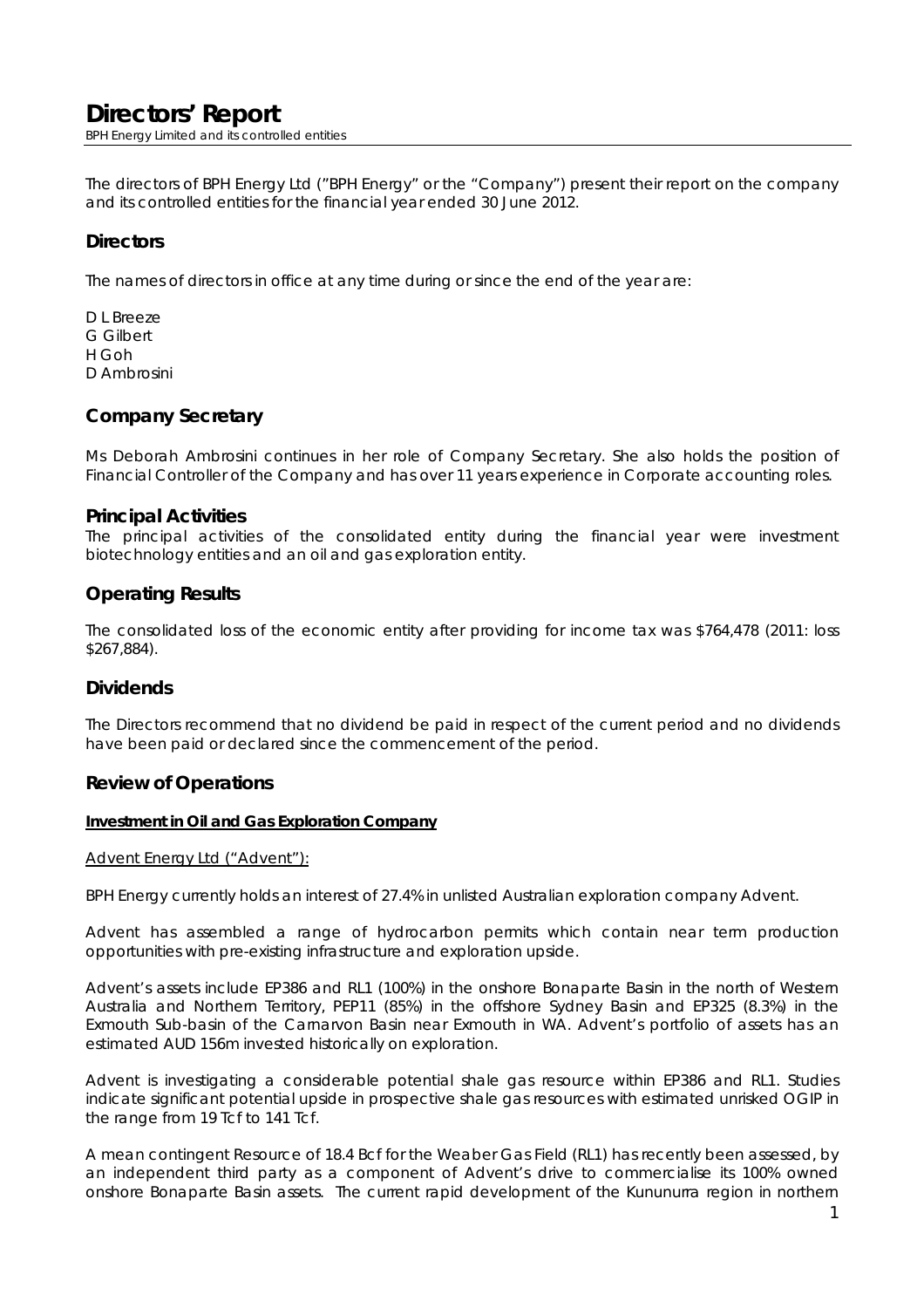# Directors' Report

BPH Energy Limited and its controlled entities

The directors of BPH Energy Ltd ("BPH Energy" or the "Company") present their report on the company and its controlled entities for the financial year ended 30 June 2012.

## Directors

The names of directors in office at any time during or since the end of the year are:

D L Breeze
G Gilbert
H Goh
D Ambrosini

## Company Secretary

Ms Deborah Ambrosini continues in her role of Company Secretary. She also holds the position of Financial Controller of the Company and has over 11 years experience in Corporate accounting roles.

## Principal Activities

The principal activities of the consolidated entity during the financial year were investment biotechnology entities and an oil and gas exploration entity.

## Operating Results

The consolidated loss of the economic entity after providing for income tax was $764,478 (2011: loss $267,884).

## Dividends

The Directors recommend that no dividend be paid in respect of the current period and no dividends have been paid or declared since the commencement of the period.

## Review of Operations

**Investment in Oil and Gas Exploration Company**

Advent Energy Ltd ("Advent"):

BPH Energy currently holds an interest of 27.4% in unlisted Australian exploration company Advent.

Advent has assembled a range of hydrocarbon permits which contain near term production opportunities with pre-existing infrastructure and exploration upside.

Advent's assets include EP386 and RL1 (100%) in the onshore Bonaparte Basin in the north of Western Australia and Northern Territory, PEP11 (85%) in the offshore Sydney Basin and EP325 (8.3%) in the Exmouth Sub-basin of the Carnarvon Basin near Exmouth in WA. Advent's portfolio of assets has an estimated AUD 156m invested historically on exploration.

Advent is investigating a considerable potential shale gas resource within EP386 and RL1. Studies indicate significant potential upside in prospective shale gas resources with estimated unrisked OGIP in the range from 19 Tcf to 141 Tcf.

A mean contingent Resource of 18.4 Bcf for the Weaber Gas Field (RL1) has recently been assessed, by an independent third party as a component of Advent's drive to commercialise its 100% owned onshore Bonaparte Basin assets. The current rapid development of the Kununurra region in northern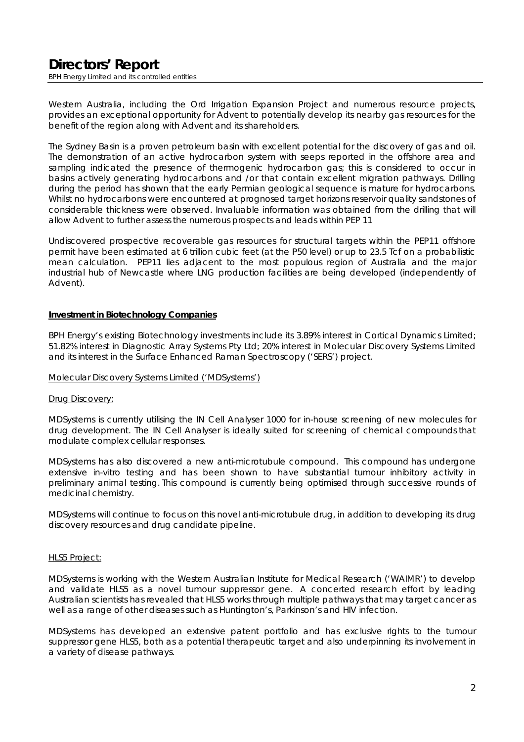Western Australia, including the Ord Irrigation Expansion Project and numerous resource projects, provides an exceptional opportunity for Advent to potentially develop its nearby gas resources for the benefit of the region along with Advent and its shareholders.

The Sydney Basin is a proven petroleum basin with excellent potential for the discovery of gas and oil. The demonstration of an active hydrocarbon system with seeps reported in the offshore area and sampling indicated the presence of thermogenic hydrocarbon gas; this is considered to occur in basins actively generating hydrocarbons and /or that contain excellent migration pathways. Drilling during the period has shown that the early Permian geological sequence is mature for hydrocarbons. Whilst no hydrocarbons were encountered at prognosed target horizons reservoir quality sandstones of considerable thickness were observed. Invaluable information was obtained from the drilling that will allow Advent to further assess the numerous prospects and leads within PEP 11

Undiscovered prospective recoverable gas resources for structural targets within the PEP11 offshore permit have been estimated at 6 trillion cubic feet (at the P50 level) or up to 23.5 Tcf on a probabilistic mean calculation. PEP11 lies adjacent to the most populous region of Australia and the major industrial hub of Newcastle where LNG production facilities are being developed (independently of Advent).

**Investment in Biotechnology Companies**

BPH Energy's existing Biotechnology investments include its 3.89% interest in Cortical Dynamics Limited; 51.82% interest in Diagnostic Array Systems Pty Ltd; 20% interest in Molecular Discovery Systems Limited and its interest in the Surface Enhanced Raman Spectroscopy ('SERS') project.

Molecular Discovery Systems Limited ('MDSystems')

Drug Discovery:

MDSystems is currently utilising the IN Cell Analyser 1000 for in-house screening of new molecules for drug development. The IN Cell Analyser is ideally suited for screening of chemical compounds that modulate complex cellular responses.

MDSystems has also discovered a new anti-microtubule compound. This compound has undergone extensive in-vitro testing and has been shown to have substantial tumour inhibitory activity in preliminary animal testing. This compound is currently being optimised through successive rounds of medicinal chemistry.

MDSystems will continue to focus on this novel anti-microtubule drug, in addition to developing its drug discovery resources and drug candidate pipeline.

HLS5 Project:

MDSystems is working with the Western Australian Institute for Medical Research ('WAIMR') to develop and validate HLS5 as a novel tumour suppressor gene. A concerted research effort by leading Australian scientists has revealed that HLS5 works through multiple pathways that may target cancer as well as a range of other diseases such as Huntington's, Parkinson's and HIV infection.

MDSystems has developed an extensive patent portfolio and has exclusive rights to the tumour suppressor gene HLS5, both as a potential therapeutic target and also underpinning its involvement in a variety of disease pathways.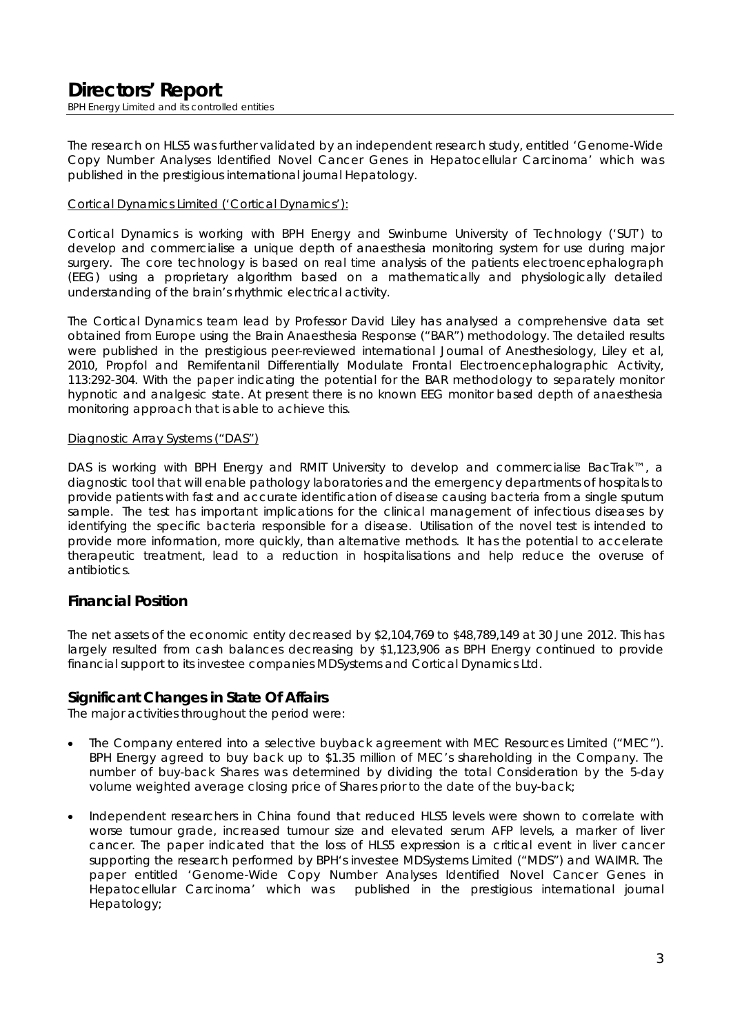The research on HLS5 was further validated by an independent research study, entitled 'Genome-Wide Copy Number Analyses Identified Novel Cancer Genes in Hepatocellular Carcinoma' which was published in the prestigious international journal Hepatology.

Cortical Dynamics Limited ('Cortical Dynamics'):

Cortical Dynamics is working with BPH Energy and Swinburne University of Technology ('SUT') to develop and commercialise a unique depth of anaesthesia monitoring system for use during major surgery. The core technology is based on real time analysis of the patients electroencephalograph (EEG) using a proprietary algorithm based on a mathematically and physiologically detailed understanding of the brain's rhythmic electrical activity.

The Cortical Dynamics team lead by Professor David Liley has analysed a comprehensive data set obtained from Europe using the Brain Anaesthesia Response ("BAR") methodology. The detailed results were published in the prestigious peer-reviewed international Journal of Anesthesiology, Liley et al, 2010, Propfol and Remifentanil Differentially Modulate Frontal Electroencephalographic Activity, 113:292-304. With the paper indicating the potential for the BAR methodology to separately monitor hypnotic and analgesic state. At present there is no known EEG monitor based depth of anaesthesia monitoring approach that is able to achieve this.

Diagnostic Array Systems ("DAS")

DAS is working with BPH Energy and RMIT University to develop and commercialise BacTrak™, a diagnostic tool that will enable pathology laboratories and the emergency departments of hospitals to provide patients with fast and accurate identification of disease causing bacteria from a single sputum sample. The test has important implications for the clinical management of infectious diseases by identifying the specific bacteria responsible for a disease. Utilisation of the novel test is intended to provide more information, more quickly, than alternative methods. It has the potential to accelerate therapeutic treatment, lead to a reduction in hospitalisations and help reduce the overuse of antibiotics.

## Financial Position

The net assets of the economic entity decreased by $2,104,769 to $48,789,149 at 30 June 2012. This has largely resulted from cash balances decreasing by $1,123,906 as BPH Energy continued to provide financial support to its investee companies MDSystems and Cortical Dynamics Ltd.

## Significant Changes in State Of Affairs

The major activities throughout the period were:

- The Company entered into a selective buyback agreement with MEC Resources Limited ("MEC"). BPH Energy agreed to buy back up to $1.35 million of MEC's shareholding in the Company. The number of buy-back Shares was determined by dividing the total Consideration by the 5-day volume weighted average closing price of Shares prior to the date of the buy-back;

- Independent researchers in China found that reduced HLS5 levels were shown to correlate with worse tumour grade, increased tumour size and elevated serum AFP levels, a marker of liver cancer. The paper indicated that the loss of HLS5 expression is a critical event in liver cancer supporting the research performed by BPH's investee MDSystems Limited ("MDS") and WAIMR. The paper entitled 'Genome-Wide Copy Number Analyses Identified Novel Cancer Genes in Hepatocellular Carcinoma' which was published in the prestigious international journal Hepatology;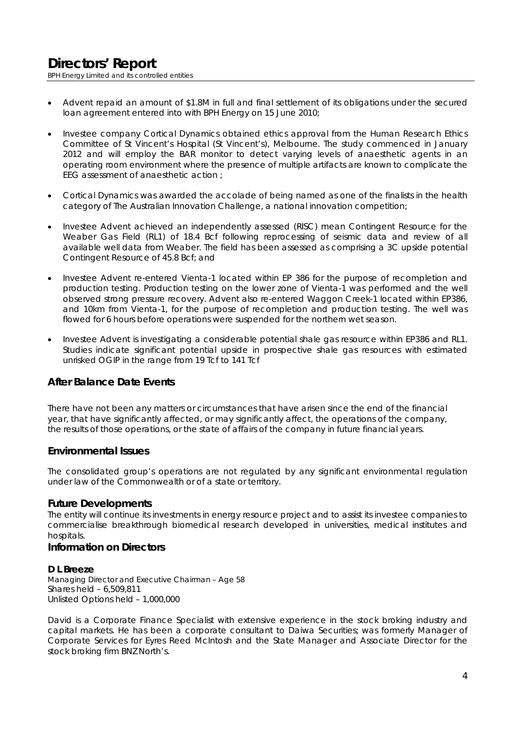# Directors' Report

BPH Energy Limited and its controlled entities

- Advent repaid an amount of $1.8M in full and final settlement of its obligations under the secured loan agreement entered into with BPH Energy on 15 June 2010;
- Investee company Cortical Dynamics obtained ethics approval from the Human Research Ethics Committee of St Vincent's Hospital (St Vincent's), Melbourne. The study commenced in January 2012 and will employ the BAR monitor to detect varying levels of anaesthetic agents in an operating room environment where the presence of multiple artifacts are known to complicate the EEG assessment of anaesthetic action ;
- Cortical Dynamics was awarded the accolade of being named as one of the finalists in the health category of The Australian Innovation Challenge, a national innovation competition;
- Investee Advent achieved an independently assessed (RISC) mean Contingent Resource for the Weaber Gas Field (RL1) of 18.4 Bcf following reprocessing of seismic data and review of all available well data from Weaber. The field has been assessed as comprising a 3C upside potential Contingent Resource of 45.8 Bcf; and
- Investee Advent re-entered Vienta-1 located within EP 386 for the purpose of recompletion and production testing. Production testing on the lower zone of Vienta-1 was performed and the well observed strong pressure recovery. Advent also re-entered Waggon Creek-1 located within EP386, and 10km from Vienta-1, for the purpose of recompletion and production testing. The well was flowed for 6 hours before operations were suspended for the northern wet season.
- Investee Advent is investigating a considerable potential shale gas resource within EP386 and RL1. Studies indicate significant potential upside in prospective shale gas resources with estimated unrisked OGIP in the range from 19 Tcf to 141 Tcf

## After Balance Date Events

There have not been any matters or circumstances that have arisen since the end of the financial year, that have significantly affected, or may significantly affect, the operations of the company, the results of those operations, or the state of affairs of the company in future financial years.

## Environmental Issues

The consolidated group's operations are not regulated by any significant environmental regulation under law of the Commonwealth or of a state or territory.

## Future Developments

The entity will continue its investments in energy resource project and to assist its investee companies to commercialise breakthrough biomedical research developed in universities, medical institutes and hospitals.

## Information on Directors

**D L Breeze**

Managing Director and Executive Chairman – Age 58
Shares held – 6,509,811
Unlisted Options held – 1,000,000

David is a Corporate Finance Specialist with extensive experience in the stock broking industry and capital markets. He has been a corporate consultant to Daiwa Securities; was formerly Manager of Corporate Services for Eyres Reed McIntosh and the State Manager and Associate Director for the stock broking firm BNZ North's.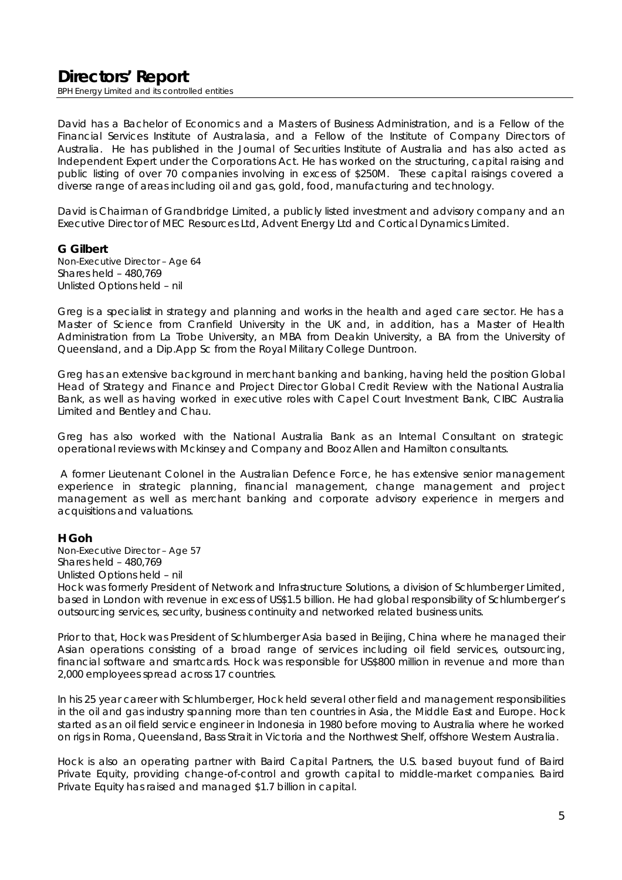David has a Bachelor of Economics and a Masters of Business Administration, and is a Fellow of the Financial Services Institute of Australasia, and a Fellow of the Institute of Company Directors of Australia. He has published in the Journal of Securities Institute of Australia and has also acted as Independent Expert under the Corporations Act. He has worked on the structuring, capital raising and public listing of over 70 companies involving in excess of $250M. These capital raisings covered a diverse range of areas including oil and gas, gold, food, manufacturing and technology.

David is Chairman of Grandbridge Limited, a publicly listed investment and advisory company and an Executive Director of MEC Resources Ltd, Advent Energy Ltd and Cortical Dynamics Limited.

### G Gilbert

*Non-Executive Director – Age 64*
*Shares held – 480,769*
*Unlisted Options held – nil*

Greg is a specialist in strategy and planning and works in the health and aged care sector. He has a Master of Science from Cranfield University in the UK and, in addition, has a Master of Health Administration from La Trobe University, an MBA from Deakin University, a BA from the University of Queensland, and a Dip.App Sc from the Royal Military College Duntroon.

Greg has an extensive background in merchant banking and banking, having held the position Global Head of Strategy and Finance and Project Director Global Credit Review with the National Australia Bank, as well as having worked in executive roles with Capel Court Investment Bank, CIBC Australia Limited and Bentley and Chau.

Greg has also worked with the National Australia Bank as an Internal Consultant on strategic operational reviews with Mckinsey and Company and Booz Allen and Hamilton consultants.

A former Lieutenant Colonel in the Australian Defence Force, he has extensive senior management experience in strategic planning, financial management, change management and project management as well as merchant banking and corporate advisory experience in mergers and acquisitions and valuations.

### H Goh

*Non-Executive Director – Age 57*
*Shares held – 480,769*
*Unlisted Options held – nil*

Hock was formerly President of Network and Infrastructure Solutions, a division of Schlumberger Limited, based in London with revenue in excess of US$1.5 billion. He had global responsibility of Schlumberger's outsourcing services, security, business continuity and networked related business units.

Prior to that, Hock was President of Schlumberger Asia based in Beijing, China where he managed their Asian operations consisting of a broad range of services including oil field services, outsourcing, financial software and smartcards. Hock was responsible for US$800 million in revenue and more than 2,000 employees spread across 17 countries.

In his 25 year career with Schlumberger, Hock held several other field and management responsibilities in the oil and gas industry spanning more than ten countries in Asia, the Middle East and Europe. Hock started as an oil field service engineer in Indonesia in 1980 before moving to Australia where he worked on rigs in Roma, Queensland, Bass Strait in Victoria and the Northwest Shelf, offshore Western Australia.

Hock is also an operating partner with Baird Capital Partners, the U.S. based buyout fund of Baird Private Equity, providing change-of-control and growth capital to middle-market companies. Baird Private Equity has raised and managed $1.7 billion in capital.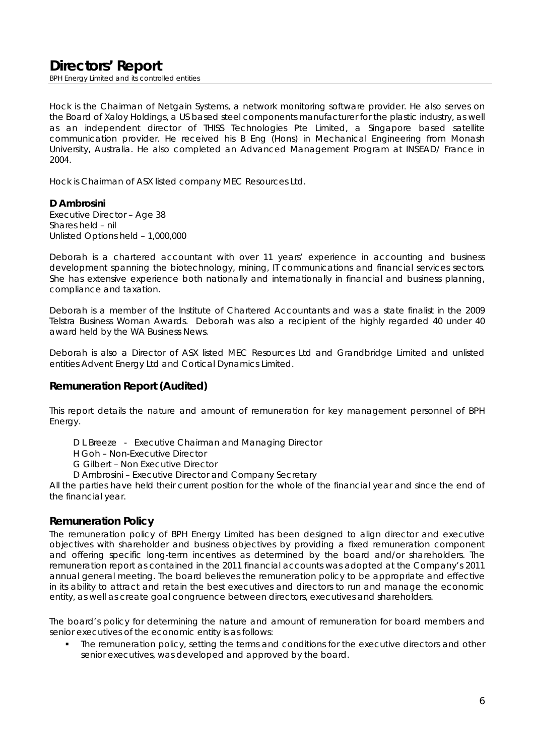Hock is the Chairman of Netgain Systems, a network monitoring software provider. He also serves on the Board of Xaloy Holdings, a US based steel components manufacturer for the plastic industry, as well as an independent director of THISS Technologies Pte Limited, a Singapore based satellite communication provider. He received his B Eng (Hons) in Mechanical Engineering from Monash University, Australia. He also completed an Advanced Management Program at INSEAD/ France in 2004.

Hock is Chairman of ASX listed company MEC Resources Ltd.

**D Ambrosini**
Executive Director – Age 38
Shares held – nil
Unlisted Options held – 1,000,000

Deborah is a chartered accountant with over 11 years' experience in accounting and business development spanning the biotechnology, mining, IT communications and financial services sectors. She has extensive experience both nationally and internationally in financial and business planning, compliance and taxation.

Deborah is a member of the Institute of Chartered Accountants and was a state finalist in the 2009 Telstra Business Woman Awards. Deborah was also a recipient of the highly regarded 40 under 40 award held by the WA Business News.

Deborah is also a Director of ASX listed MEC Resources Ltd and Grandbridge Limited and unlisted entities Advent Energy Ltd and Cortical Dynamics Limited.

## Remuneration Report (Audited)

This report details the nature and amount of remuneration for key management personnel of BPH Energy.

D L Breeze - Executive Chairman and Managing Director
H Goh – Non-Executive Director
G Gilbert – Non Executive Director
D Ambrosini – Executive Director and Company Secretary

All the parties have held their current position for the whole of the financial year and since the end of the financial year.

## Remuneration Policy

The remuneration policy of BPH Energy Limited has been designed to align director and executive objectives with shareholder and business objectives by providing a fixed remuneration component and offering specific long-term incentives as determined by the board and/or shareholders. The remuneration report as contained in the 2011 financial accounts was adopted at the Company's 2011 annual general meeting. The board believes the remuneration policy to be appropriate and effective in its ability to attract and retain the best executives and directors to run and manage the economic entity, as well as create goal congruence between directors, executives and shareholders.

The board's policy for determining the nature and amount of remuneration for board members and senior executives of the economic entity is as follows:

- The remuneration policy, setting the terms and conditions for the executive directors and other senior executives, was developed and approved by the board.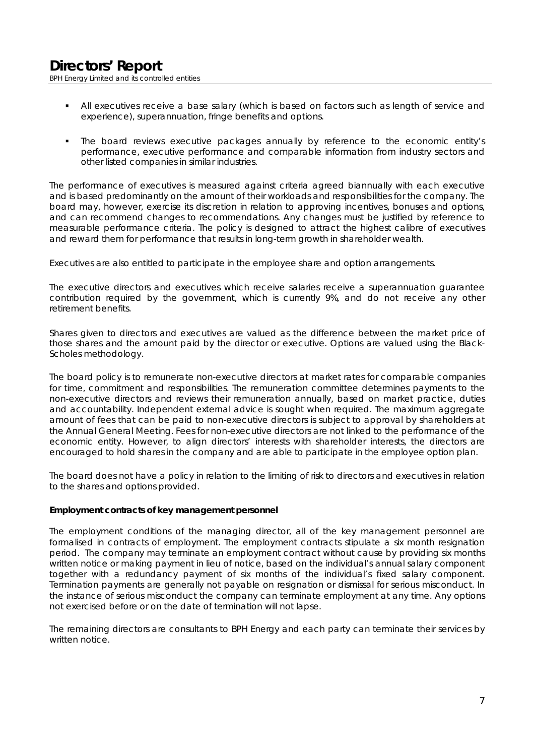- All executives receive a base salary (which is based on factors such as length of service and experience), superannuation, fringe benefits and options.

- The board reviews executive packages annually by reference to the economic entity's performance, executive performance and comparable information from industry sectors and other listed companies in similar industries.

The performance of executives is measured against criteria agreed biannually with each executive and is based predominantly on the amount of their workloads and responsibilities for the company. The board may, however, exercise its discretion in relation to approving incentives, bonuses and options, and can recommend changes to recommendations. Any changes must be justified by reference to measurable performance criteria. The policy is designed to attract the highest calibre of executives and reward them for performance that results in long-term growth in shareholder wealth.

Executives are also entitled to participate in the employee share and option arrangements.

The executive directors and executives which receive salaries receive a superannuation guarantee contribution required by the government, which is currently 9%, and do not receive any other retirement benefits.

Shares given to directors and executives are valued as the difference between the market price of those shares and the amount paid by the director or executive. Options are valued using the Black-Scholes methodology.

The board policy is to remunerate non-executive directors at market rates for comparable companies for time, commitment and responsibilities. The remuneration committee determines payments to the non-executive directors and reviews their remuneration annually, based on market practice, duties and accountability. Independent external advice is sought when required. The maximum aggregate amount of fees that can be paid to non-executive directors is subject to approval by shareholders at the Annual General Meeting. Fees for non-executive directors are not linked to the performance of the economic entity. However, to align directors' interests with shareholder interests, the directors are encouraged to hold shares in the company and are able to participate in the employee option plan.

The board does not have a policy in relation to the limiting of risk to directors and executives in relation to the shares and options provided.

**Employment contracts of key management personnel**

The employment conditions of the managing director, all of the key management personnel are formalised in contracts of employment. The employment contracts stipulate a six month resignation period. The company may terminate an employment contract without cause by providing six months written notice or making payment in lieu of notice, based on the individual's annual salary component together with a redundancy payment of six months of the individual's fixed salary component. Termination payments are generally not payable on resignation or dismissal for serious misconduct. In the instance of serious misconduct the company can terminate employment at any time. Any options not exercised before or on the date of termination will not lapse.

The remaining directors are consultants to BPH Energy and each party can terminate their services by written notice.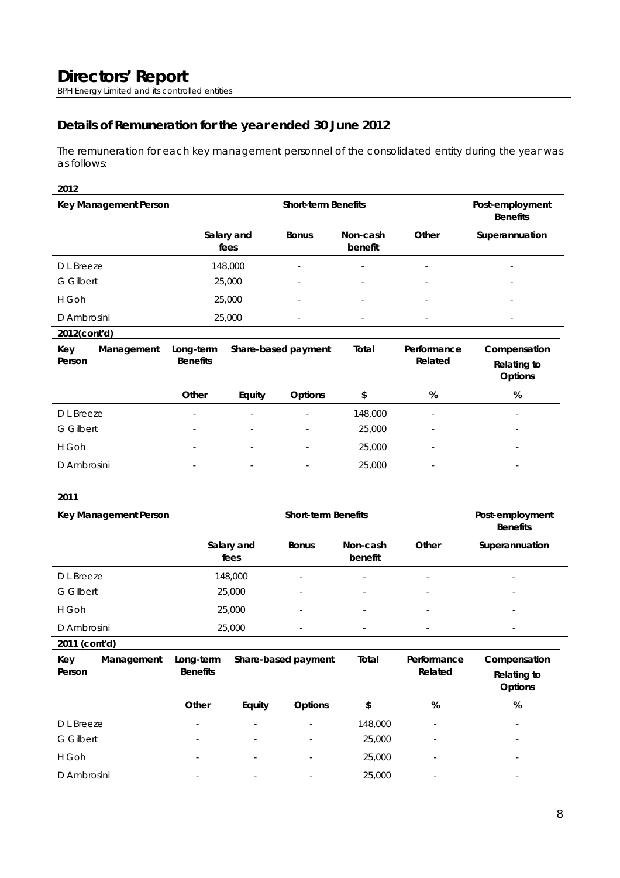# Directors' Report

BPH Energy Limited and its controlled entities

## Details of Remuneration for the year ended 30 June 2012

The remuneration for each key management personnel of the consolidated entity during the year was as follows:

**2012**

| Key Management Person | Short-term Benefits | | | | Post-employment Benefits |
|---|---|---|---|---|---|
| | Salary and fees | Bonus | Non-cash benefit | Other | Superannuation |
| D L Breeze | 148,000 | - | - | - | - |
| G Gilbert | 25,000 | - | - | - | - |
| H Goh | 25,000 | - | - | - | - |
| D Ambrosini | 25,000 | - | - | - | - |

**2012(cont'd)**

| Key Management Person | Long-term Benefits | Share-based payment | | Total | Performance Related | Compensation Relating to Options |
|---|---|---|---|---|---|---|
| | Other | Equity | Options | $ | % | % |
| D L Breeze | - | - | - | 148,000 | - | - |
| G Gilbert | - | - | - | 25,000 | - | - |
| H Goh | - | - | - | 25,000 | - | - |
| D Ambrosini | - | - | - | 25,000 | - | - |

**2011**

| Key Management Person | Short-term Benefits | | | | Post-employment Benefits |
|---|---|---|---|---|---|
| | Salary and fees | Bonus | Non-cash benefit | Other | Superannuation |
| D L Breeze | 148,000 | - | - | - | - |
| G Gilbert | 25,000 | - | - | - | - |
| H Goh | 25,000 | - | - | - | - |
| D Ambrosini | 25,000 | - | - | - | - |

**2011 (cont'd)**

| Key Management Person | Long-term Benefits | Share-based payment | | Total | Performance Related | Compensation Relating to Options |
|---|---|---|---|---|---|---|
| | Other | Equity | Options | $ | % | % |
| D L Breeze | - | - | - | 148,000 | - | - |
| G Gilbert | - | - | - | 25,000 | - | - |
| H Goh | - | - | - | 25,000 | - | - |
| D Ambrosini | - | - | - | 25,000 | - | - |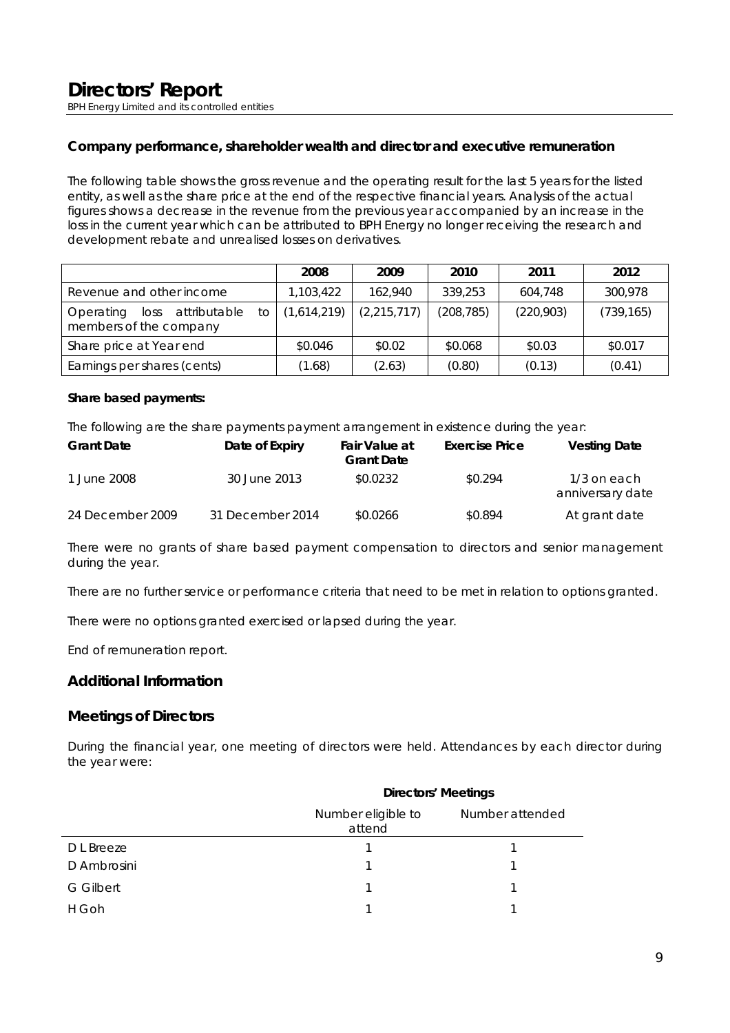## Company performance, shareholder wealth and director and executive remuneration

The following table shows the gross revenue and the operating result for the last 5 years for the listed entity, as well as the share price at the end of the respective financial years. Analysis of the actual figures shows a decrease in the revenue from the previous year accompanied by an increase in the loss in the current year which can be attributed to BPH Energy no longer receiving the research and development rebate and unrealised losses on derivatives.

| | 2008 | 2009 | 2010 | 2011 | 2012 |
|---|---|---|---|---|---|
| Revenue and other income | 1,103,422 | 162,940 | 339,253 | 604,748 | 300,978 |
| Operating loss attributable to members of the company | (1,614,219) | (2,215,717) | (208,785) | (220,903) | (739,165) |
| Share price at Year end | \$0.046 | \$0.02 | \$0.068 | \$0.03 | \$0.017 |
| Earnings per shares (cents) | (1.68) | (2.63) | (0.80) | (0.13) | (0.41) |

**Share based payments:**

The following are the share payments payment arrangement in existence during the year:

| Grant Date | Date of Expiry | Fair Value at Grant Date | Exercise Price | Vesting Date |
|---|---|---|---|---|
| 1 June 2008 | 30 June 2013 | \$0.0232 | \$0.294 | 1/3 on each anniversary date |
| 24 December 2009 | 31 December 2014 | \$0.0266 | \$0.894 | At grant date |

There were no grants of share based payment compensation to directors and senior management during the year.

There are no further service or performance criteria that need to be met in relation to options granted.

There were no options granted exercised or lapsed during the year.

End of remuneration report.

## Additional Information

## Meetings of Directors

During the financial year, one meeting of directors were held. Attendances by each director during the year were:

| | Directors' Meetings | |
|---|---|---|
| | Number eligible to attend | Number attended |
| D L Breeze | 1 | 1 |
| D Ambrosini | 1 | 1 |
| G Gilbert | 1 | 1 |
| H Goh | 1 | 1 |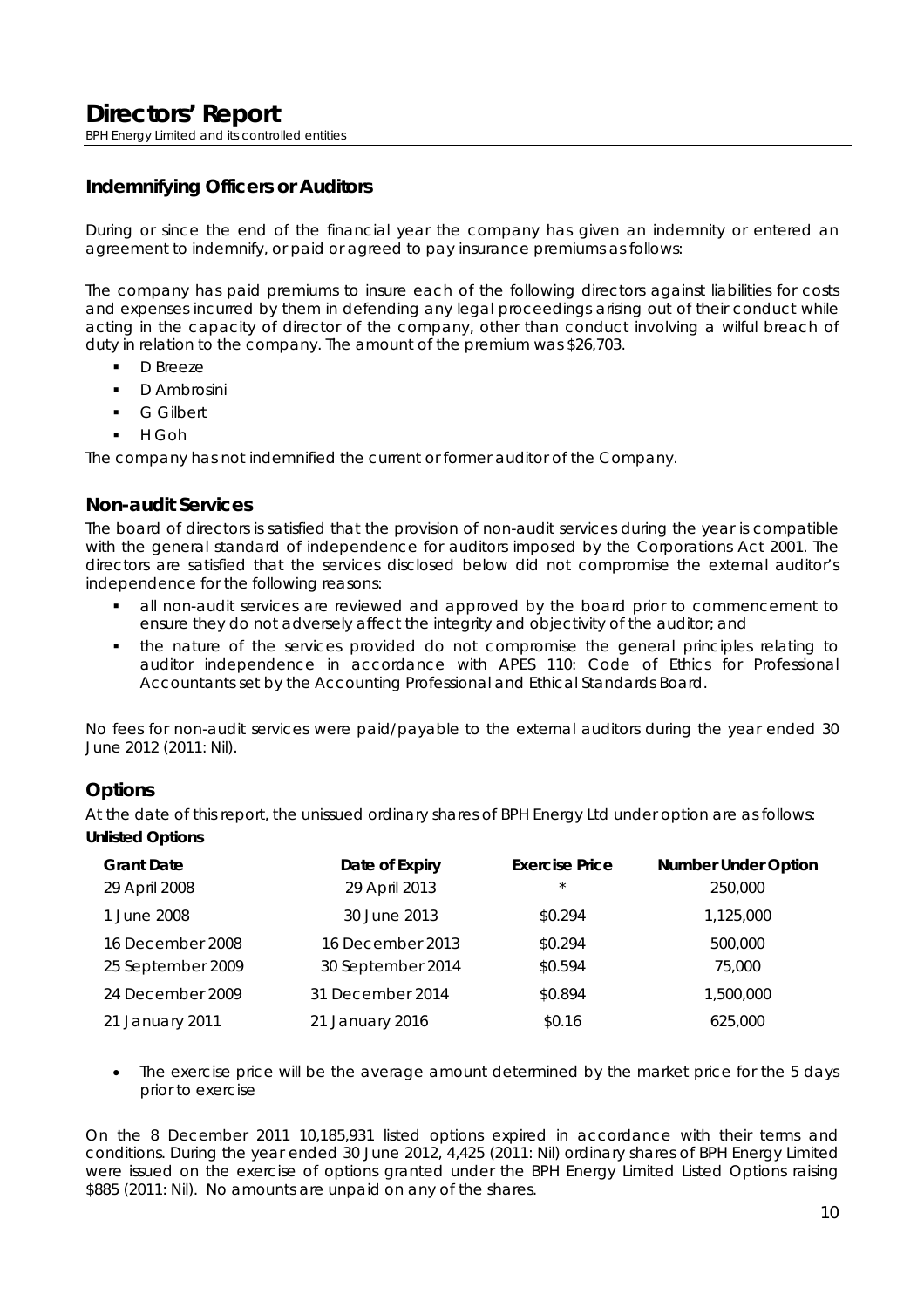## Indemnifying Officers or Auditors

During or since the end of the financial year the company has given an indemnity or entered an agreement to indemnify, or paid or agreed to pay insurance premiums as follows:

The company has paid premiums to insure each of the following directors against liabilities for costs and expenses incurred by them in defending any legal proceedings arising out of their conduct while acting in the capacity of director of the company, other than conduct involving a wilful breach of duty in relation to the company. The amount of the premium was $26,703.

- D Breeze
- D Ambrosini
- G Gilbert
- H Goh

The company has not indemnified the current or former auditor of the Company.

## Non-audit Services

The board of directors is satisfied that the provision of non-audit services during the year is compatible with the general standard of independence for auditors imposed by the Corporations Act 2001. The directors are satisfied that the services disclosed below did not compromise the external auditor's independence for the following reasons:

- all non-audit services are reviewed and approved by the board prior to commencement to ensure they do not adversely affect the integrity and objectivity of the auditor; and
- the nature of the services provided do not compromise the general principles relating to auditor independence in accordance with APES 110: Code of Ethics for Professional Accountants set by the Accounting Professional and Ethical Standards Board.

No fees for non-audit services were paid/payable to the external auditors during the year ended 30 June 2012 (2011: Nil).

## Options

At the date of this report, the unissued ordinary shares of BPH Energy Ltd under option are as follows:

**Unlisted Options**

| Grant Date | Date of Expiry | Exercise Price | Number Under Option |
|---|---|---|---|
| 29 April 2008 | 29 April 2013 | * | 250,000 |
| 1 June 2008 | 30 June 2013 | $0.294 | 1,125,000 |
| 16 December 2008 | 16 December 2013 | $0.294 | 500,000 |
| 25 September 2009 | 30 September 2014 | $0.594 | 75,000 |
| 24 December 2009 | 31 December 2014 | $0.894 | 1,500,000 |
| 21 January 2011 | 21 January 2016 | $0.16 | 625,000 |

- The exercise price will be the average amount determined by the market price for the 5 days prior to exercise

On the 8 December 2011 10,185,931 listed options expired in accordance with their terms and conditions. During the year ended 30 June 2012, 4,425 (2011: Nil) ordinary shares of BPH Energy Limited were issued on the exercise of options granted under the BPH Energy Limited Listed Options raising $885 (2011: Nil). No amounts are unpaid on any of the shares.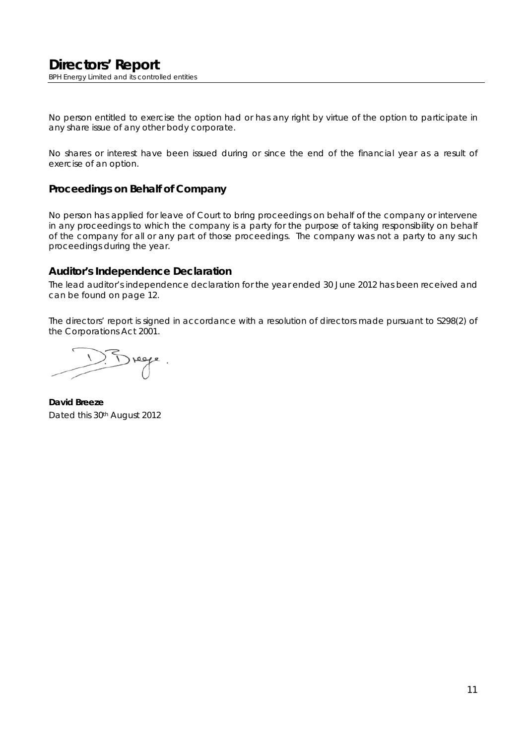No person entitled to exercise the option had or has any right by virtue of the option to participate in any share issue of any other body corporate.

No shares or interest have been issued during or since the end of the financial year as a result of exercise of an option.

## Proceedings on Behalf of Company

No person has applied for leave of Court to bring proceedings on behalf of the company or intervene in any proceedings to which the company is a party for the purpose of taking responsibility on behalf of the company for all or any part of those proceedings. The company was not a party to any such proceedings during the year.

## Auditor's Independence Declaration

The lead auditor's independence declaration for the year ended 30 June 2012 has been received and can be found on page 12.

The directors' report is signed in accordance with a resolution of directors made pursuant to S298(2) of the Corporations Act 2001.

**David Breeze**
Dated this 30th August 2012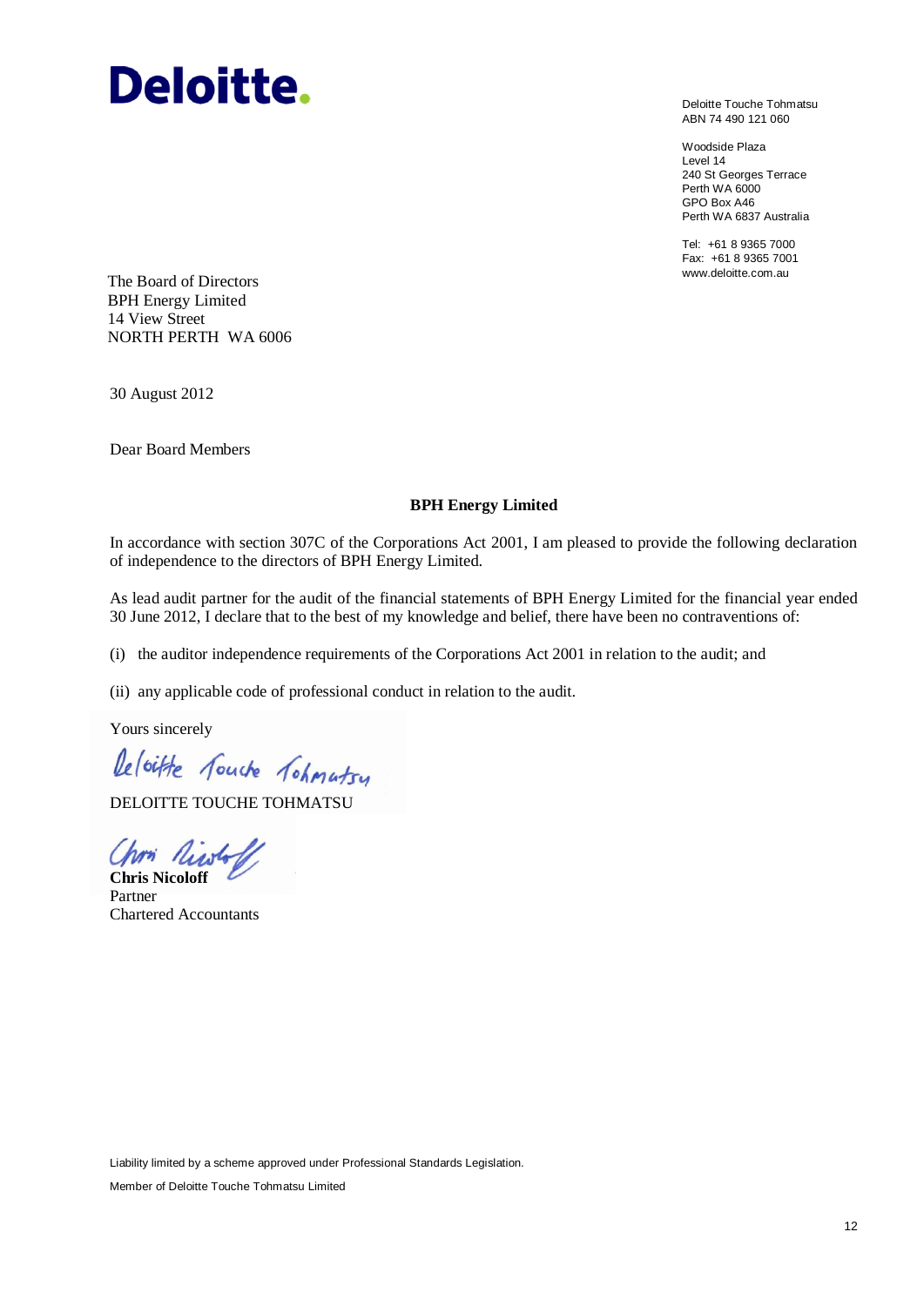**Deloitte.**

Deloitte Touche Tohmatsu
ABN 74 490 121 060

Woodside Plaza
Level 14
240 St Georges Terrace
Perth WA 6000
GPO Box A46
Perth WA 6837 Australia

Tel: +61 8 9365 7000
Fax: +61 8 9365 7001
www.deloitte.com.au

The Board of Directors
BPH Energy Limited
14 View Street
NORTH PERTH WA 6006

30 August 2012

Dear Board Members

**BPH Energy Limited**

In accordance with section 307C of the Corporations Act 2001, I am pleased to provide the following declaration of independence to the directors of BPH Energy Limited.

As lead audit partner for the audit of the financial statements of BPH Energy Limited for the financial year ended 30 June 2012, I declare that to the best of my knowledge and belief, there have been no contraventions of:

(i) the auditor independence requirements of the Corporations Act 2001 in relation to the audit; and

(ii) any applicable code of professional conduct in relation to the audit.

Yours sincerely

Deloitte Touche Tohmatsu

DELOITTE TOUCHE TOHMATSU

Chris Nicoloff

**Chris Nicoloff**
Partner
Chartered Accountants

Liability limited by a scheme approved under Professional Standards Legislation.

Member of Deloitte Touche Tohmatsu Limited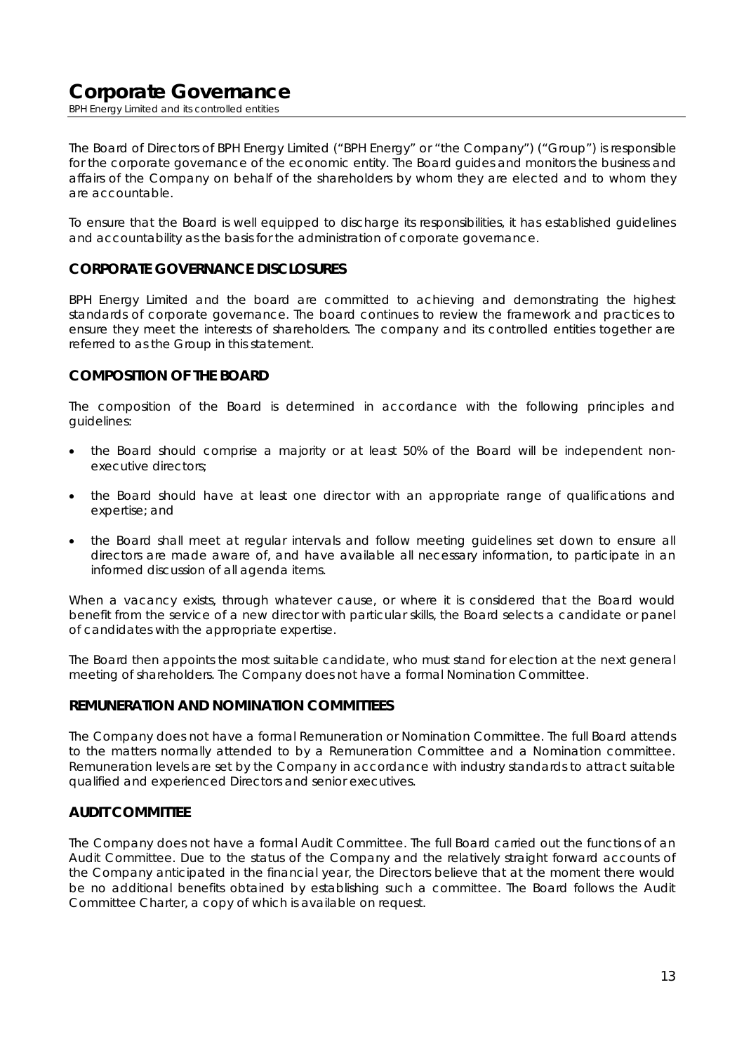# Corporate Governance

BPH Energy Limited and its controlled entities

The Board of Directors of BPH Energy Limited ("BPH Energy" or "the Company") ("Group") is responsible for the corporate governance of the economic entity. The Board guides and monitors the business and affairs of the Company on behalf of the shareholders by whom they are elected and to whom they are accountable.

To ensure that the Board is well equipped to discharge its responsibilities, it has established guidelines and accountability as the basis for the administration of corporate governance.

## CORPORATE GOVERNANCE DISCLOSURES

BPH Energy Limited and the board are committed to achieving and demonstrating the highest standards of corporate governance. The board continues to review the framework and practices to ensure they meet the interests of shareholders. The company and its controlled entities together are referred to as the Group in this statement.

## COMPOSITION OF THE BOARD

The composition of the Board is determined in accordance with the following principles and guidelines:

- the Board should comprise a majority or at least 50% of the Board will be independent non-executive directors;
- the Board should have at least one director with an appropriate range of qualifications and expertise; and
- the Board shall meet at regular intervals and follow meeting guidelines set down to ensure all directors are made aware of, and have available all necessary information, to participate in an informed discussion of all agenda items.

When a vacancy exists, through whatever cause, or where it is considered that the Board would benefit from the service of a new director with particular skills, the Board selects a candidate or panel of candidates with the appropriate expertise.

The Board then appoints the most suitable candidate, who must stand for election at the next general meeting of shareholders. The Company does not have a formal Nomination Committee.

## REMUNERATION AND NOMINATION COMMITTEES

The Company does not have a formal Remuneration or Nomination Committee. The full Board attends to the matters normally attended to by a Remuneration Committee and a Nomination committee. Remuneration levels are set by the Company in accordance with industry standards to attract suitable qualified and experienced Directors and senior executives.

## AUDIT COMMITTEE

The Company does not have a formal Audit Committee. The full Board carried out the functions of an Audit Committee. Due to the status of the Company and the relatively straight forward accounts of the Company anticipated in the financial year, the Directors believe that at the moment there would be no additional benefits obtained by establishing such a committee. The Board follows the Audit Committee Charter, a copy of which is available on request.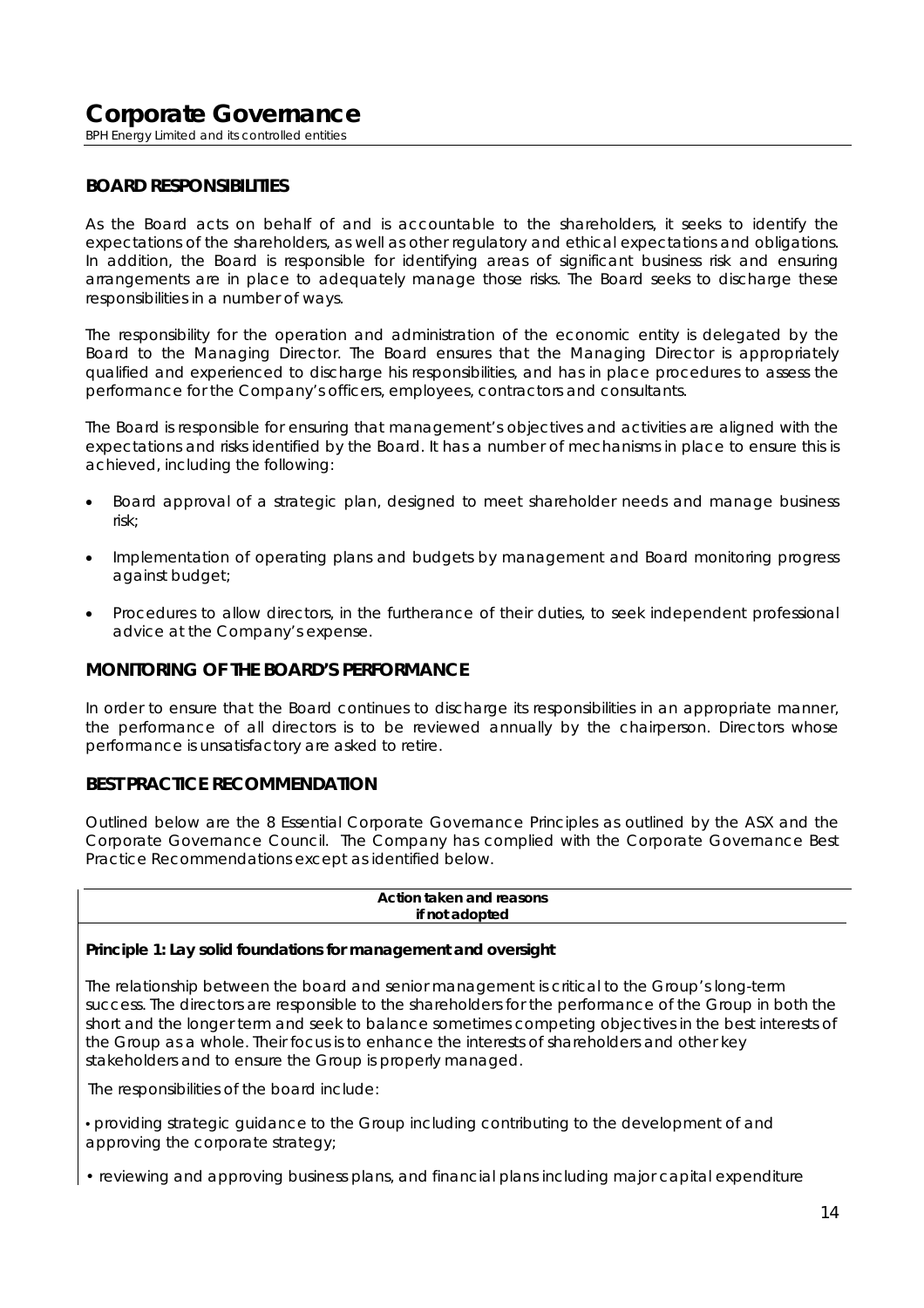# Corporate Governance

BPH Energy Limited and its controlled entities

## BOARD RESPONSIBILITIES

As the Board acts on behalf of and is accountable to the shareholders, it seeks to identify the expectations of the shareholders, as well as other regulatory and ethical expectations and obligations. In addition, the Board is responsible for identifying areas of significant business risk and ensuring arrangements are in place to adequately manage those risks. The Board seeks to discharge these responsibilities in a number of ways.

The responsibility for the operation and administration of the economic entity is delegated by the Board to the Managing Director. The Board ensures that the Managing Director is appropriately qualified and experienced to discharge his responsibilities, and has in place procedures to assess the performance for the Company's officers, employees, contractors and consultants.

The Board is responsible for ensuring that management's objectives and activities are aligned with the expectations and risks identified by the Board. It has a number of mechanisms in place to ensure this is achieved, including the following:

- Board approval of a strategic plan, designed to meet shareholder needs and manage business risk;
- Implementation of operating plans and budgets by management and Board monitoring progress against budget;
- Procedures to allow directors, in the furtherance of their duties, to seek independent professional advice at the Company's expense.

## MONITORING OF THE BOARD'S PERFORMANCE

In order to ensure that the Board continues to discharge its responsibilities in an appropriate manner, the performance of all directors is to be reviewed annually by the chairperson. Directors whose performance is unsatisfactory are asked to retire.

## BEST PRACTICE RECOMMENDATION

Outlined below are the 8 Essential Corporate Governance Principles as outlined by the ASX and the Corporate Governance Council. The Company has complied with the Corporate Governance Best Practice Recommendations except as identified below.

**Action taken and reasons if not adopted**

**Principle 1: Lay solid foundations for management and oversight**

The relationship between the board and senior management is critical to the Group's long-term success. The directors are responsible to the shareholders for the performance of the Group in both the short and the longer term and seek to balance sometimes competing objectives in the best interests of the Group as a whole. Their focus is to enhance the interests of shareholders and other key stakeholders and to ensure the Group is properly managed.

The responsibilities of the board include:

- providing strategic guidance to the Group including contributing to the development of and approving the corporate strategy;
- reviewing and approving business plans, and financial plans including major capital expenditure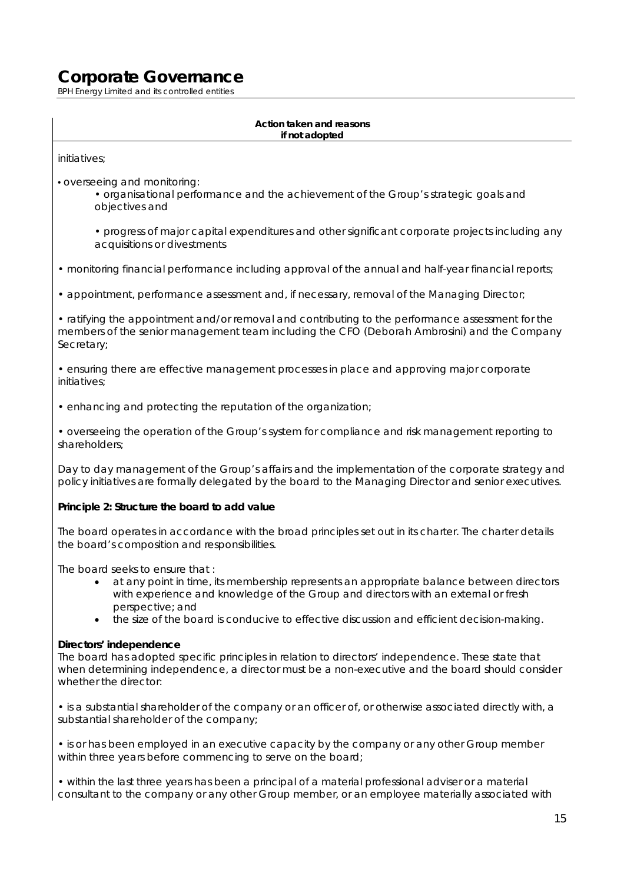**Action taken and reasons if not adopted**

initiatives;

• overseeing and monitoring:

  • organisational performance and the achievement of the Group's strategic goals and objectives and

  • progress of major capital expenditures and other significant corporate projects including any acquisitions or divestments

• monitoring financial performance including approval of the annual and half-year financial reports;

• appointment, performance assessment and, if necessary, removal of the Managing Director;

• ratifying the appointment and/or removal and contributing to the performance assessment for the members of the senior management team including the CFO (Deborah Ambrosini) and the Company Secretary;

• ensuring there are effective management processes in place and approving major corporate initiatives;

• enhancing and protecting the reputation of the organization;

• overseeing the operation of the Group's system for compliance and risk management reporting to shareholders;

Day to day management of the Group's affairs and the implementation of the corporate strategy and policy initiatives are formally delegated by the board to the Managing Director and senior executives.

**Principle 2: Structure the board to add value**

The board operates in accordance with the broad principles set out in its charter. The charter details the board's composition and responsibilities.

The board seeks to ensure that :

- at any point in time, its membership represents an appropriate balance between directors with experience and knowledge of the Group and directors with an external or fresh perspective; and
- the size of the board is conducive to effective discussion and efficient decision-making.

**Directors' independence**

The board has adopted specific principles in relation to directors' independence. These state that when determining independence, a director must be a non-executive and the board should consider whether the director:

• is a substantial shareholder of the company or an officer of, or otherwise associated directly with, a substantial shareholder of the company;

• is or has been employed in an executive capacity by the company or any other Group member within three years before commencing to serve on the board;

• within the last three years has been a principal of a material professional adviser or a material consultant to the company or any other Group member, or an employee materially associated with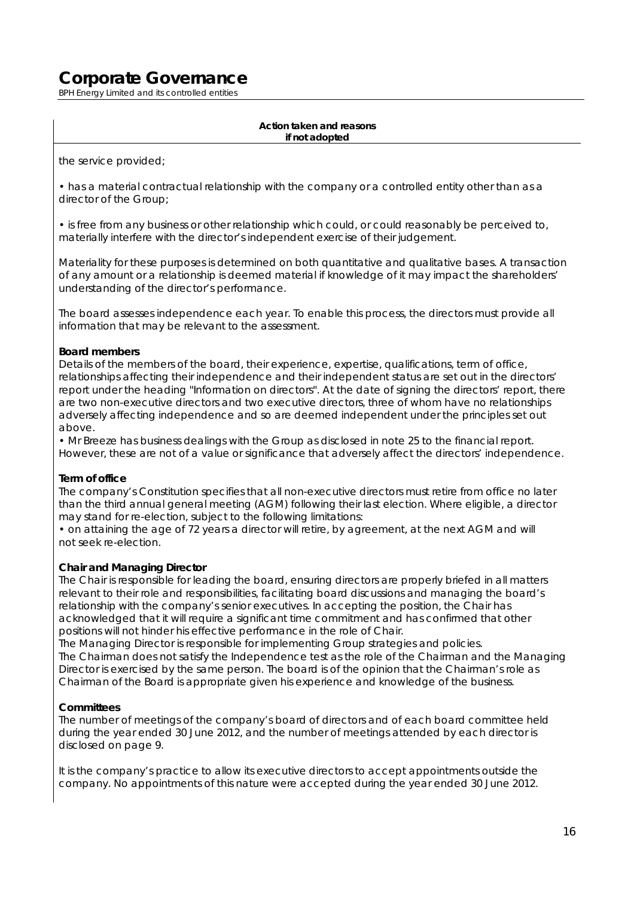**Action taken and reasons if not adopted**

the service provided;

• has a material contractual relationship with the company or a controlled entity other than as a director of the Group;

• is free from any business or other relationship which could, or could reasonably be perceived to, materially interfere with the director's independent exercise of their judgement.

Materiality for these purposes is determined on both quantitative and qualitative bases. A transaction of any amount or a relationship is deemed material if knowledge of it may impact the shareholders' understanding of the director's performance.

The board assesses independence each year. To enable this process, the directors must provide all information that may be relevant to the assessment.

**Board members**

Details of the members of the board, their experience, expertise, qualifications, term of office, relationships affecting their independence and their independent status are set out in the directors' report under the heading "Information on directors". At the date of signing the directors' report, there are two non-executive directors and two executive directors, three of whom have no relationships adversely affecting independence and so are deemed independent under the principles set out above.

• Mr Breeze has business dealings with the Group as disclosed in note 25 to the financial report. However, these are not of a value or significance that adversely affect the directors' independence.

**Term of office**

The company's Constitution specifies that all non-executive directors must retire from office no later than the third annual general meeting (AGM) following their last election. Where eligible, a director may stand for re-election, subject to the following limitations:

• on attaining the age of 72 years a director will retire, by agreement, at the next AGM and will not seek re-election.

**Chair and Managing Director**

The Chair is responsible for leading the board, ensuring directors are properly briefed in all matters relevant to their role and responsibilities, facilitating board discussions and managing the board's relationship with the company's senior executives. In accepting the position, the Chair has acknowledged that it will require a significant time commitment and has confirmed that other positions will not hinder his effective performance in the role of Chair.

The Managing Director is responsible for implementing Group strategies and policies.

The Chairman does not satisfy the Independence test as the role of the Chairman and the Managing Director is exercised by the same person. The board is of the opinion that the Chairman's role as Chairman of the Board is appropriate given his experience and knowledge of the business.

**Committees**

The number of meetings of the company's board of directors and of each board committee held during the year ended 30 June 2012, and the number of meetings attended by each director is disclosed on page 9.

It is the company's practice to allow its executive directors to accept appointments outside the company. No appointments of this nature were accepted during the year ended 30 June 2012.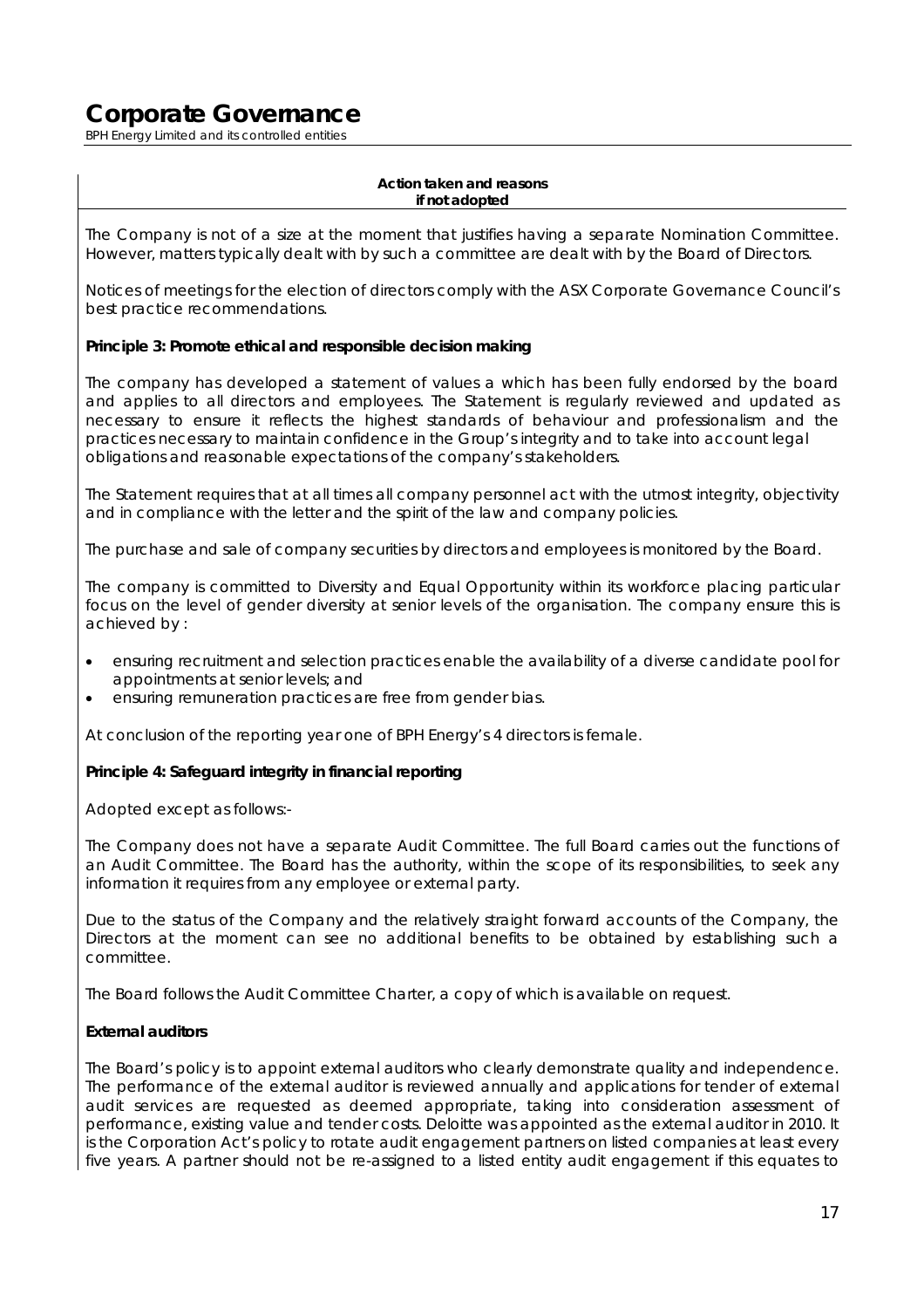**Action taken and reasons if not adopted**

The Company is not of a size at the moment that justifies having a separate Nomination Committee. However, matters typically dealt with by such a committee are dealt with by the Board of Directors.

Notices of meetings for the election of directors comply with the ASX Corporate Governance Council's best practice recommendations.

**Principle 3: Promote ethical and responsible decision making**

The company has developed a statement of values a which has been fully endorsed by the board and applies to all directors and employees. The Statement is regularly reviewed and updated as necessary to ensure it reflects the highest standards of behaviour and professionalism and the practices necessary to maintain confidence in the Group's integrity and to take into account legal obligations and reasonable expectations of the company's stakeholders.

The Statement requires that at all times all company personnel act with the utmost integrity, objectivity and in compliance with the letter and the spirit of the law and company policies.

The purchase and sale of company securities by directors and employees is monitored by the Board.

The company is committed to Diversity and Equal Opportunity within its workforce placing particular focus on the level of gender diversity at senior levels of the organisation. The company ensure this is achieved by :

- ensuring recruitment and selection practices enable the availability of a diverse candidate pool for appointments at senior levels; and
- ensuring remuneration practices are free from gender bias.

At conclusion of the reporting year one of BPH Energy's 4 directors is female.

**Principle 4: Safeguard integrity in financial reporting**

Adopted except as follows:-

The Company does not have a separate Audit Committee. The full Board carries out the functions of an Audit Committee. The Board has the authority, within the scope of its responsibilities, to seek any information it requires from any employee or external party.

Due to the status of the Company and the relatively straight forward accounts of the Company, the Directors at the moment can see no additional benefits to be obtained by establishing such a committee.

The Board follows the Audit Committee Charter, a copy of which is available on request.

**External auditors**

The Board's policy is to appoint external auditors who clearly demonstrate quality and independence. The performance of the external auditor is reviewed annually and applications for tender of external audit services are requested as deemed appropriate, taking into consideration assessment of performance, existing value and tender costs. Deloitte was appointed as the external auditor in 2010. It is the Corporation Act's policy to rotate audit engagement partners on listed companies at least every five years. A partner should not be re-assigned to a listed entity audit engagement if this equates to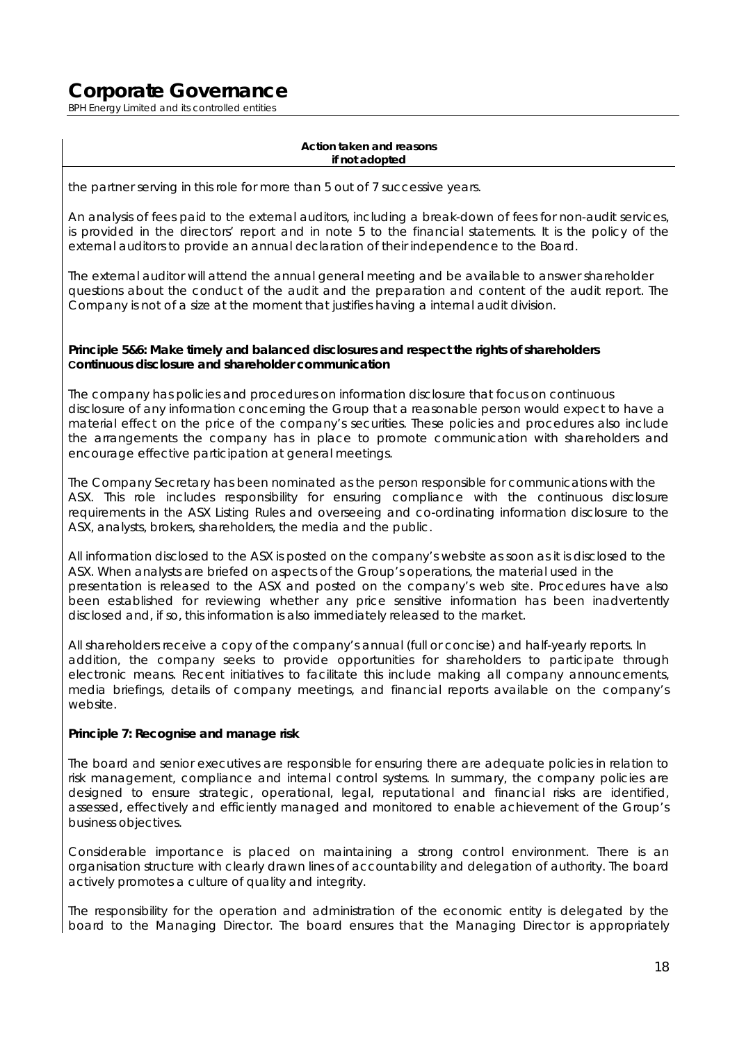**Action taken and reasons if not adopted**

the partner serving in this role for more than 5 out of 7 successive years.

An analysis of fees paid to the external auditors, including a break-down of fees for non-audit services, is provided in the directors' report and in note 5 to the financial statements. It is the policy of the external auditors to provide an annual declaration of their independence to the Board.

The external auditor will attend the annual general meeting and be available to answer shareholder questions about the conduct of the audit and the preparation and content of the audit report. The Company is not of a size at the moment that justifies having a internal audit division.

**Principle 5&6: Make timely and balanced disclosures and respect the rights of shareholders Continuous disclosure and shareholder communication**

The company has policies and procedures on information disclosure that focus on continuous disclosure of any information concerning the Group that a reasonable person would expect to have a material effect on the price of the company's securities. These policies and procedures also include the arrangements the company has in place to promote communication with shareholders and encourage effective participation at general meetings.

The Company Secretary has been nominated as the person responsible for communications with the ASX. This role includes responsibility for ensuring compliance with the continuous disclosure requirements in the ASX Listing Rules and overseeing and co-ordinating information disclosure to the ASX, analysts, brokers, shareholders, the media and the public.

All information disclosed to the ASX is posted on the company's website as soon as it is disclosed to the ASX. When analysts are briefed on aspects of the Group's operations, the material used in the presentation is released to the ASX and posted on the company's web site. Procedures have also been established for reviewing whether any price sensitive information has been inadvertently disclosed and, if so, this information is also immediately released to the market.

All shareholders receive a copy of the company's annual (full or concise) and half-yearly reports. In addition, the company seeks to provide opportunities for shareholders to participate through electronic means. Recent initiatives to facilitate this include making all company announcements, media briefings, details of company meetings, and financial reports available on the company's website.

**Principle 7: Recognise and manage risk**

The board and senior executives are responsible for ensuring there are adequate policies in relation to risk management, compliance and internal control systems. In summary, the company policies are designed to ensure strategic, operational, legal, reputational and financial risks are identified, assessed, effectively and efficiently managed and monitored to enable achievement of the Group's business objectives.

Considerable importance is placed on maintaining a strong control environment. There is an organisation structure with clearly drawn lines of accountability and delegation of authority. The board actively promotes a culture of quality and integrity.

The responsibility for the operation and administration of the economic entity is delegated by the board to the Managing Director. The board ensures that the Managing Director is appropriately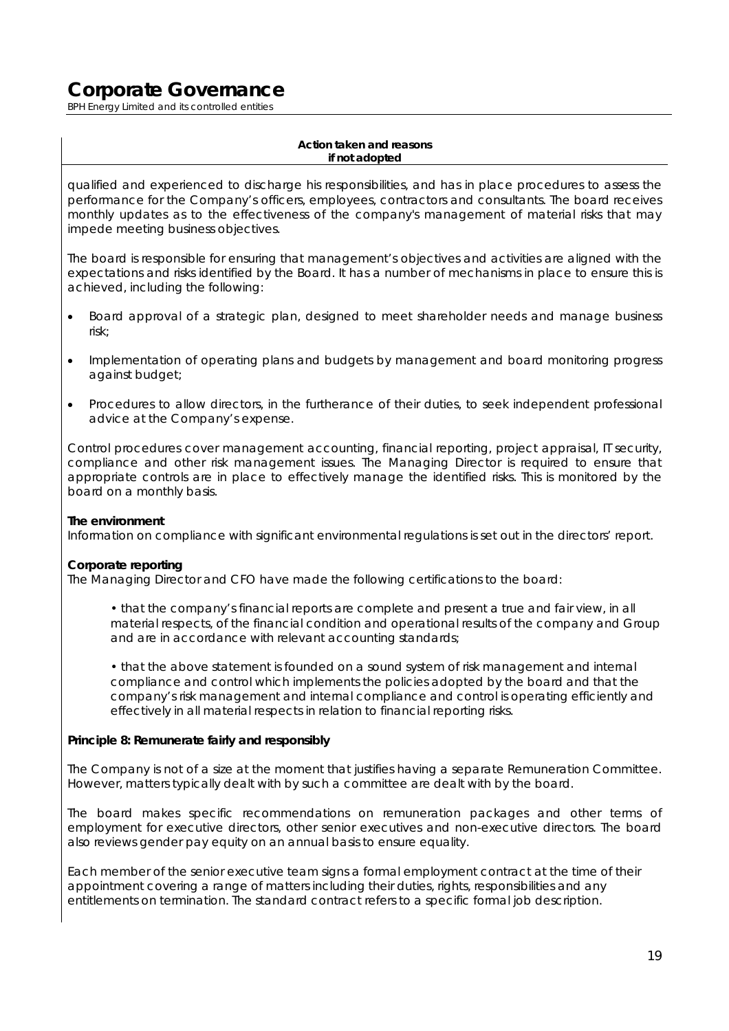**Action taken and reasons if not adopted**

qualified and experienced to discharge his responsibilities, and has in place procedures to assess the performance for the Company's officers, employees, contractors and consultants. The board receives monthly updates as to the effectiveness of the company's management of material risks that may impede meeting business objectives.

The board is responsible for ensuring that management's objectives and activities are aligned with the expectations and risks identified by the Board. It has a number of mechanisms in place to ensure this is achieved, including the following:

- Board approval of a strategic plan, designed to meet shareholder needs and manage business risk;
- Implementation of operating plans and budgets by management and board monitoring progress against budget;
- Procedures to allow directors, in the furtherance of their duties, to seek independent professional advice at the Company's expense.

Control procedures cover management accounting, financial reporting, project appraisal, IT security, compliance and other risk management issues. The Managing Director is required to ensure that appropriate controls are in place to effectively manage the identified risks. This is monitored by the board on a monthly basis.

**The environment**

Information on compliance with significant environmental regulations is set out in the directors' report.

**Corporate reporting**

The Managing Director and CFO have made the following certifications to the board:

- that the company's financial reports are complete and present a true and fair view, in all material respects, of the financial condition and operational results of the company and Group and are in accordance with relevant accounting standards;
- that the above statement is founded on a sound system of risk management and internal compliance and control which implements the policies adopted by the board and that the company's risk management and internal compliance and control is operating efficiently and effectively in all material respects in relation to financial reporting risks.

**Principle 8: Remunerate fairly and responsibly**

The Company is not of a size at the moment that justifies having a separate Remuneration Committee. However, matters typically dealt with by such a committee are dealt with by the board.

The board makes specific recommendations on remuneration packages and other terms of employment for executive directors, other senior executives and non-executive directors. The board also reviews gender pay equity on an annual basis to ensure equality.

Each member of the senior executive team signs a formal employment contract at the time of their appointment covering a range of matters including their duties, rights, responsibilities and any entitlements on termination. The standard contract refers to a specific formal job description.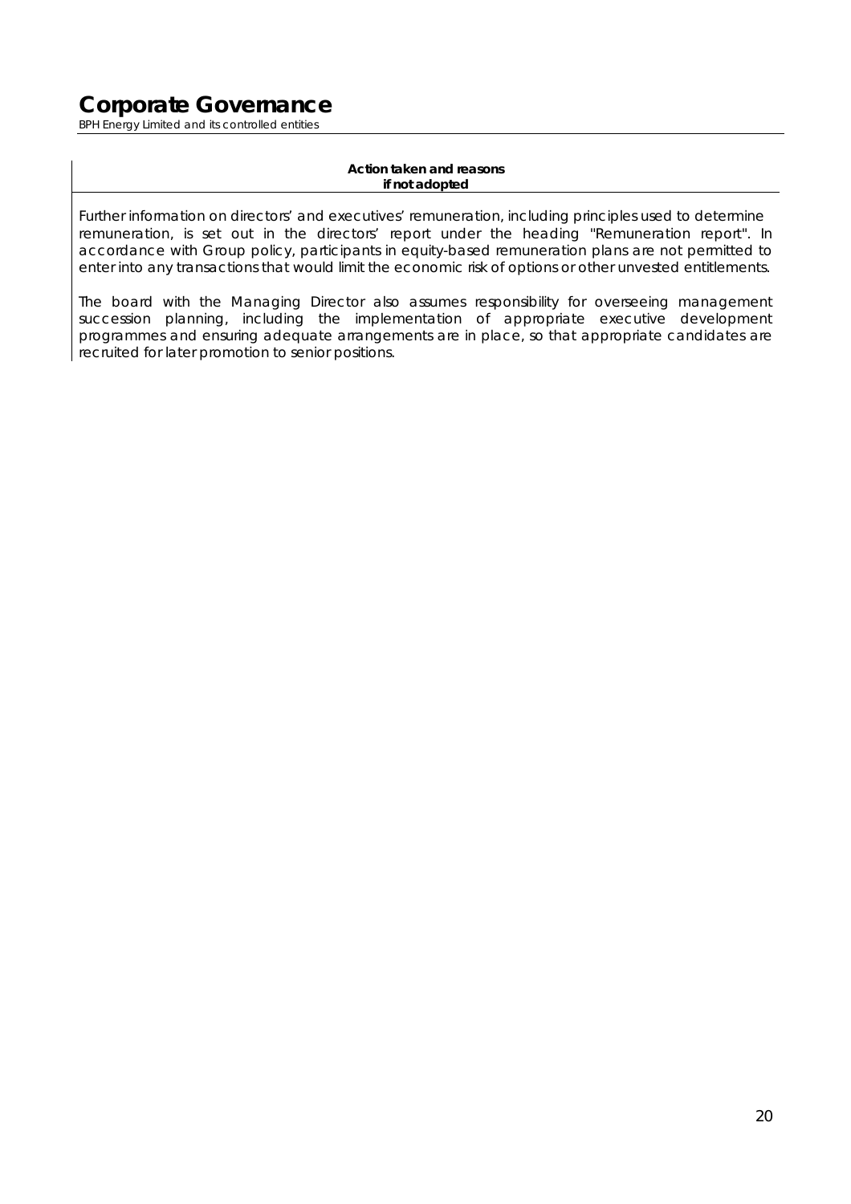**Action taken and reasons if not adopted**

Further information on directors' and executives' remuneration, including principles used to determine remuneration, is set out in the directors' report under the heading "Remuneration report". In accordance with Group policy, participants in equity-based remuneration plans are not permitted to enter into any transactions that would limit the economic risk of options or other unvested entitlements.

The board with the Managing Director also assumes responsibility for overseeing management succession planning, including the implementation of appropriate executive development programmes and ensuring adequate arrangements are in place, so that appropriate candidates are recruited for later promotion to senior positions.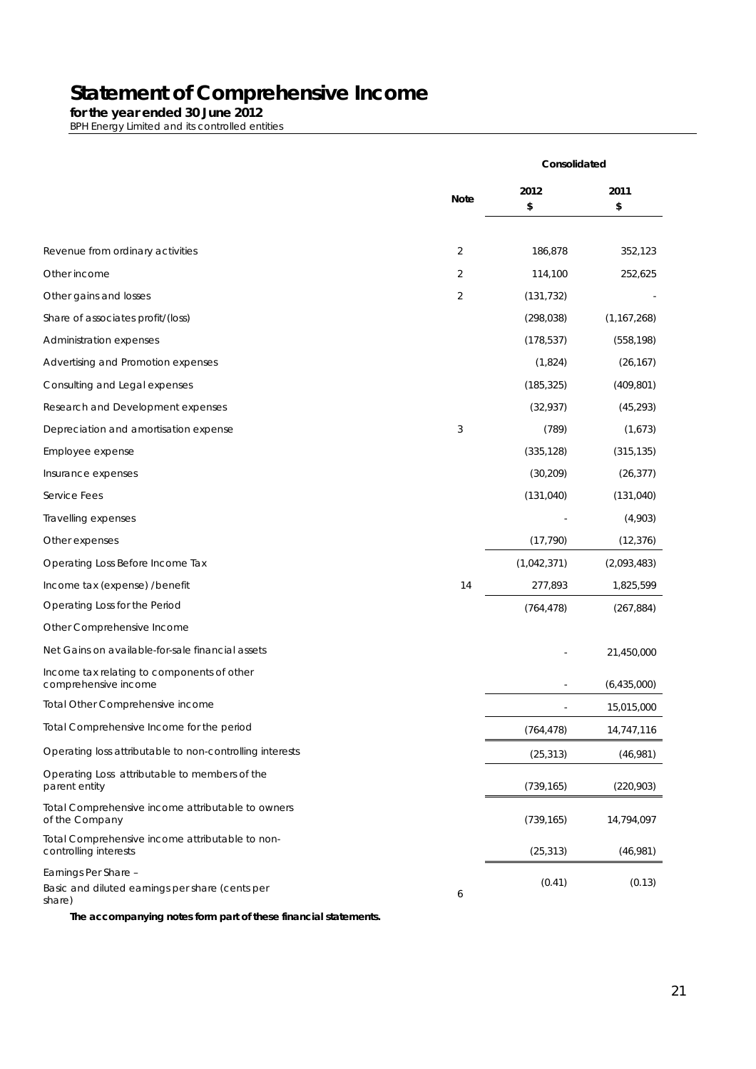# Statement of Comprehensive Income

**for the year ended 30 June 2012**

*BPH Energy Limited and its controlled entities*

| | Note | Consolidated 2012 $ | 2011 $ |
|---|---|---|---|
| Revenue from ordinary activities | 2 | 186,878 | 352,123 |
| Other income | 2 | 114,100 | 252,625 |
| Other gains and losses | 2 | (131,732) | - |
| Share of associates profit/(loss) | | (298,038) | (1,167,268) |
| Administration expenses | | (178,537) | (558,198) |
| Advertising and Promotion expenses | | (1,824) | (26,167) |
| Consulting and Legal expenses | | (185,325) | (409,801) |
| Research and Development expenses | | (32,937) | (45,293) |
| Depreciation and amortisation expense | 3 | (789) | (1,673) |
| Employee expense | | (335,128) | (315,135) |
| Insurance expenses | | (30,209) | (26,377) |
| Service Fees | | (131,040) | (131,040) |
| Travelling expenses | | - | (4,903) |
| Other expenses | | (17,790) | (12,376) |
| Operating Loss Before Income Tax | | (1,042,371) | (2,093,483) |
| Income tax (expense) / benefit | 14 | 277,893 | 1,825,599 |
| Operating Loss for the Period | | (764,478) | (267,884) |
| Other Comprehensive Income | | | |
| Net Gains on available-for-sale financial assets | | - | 21,450,000 |
| Income tax relating to components of other comprehensive income | | - | (6,435,000) |
| Total Other Comprehensive income | | - | 15,015,000 |
| Total Comprehensive Income for the period | | (764,478) | 14,747,116 |
| Operating loss attributable to non-controlling interests | | (25,313) | (46,981) |
| Operating Loss attributable to members of the parent entity | | (739,165) | (220,903) |
| Total Comprehensive income attributable to owners of the Company | | (739,165) | 14,794,097 |
| Total Comprehensive income attributable to non-controlling interests | | (25,313) | (46,981) |
| Earnings Per Share – | | | |
| Basic and diluted earnings per share (cents per share) | 6 | (0.41) | (0.13) |

**The accompanying notes form part of these financial statements.**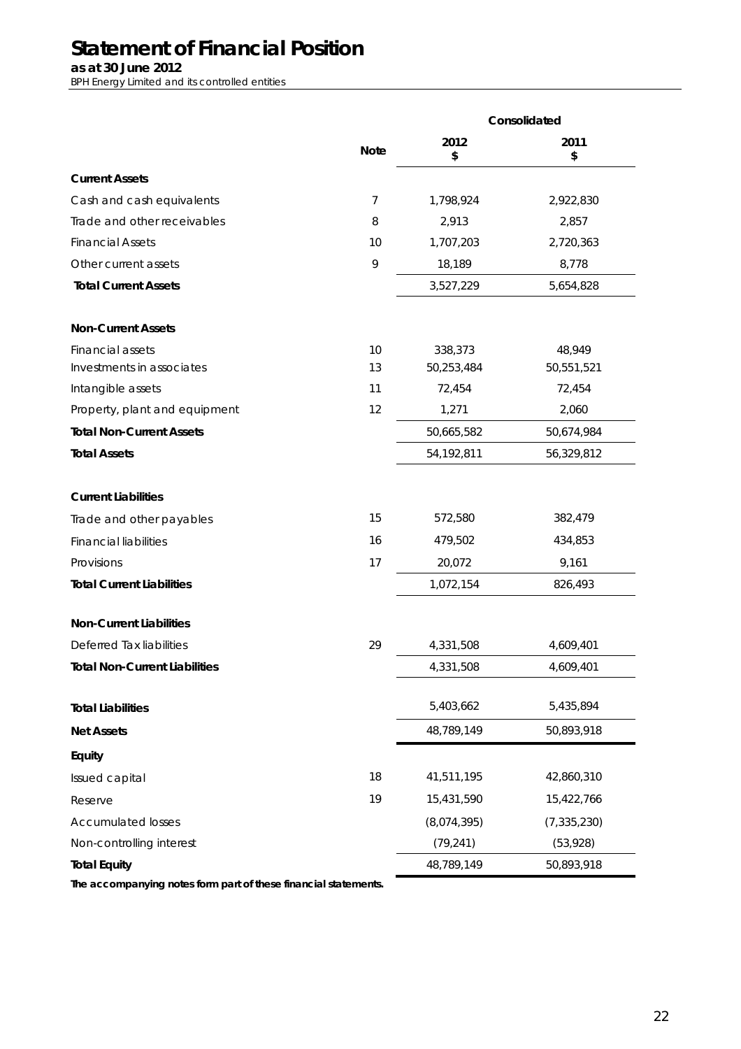# Statement of Financial Position

**as at 30 June 2012**

*BPH Energy Limited and its controlled entities*

| | Note | Consolidated | |
|---|---|---|---|
| | | **2012 $** | **2011 $** |
| **Current Assets** | | | |
| Cash and cash equivalents | 7 | 1,798,924 | 2,922,830 |
| Trade and other receivables | 8 | 2,913 | 2,857 |
| Financial Assets | 10 | 1,707,203 | 2,720,363 |
| Other current assets | 9 | 18,189 | 8,778 |
| **Total Current Assets** | | 3,527,229 | 5,654,828 |
| **Non-Current Assets** | | | |
| Financial assets | 10 | 338,373 | 48,949 |
| Investments in associates | 13 | 50,253,484 | 50,551,521 |
| Intangible assets | 11 | 72,454 | 72,454 |
| Property, plant and equipment | 12 | 1,271 | 2,060 |
| **Total Non-Current Assets** | | 50,665,582 | 50,674,984 |
| **Total Assets** | | 54,192,811 | 56,329,812 |
| **Current Liabilities** | | | |
| Trade and other payables | 15 | 572,580 | 382,479 |
| Financial liabilities | 16 | 479,502 | 434,853 |
| Provisions | 17 | 20,072 | 9,161 |
| **Total Current Liabilities** | | 1,072,154 | 826,493 |
| **Non-Current Liabilities** | | | |
| Deferred Tax liabilities | 29 | 4,331,508 | 4,609,401 |
| **Total Non-Current Liabilities** | | 4,331,508 | 4,609,401 |
| **Total Liabilities** | | 5,403,662 | 5,435,894 |
| **Net Assets** | | 48,789,149 | 50,893,918 |
| **Equity** | | | |
| Issued capital | 18 | 41,511,195 | 42,860,310 |
| Reserve | 19 | 15,431,590 | 15,422,766 |
| Accumulated losses | | (8,074,395) | (7,335,230) |
| Non-controlling interest | | (79,241) | (53,928) |
| **Total Equity** | | 48,789,149 | 50,893,918 |

**The accompanying notes form part of these financial statements.**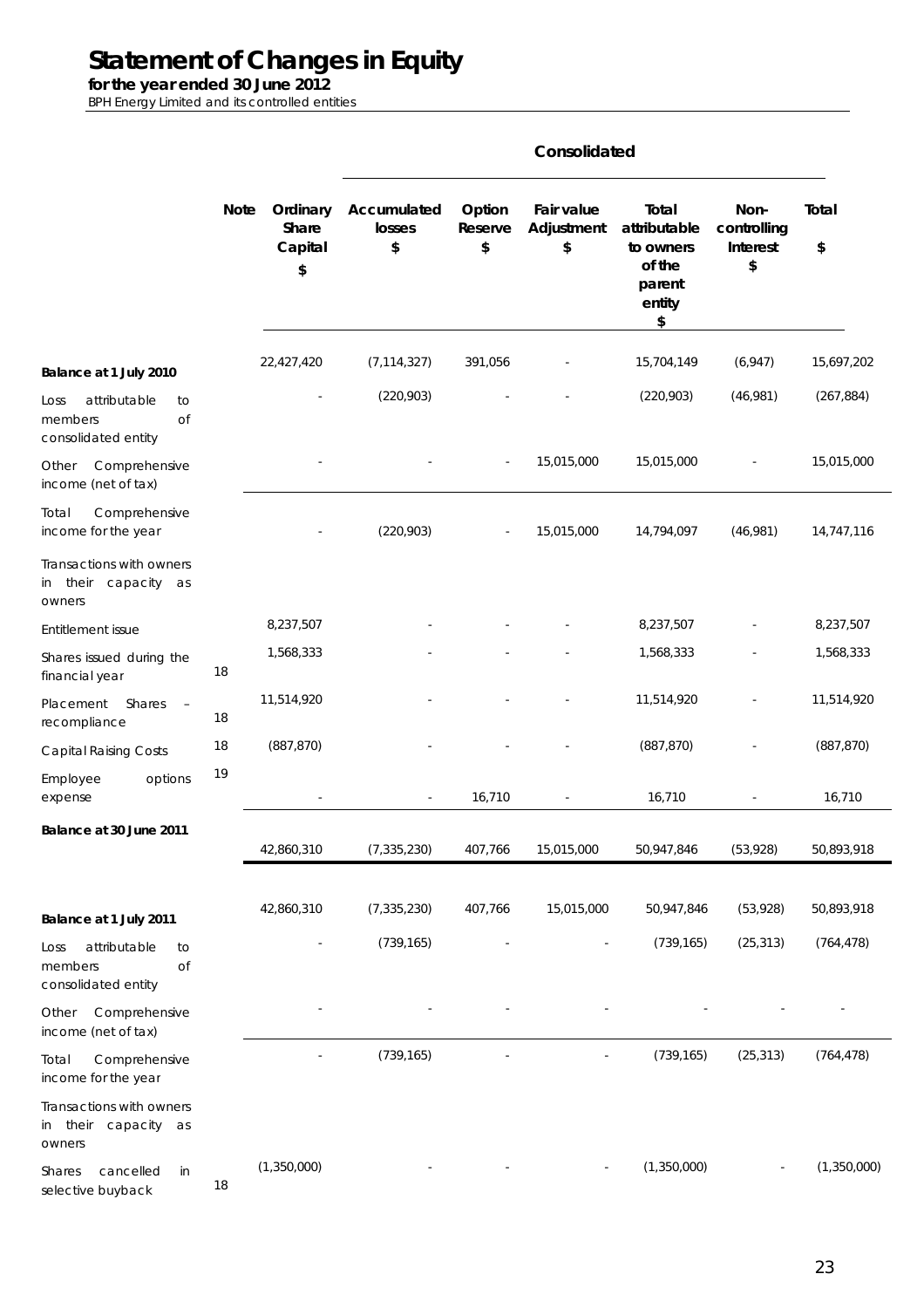# Statement of Changes in Equity

**for the year ended 30 June 2012**

*BPH Energy Limited and its controlled entities*

| | Note | Consolidated | | | | | | |
|---|---|---|---|---|---|---|---|---|
| | | Ordinary Share Capital $ | Accumulated losses $ | Option Reserve $ | Fair value Adjustment $ | Total attributable to owners of the parent entity $ | Non-controlling Interest $ | Total $ |
| **Balance at 1 July 2010** | | 22,427,420 | (7,114,327) | 391,056 | - | 15,704,149 | (6,947) | 15,697,202 |
| Loss attributable to members of consolidated entity | | - | (220,903) | - | - | (220,903) | (46,981) | (267,884) |
| Other Comprehensive income (net of tax) | | - | - | - | 15,015,000 | 15,015,000 | - | 15,015,000 |
| Total Comprehensive income for the year | | - | (220,903) | - | 15,015,000 | 14,794,097 | (46,981) | 14,747,116 |
| Transactions with owners in their capacity as owners | | | | | | | | |
| Entitlement issue | | 8,237,507 | - | - | - | 8,237,507 | - | 8,237,507 |
| Shares issued during the financial year | 18 | 1,568,333 | - | - | - | 1,568,333 | - | 1,568,333 |
| Placement Shares – recompliance | 18 | 11,514,920 | - | - | - | 11,514,920 | - | 11,514,920 |
| Capital Raising Costs | 18 | (887,870) | - | - | - | (887,870) | - | (887,870) |
| Employee options expense | 19 | - | - | 16,710 | - | 16,710 | - | 16,710 |
| **Balance at 30 June 2011** | | 42,860,310 | (7,335,230) | 407,766 | 15,015,000 | 50,947,846 | (53,928) | 50,893,918 |
| | | | | | | | | |
| **Balance at 1 July 2011** | | 42,860,310 | (7,335,230) | 407,766 | 15,015,000 | 50,947,846 | (53,928) | 50,893,918 |
| Loss attributable to members of consolidated entity | | - | (739,165) | - | - | (739,165) | (25,313) | (764,478) |
| Other Comprehensive income (net of tax) | | - | - | - | - | - | - | - |
| Total Comprehensive income for the year | | - | (739,165) | - | - | (739,165) | (25,313) | (764,478) |
| Transactions with owners in their capacity as owners | | | | | | | | |
| Shares cancelled in selective buyback | 18 | (1,350,000) | - | - | - | (1,350,000) | - | (1,350,000) |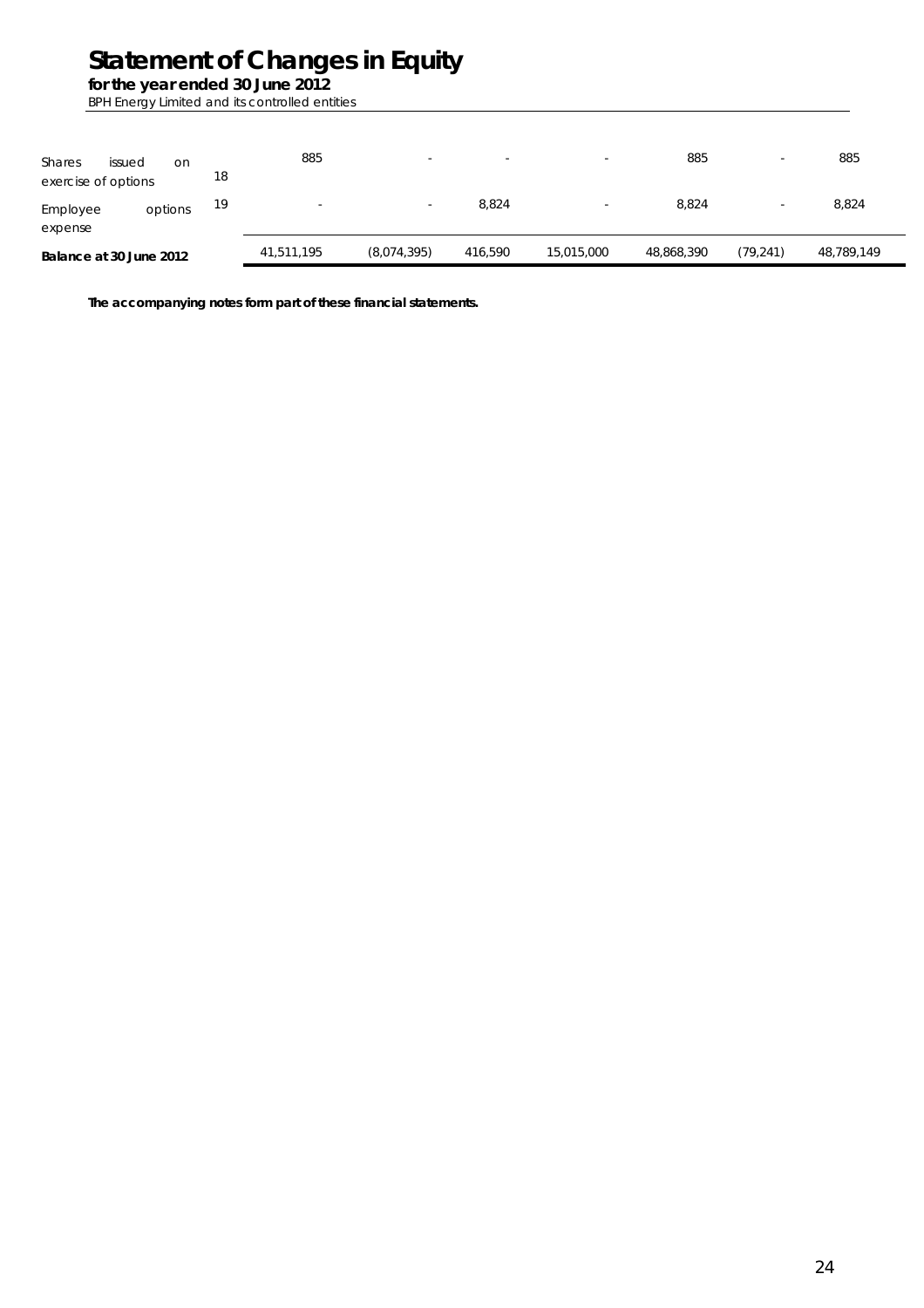# Statement of Changes in Equity

**for the year ended 30 June 2012**

*BPH Energy Limited and its controlled entities*

| | Note | | | | | | | |
|---|---|---|---|---|---|---|---|---|
| Shares issued on exercise of options | 18 | 885 | - | - | - | 885 | - | 885 |
| Employee options expense | 19 | - | - | 8,824 | - | 8,824 | - | 8,824 |
| **Balance at 30 June 2012** | | 41,511,195 | (8,074,395) | 416,590 | 15,015,000 | 48,868,390 | (79,241) | 48,789,149 |

**The accompanying notes form part of these financial statements.**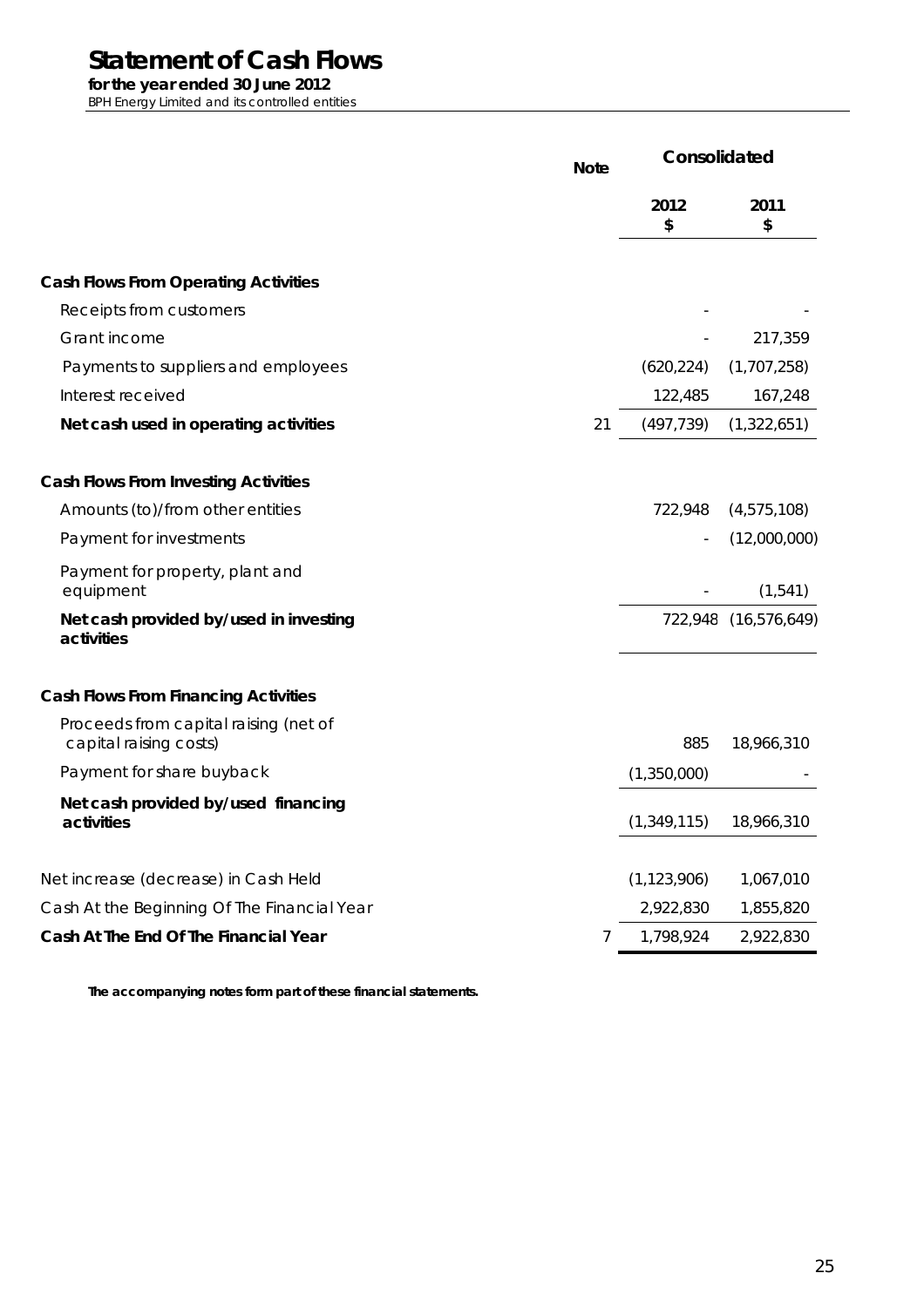# Statement of Cash Flows

**for the year ended 30 June 2012**

*BPH Energy Limited and its controlled entities*

| | Note | Consolidated | |
|---|---|---|---|
| | | 2012<br>$ | 2011<br>$ |
| **Cash Flows From Operating Activities** | | | |
| Receipts from customers | | - | - |
| Grant income | | - | 217,359 |
| Payments to suppliers and employees | | (620,224) | (1,707,258) |
| Interest received | | 122,485 | 167,248 |
| **Net cash used in operating activities** | 21 | (497,739) | (1,322,651) |
| **Cash Flows From Investing Activities** | | | |
| Amounts (to)/from other entities | | 722,948 | (4,575,108) |
| Payment for investments | | - | (12,000,000) |
| Payment for property, plant and equipment | | - | (1,541) |
| **Net cash provided by/used in investing activities** | | 722,948 | (16,576,649) |
| **Cash Flows From Financing Activities** | | | |
| Proceeds from capital raising (net of capital raising costs) | | 885 | 18,966,310 |
| Payment for share buyback | | (1,350,000) | - |
| **Net cash provided by/used financing activities** | | (1,349,115) | 18,966,310 |
| Net increase (decrease) in Cash Held | | (1,123,906) | 1,067,010 |
| Cash At the Beginning Of The Financial Year | | 2,922,830 | 1,855,820 |
| **Cash At The End Of The Financial Year** | 7 | 1,798,924 | 2,922,830 |

**The accompanying notes form part of these financial statements.**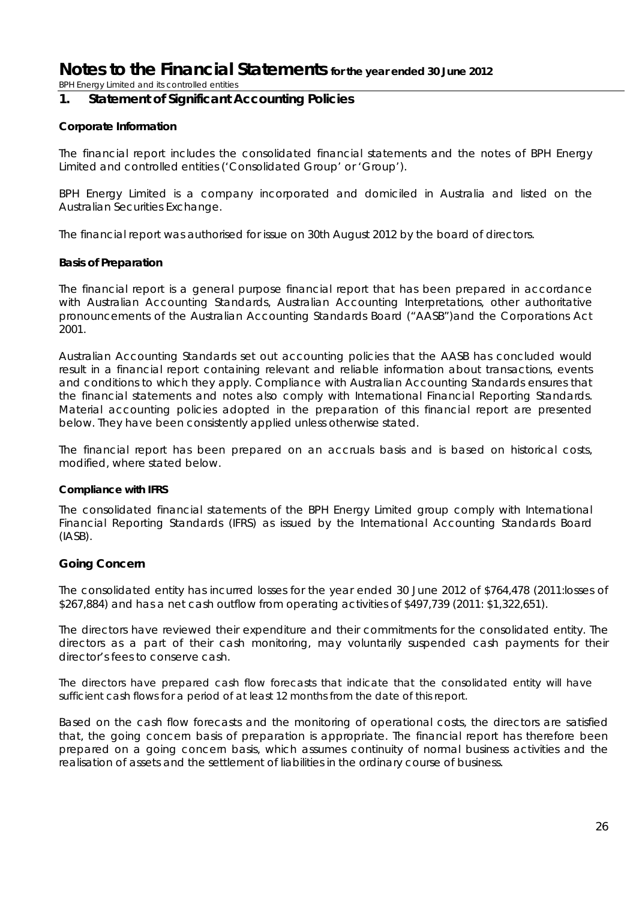# Notes to the Financial Statements for the year ended 30 June 2012

BPH Energy Limited and its controlled entities

## 1. Statement of Significant Accounting Policies

### Corporate Information

The financial report includes the consolidated financial statements and the notes of BPH Energy Limited and controlled entities ('Consolidated Group' or 'Group').

BPH Energy Limited is a company incorporated and domiciled in Australia and listed on the Australian Securities Exchange.

The financial report was authorised for issue on 30th August 2012 by the board of directors.

### Basis of Preparation

The financial report is a general purpose financial report that has been prepared in accordance with Australian Accounting Standards, Australian Accounting Interpretations, other authoritative pronouncements of the Australian Accounting Standards Board ("AASB")and the Corporations Act 2001.

Australian Accounting Standards set out accounting policies that the AASB has concluded would result in a financial report containing relevant and reliable information about transactions, events and conditions to which they apply. Compliance with Australian Accounting Standards ensures that the financial statements and notes also comply with International Financial Reporting Standards. Material accounting policies adopted in the preparation of this financial report are presented below. They have been consistently applied unless otherwise stated.

The financial report has been prepared on an accruals basis and is based on historical costs, modified, where stated below.

### Compliance with IFRS

The consolidated financial statements of the BPH Energy Limited group comply with International Financial Reporting Standards (IFRS) as issued by the International Accounting Standards Board (IASB).

### Going Concern

The consolidated entity has incurred losses for the year ended 30 June 2012 of $764,478 (2011:losses of $267,884) and has a net cash outflow from operating activities of $497,739 (2011: $1,322,651).

The directors have reviewed their expenditure and their commitments for the consolidated entity. The directors as a part of their cash monitoring, may voluntarily suspended cash payments for their director's fees to conserve cash.

The directors have prepared cash flow forecasts that indicate that the consolidated entity will have sufficient cash flows for a period of at least 12 months from the date of this report.

Based on the cash flow forecasts and the monitoring of operational costs, the directors are satisfied that, the going concern basis of preparation is appropriate. The financial report has therefore been prepared on a going concern basis, which assumes continuity of normal business activities and the realisation of assets and the settlement of liabilities in the ordinary course of business.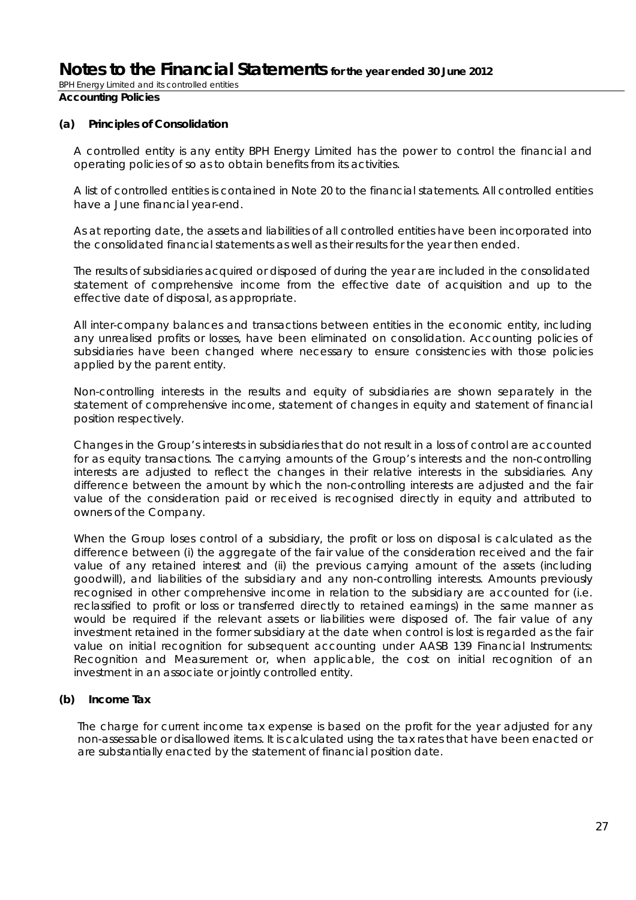**Accounting Policies**

**(a) Principles of Consolidation**

A controlled entity is any entity BPH Energy Limited has the power to control the financial and operating policies of so as to obtain benefits from its activities.

A list of controlled entities is contained in Note 20 to the financial statements. All controlled entities have a June financial year-end.

As at reporting date, the assets and liabilities of all controlled entities have been incorporated into the consolidated financial statements as well as their results for the year then ended.

The results of subsidiaries acquired or disposed of during the year are included in the consolidated statement of comprehensive income from the effective date of acquisition and up to the effective date of disposal, as appropriate.

All inter-company balances and transactions between entities in the economic entity, including any unrealised profits or losses, have been eliminated on consolidation. Accounting policies of subsidiaries have been changed where necessary to ensure consistencies with those policies applied by the parent entity.

Non-controlling interests in the results and equity of subsidiaries are shown separately in the statement of comprehensive income, statement of changes in equity and statement of financial position respectively.

Changes in the Group's interests in subsidiaries that do not result in a loss of control are accounted for as equity transactions. The carrying amounts of the Group's interests and the non-controlling interests are adjusted to reflect the changes in their relative interests in the subsidiaries. Any difference between the amount by which the non-controlling interests are adjusted and the fair value of the consideration paid or received is recognised directly in equity and attributed to owners of the Company.

When the Group loses control of a subsidiary, the profit or loss on disposal is calculated as the difference between (i) the aggregate of the fair value of the consideration received and the fair value of any retained interest and (ii) the previous carrying amount of the assets (including goodwill), and liabilities of the subsidiary and any non-controlling interests. Amounts previously recognised in other comprehensive income in relation to the subsidiary are accounted for (i.e. reclassified to profit or loss or transferred directly to retained earnings) in the same manner as would be required if the relevant assets or liabilities were disposed of. The fair value of any investment retained in the former subsidiary at the date when control is lost is regarded as the fair value on initial recognition for subsequent accounting under AASB 139 Financial Instruments: Recognition and Measurement or, when applicable, the cost on initial recognition of an investment in an associate or jointly controlled entity.

**(b) Income Tax**

The charge for current income tax expense is based on the profit for the year adjusted for any non-assessable or disallowed items. It is calculated using the tax rates that have been enacted or are substantially enacted by the statement of financial position date.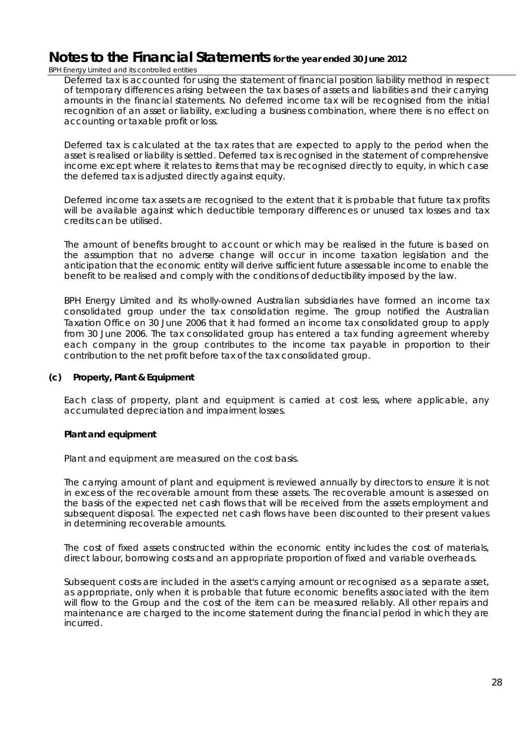Deferred tax is accounted for using the statement of financial position liability method in respect of temporary differences arising between the tax bases of assets and liabilities and their carrying amounts in the financial statements. No deferred income tax will be recognised from the initial recognition of an asset or liability, excluding a business combination, where there is no effect on accounting or taxable profit or loss.

Deferred tax is calculated at the tax rates that are expected to apply to the period when the asset is realised or liability is settled. Deferred tax is recognised in the statement of comprehensive income except where it relates to items that may be recognised directly to equity, in which case the deferred tax is adjusted directly against equity.

Deferred income tax assets are recognised to the extent that it is probable that future tax profits will be available against which deductible temporary differences or unused tax losses and tax credits can be utilised.

The amount of benefits brought to account or which may be realised in the future is based on the assumption that no adverse change will occur in income taxation legislation and the anticipation that the economic entity will derive sufficient future assessable income to enable the benefit to be realised and comply with the conditions of deductibility imposed by the law.

BPH Energy Limited and its wholly-owned Australian subsidiaries have formed an income tax consolidated group under the tax consolidation regime. The group notified the Australian Taxation Office on 30 June 2006 that it had formed an income tax consolidated group to apply from 30 June 2006. The tax consolidated group has entered a tax funding agreement whereby each company in the group contributes to the income tax payable in proportion to their contribution to the net profit before tax of the tax consolidated group.

**(c) Property, Plant & Equipment**

Each class of property, plant and equipment is carried at cost less, where applicable, any accumulated depreciation and impairment losses.

**Plant and equipment**

Plant and equipment are measured on the cost basis.

The carrying amount of plant and equipment is reviewed annually by directors to ensure it is not in excess of the recoverable amount from these assets. The recoverable amount is assessed on the basis of the expected net cash flows that will be received from the assets employment and subsequent disposal. The expected net cash flows have been discounted to their present values in determining recoverable amounts.

The cost of fixed assets constructed within the economic entity includes the cost of materials, direct labour, borrowing costs and an appropriate proportion of fixed and variable overheads.

Subsequent costs are included in the asset's carrying amount or recognised as a separate asset, as appropriate, only when it is probable that future economic benefits associated with the item will flow to the Group and the cost of the item can be measured reliably. All other repairs and maintenance are charged to the income statement during the financial period in which they are incurred.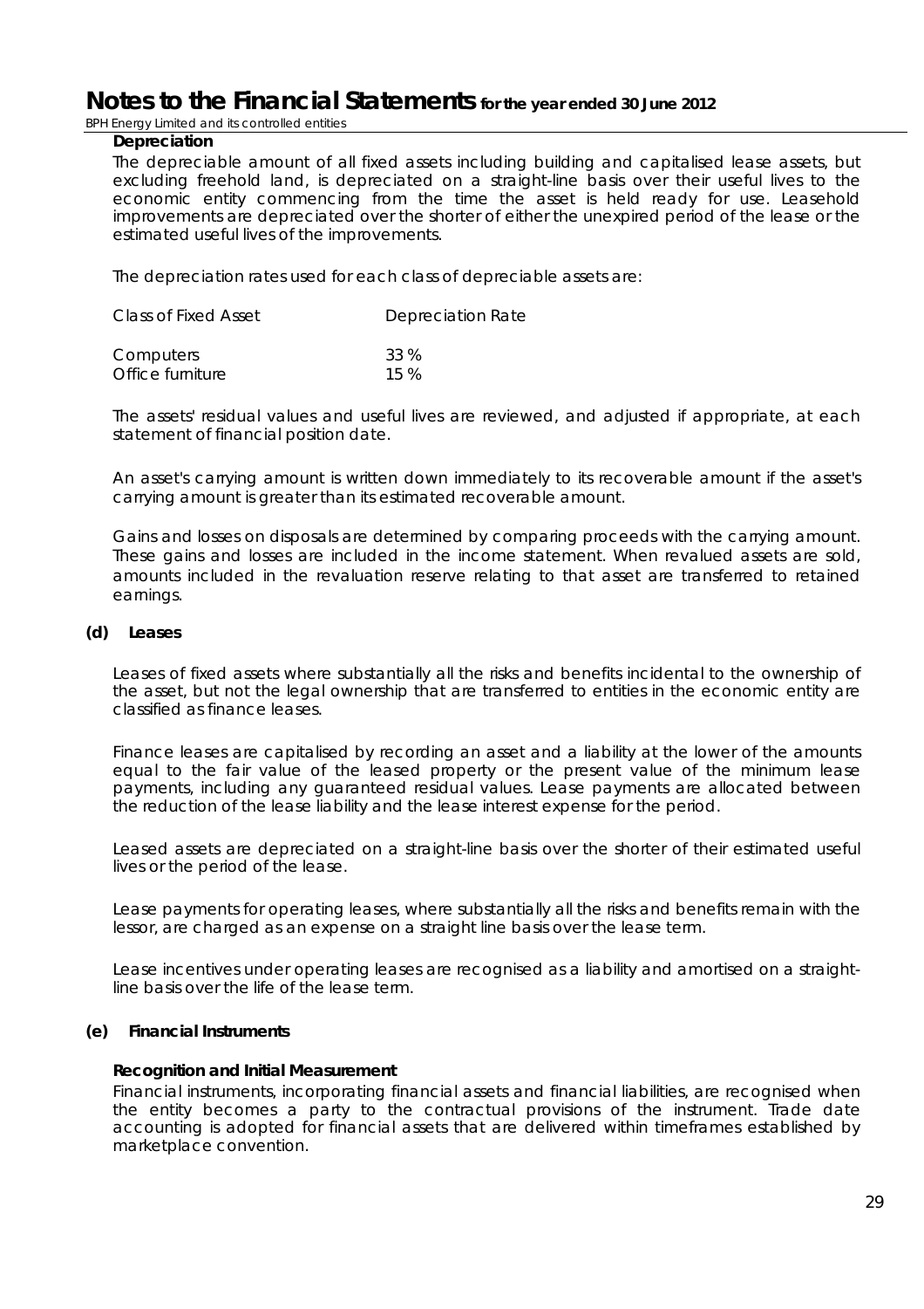**Depreciation**

The depreciable amount of all fixed assets including building and capitalised lease assets, but excluding freehold land, is depreciated on a straight-line basis over their useful lives to the economic entity commencing from the time the asset is held ready for use. Leasehold improvements are depreciated over the shorter of either the unexpired period of the lease or the estimated useful lives of the improvements.

The depreciation rates used for each class of depreciable assets are:

| Class of Fixed Asset | Depreciation Rate |
|---|---|
| Computers | 33 % |
| Office furniture | 15 % |

The assets' residual values and useful lives are reviewed, and adjusted if appropriate, at each statement of financial position date.

An asset's carrying amount is written down immediately to its recoverable amount if the asset's carrying amount is greater than its estimated recoverable amount.

Gains and losses on disposals are determined by comparing proceeds with the carrying amount. These gains and losses are included in the income statement. When revalued assets are sold, amounts included in the revaluation reserve relating to that asset are transferred to retained earnings.

**(d) Leases**

Leases of fixed assets where substantially all the risks and benefits incidental to the ownership of the asset, but not the legal ownership that are transferred to entities in the economic entity are classified as finance leases.

Finance leases are capitalised by recording an asset and a liability at the lower of the amounts equal to the fair value of the leased property or the present value of the minimum lease payments, including any guaranteed residual values. Lease payments are allocated between the reduction of the lease liability and the lease interest expense for the period.

Leased assets are depreciated on a straight-line basis over the shorter of their estimated useful lives or the period of the lease.

Lease payments for operating leases, where substantially all the risks and benefits remain with the lessor, are charged as an expense on a straight line basis over the lease term.

Lease incentives under operating leases are recognised as a liability and amortised on a straight-line basis over the life of the lease term.

**(e) Financial Instruments**

**Recognition and Initial Measurement**

Financial instruments, incorporating financial assets and financial liabilities, are recognised when the entity becomes a party to the contractual provisions of the instrument. Trade date accounting is adopted for financial assets that are delivered within timeframes established by marketplace convention.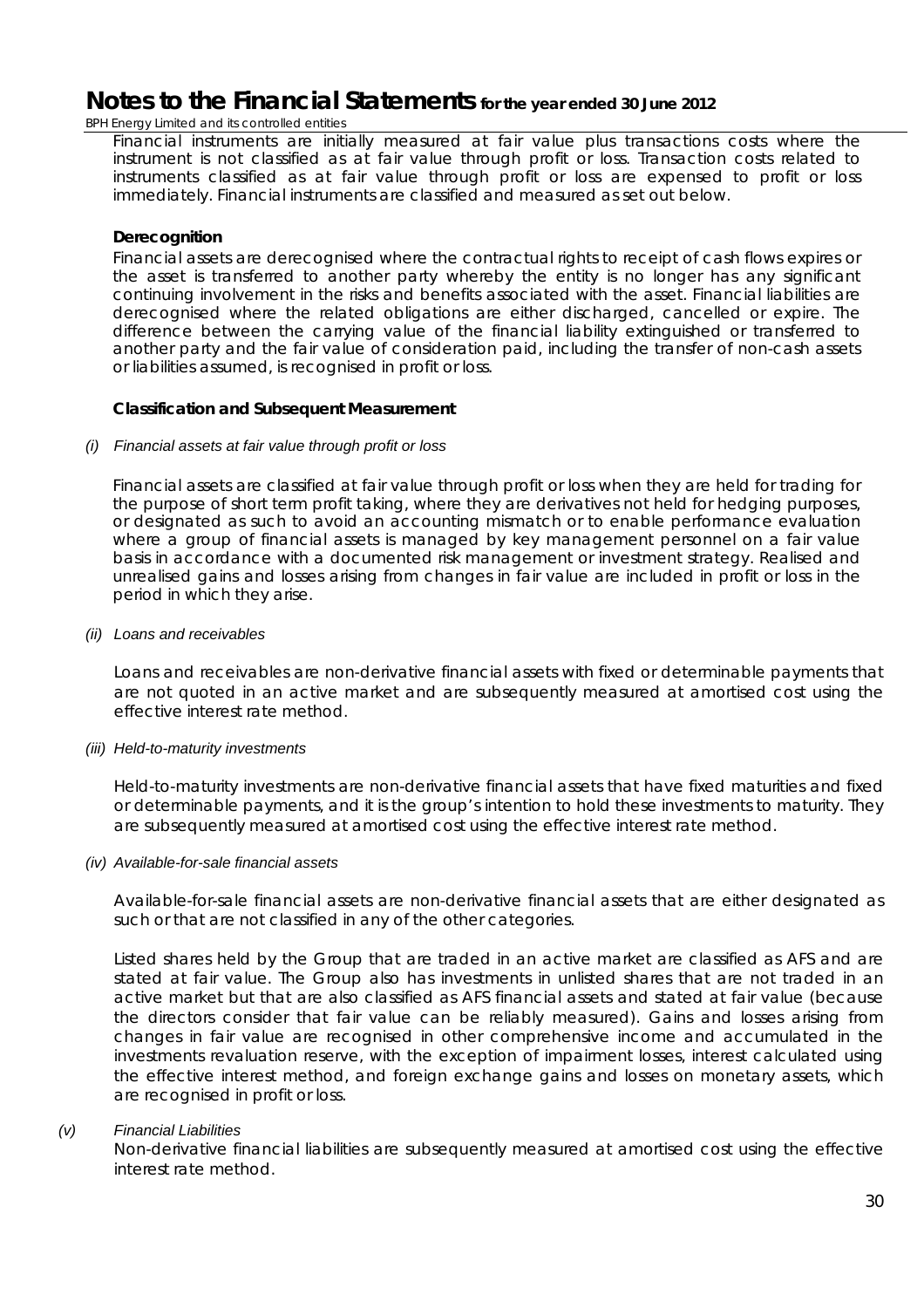Financial instruments are initially measured at fair value plus transactions costs where the instrument is not classified as at fair value through profit or loss. Transaction costs related to instruments classified as at fair value through profit or loss are expensed to profit or loss immediately. Financial instruments are classified and measured as set out below.

**Derecognition**

Financial assets are derecognised where the contractual rights to receipt of cash flows expires or the asset is transferred to another party whereby the entity is no longer has any significant continuing involvement in the risks and benefits associated with the asset. Financial liabilities are derecognised where the related obligations are either discharged, cancelled or expire. The difference between the carrying value of the financial liability extinguished or transferred to another party and the fair value of consideration paid, including the transfer of non-cash assets or liabilities assumed, is recognised in profit or loss.

**Classification and Subsequent Measurement**

*(i) Financial assets at fair value through profit or loss*

Financial assets are classified at fair value through profit or loss when they are held for trading for the purpose of short term profit taking, where they are derivatives not held for hedging purposes, or designated as such to avoid an accounting mismatch or to enable performance evaluation where a group of financial assets is managed by key management personnel on a fair value basis in accordance with a documented risk management or investment strategy. Realised and unrealised gains and losses arising from changes in fair value are included in profit or loss in the period in which they arise.

*(ii) Loans and receivables*

Loans and receivables are non-derivative financial assets with fixed or determinable payments that are not quoted in an active market and are subsequently measured at amortised cost using the effective interest rate method.

*(iii) Held-to-maturity investments*

Held-to-maturity investments are non-derivative financial assets that have fixed maturities and fixed or determinable payments, and it is the group's intention to hold these investments to maturity. They are subsequently measured at amortised cost using the effective interest rate method.

*(iv) Available-for-sale financial assets*

Available-for-sale financial assets are non-derivative financial assets that are either designated as such or that are not classified in any of the other categories.

Listed shares held by the Group that are traded in an active market are classified as AFS and are stated at fair value. The Group also has investments in unlisted shares that are not traded in an active market but that are also classified as AFS financial assets and stated at fair value (because the directors consider that fair value can be reliably measured). Gains and losses arising from changes in fair value are recognised in other comprehensive income and accumulated in the investments revaluation reserve, with the exception of impairment losses, interest calculated using the effective interest method, and foreign exchange gains and losses on monetary assets, which are recognised in profit or loss.

*(v) Financial Liabilities*

Non-derivative financial liabilities are subsequently measured at amortised cost using the effective interest rate method.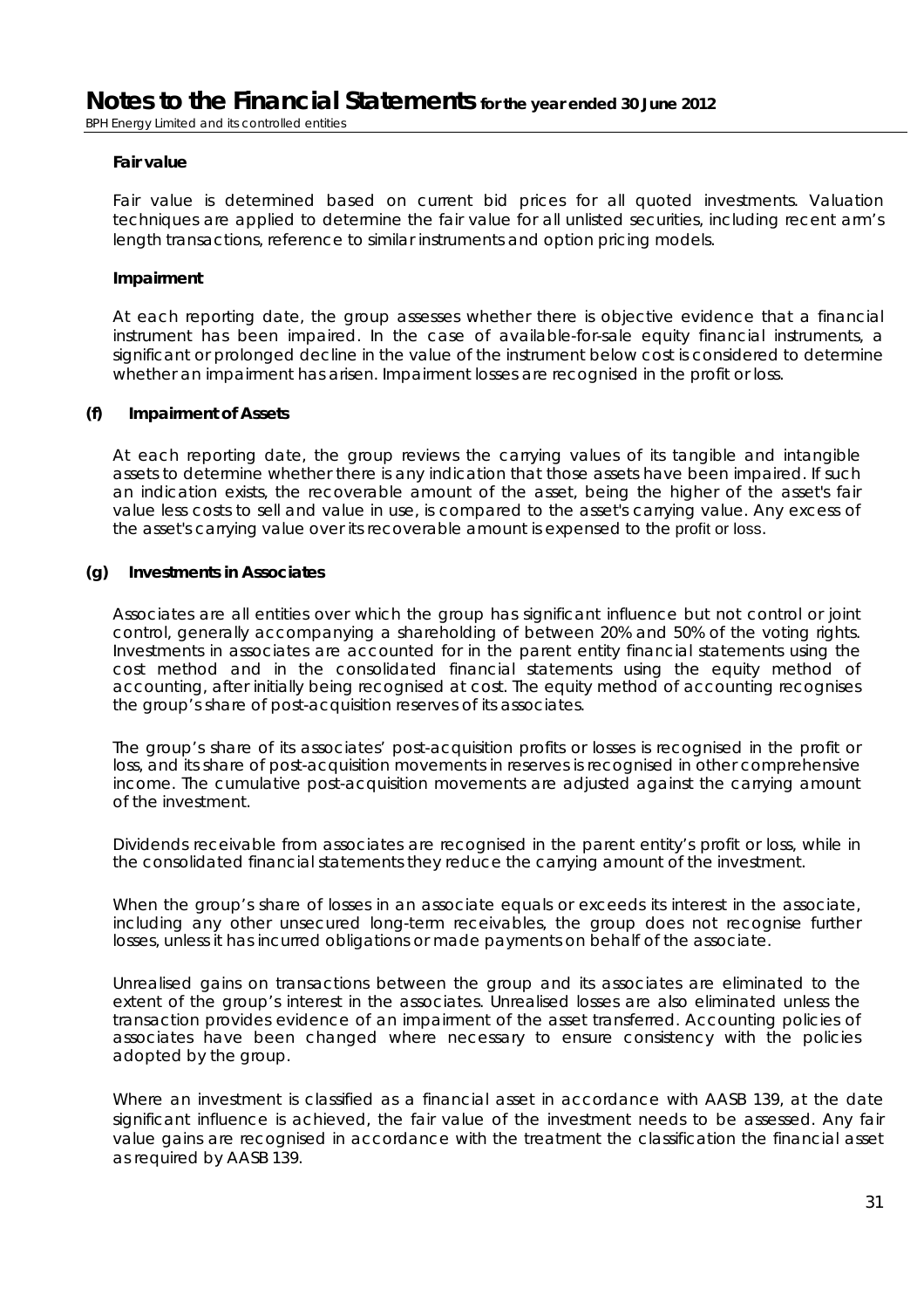**Fair value**

Fair value is determined based on current bid prices for all quoted investments. Valuation techniques are applied to determine the fair value for all unlisted securities, including recent arm's length transactions, reference to similar instruments and option pricing models.

**Impairment**

At each reporting date, the group assesses whether there is objective evidence that a financial instrument has been impaired. In the case of available-for-sale equity financial instruments, a significant or prolonged decline in the value of the instrument below cost is considered to determine whether an impairment has arisen. Impairment losses are recognised in the profit or loss.

### (f) Impairment of Assets

At each reporting date, the group reviews the carrying values of its tangible and intangible assets to determine whether there is any indication that those assets have been impaired. If such an indication exists, the recoverable amount of the asset, being the higher of the asset's fair value less costs to sell and value in use, is compared to the asset's carrying value. Any excess of the asset's carrying value over its recoverable amount is expensed to the profit or loss.

### (g) Investments in Associates

Associates are all entities over which the group has significant influence but not control or joint control, generally accompanying a shareholding of between 20% and 50% of the voting rights. Investments in associates are accounted for in the parent entity financial statements using the cost method and in the consolidated financial statements using the equity method of accounting, after initially being recognised at cost. The equity method of accounting recognises the group's share of post-acquisition reserves of its associates.

The group's share of its associates' post-acquisition profits or losses is recognised in the profit or loss, and its share of post-acquisition movements in reserves is recognised in other comprehensive income. The cumulative post-acquisition movements are adjusted against the carrying amount of the investment.

Dividends receivable from associates are recognised in the parent entity's profit or loss, while in the consolidated financial statements they reduce the carrying amount of the investment.

When the group's share of losses in an associate equals or exceeds its interest in the associate, including any other unsecured long-term receivables, the group does not recognise further losses, unless it has incurred obligations or made payments on behalf of the associate.

Unrealised gains on transactions between the group and its associates are eliminated to the extent of the group's interest in the associates. Unrealised losses are also eliminated unless the transaction provides evidence of an impairment of the asset transferred. Accounting policies of associates have been changed where necessary to ensure consistency with the policies adopted by the group.

Where an investment is classified as a financial asset in accordance with AASB 139, at the date significant influence is achieved, the fair value of the investment needs to be assessed. Any fair value gains are recognised in accordance with the treatment the classification the financial asset as required by AASB 139.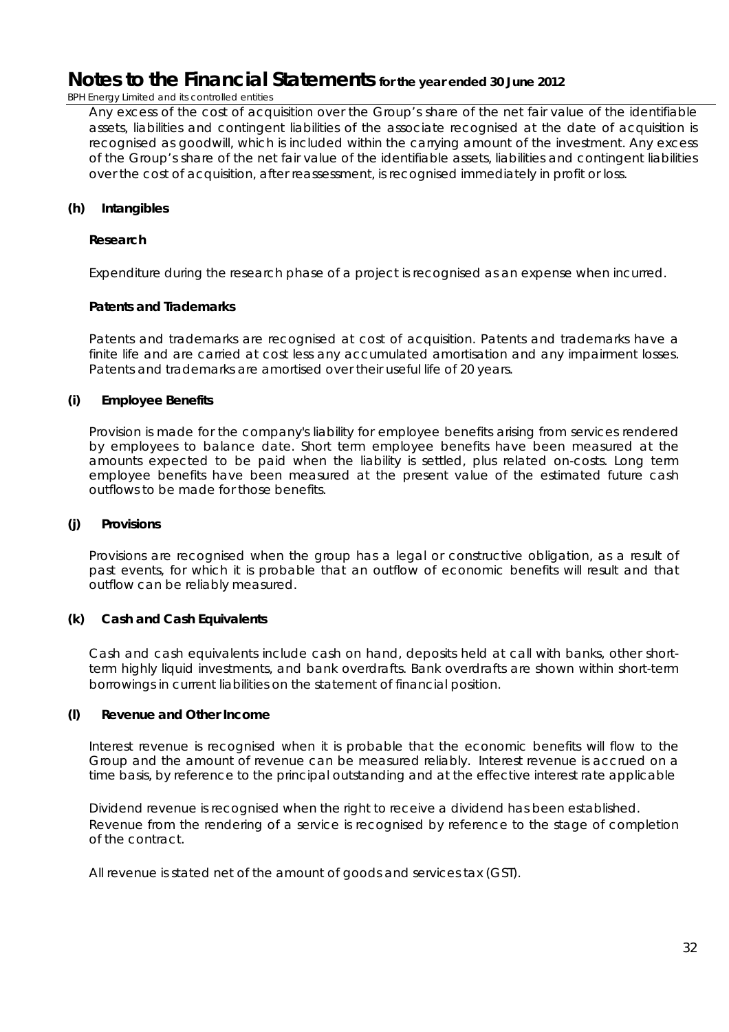Any excess of the cost of acquisition over the Group's share of the net fair value of the identifiable assets, liabilities and contingent liabilities of the associate recognised at the date of acquisition is recognised as goodwill, which is included within the carrying amount of the investment. Any excess of the Group's share of the net fair value of the identifiable assets, liabilities and contingent liabilities over the cost of acquisition, after reassessment, is recognised immediately in profit or loss.

**(h) Intangibles**

**Research**

Expenditure during the research phase of a project is recognised as an expense when incurred.

**Patents and Trademarks**

Patents and trademarks are recognised at cost of acquisition. Patents and trademarks have a finite life and are carried at cost less any accumulated amortisation and any impairment losses. Patents and trademarks are amortised over their useful life of 20 years.

**(i) Employee Benefits**

Provision is made for the company's liability for employee benefits arising from services rendered by employees to balance date. Short term employee benefits have been measured at the amounts expected to be paid when the liability is settled, plus related on-costs. Long term employee benefits have been measured at the present value of the estimated future cash outflows to be made for those benefits.

**(j) Provisions**

Provisions are recognised when the group has a legal or constructive obligation, as a result of past events, for which it is probable that an outflow of economic benefits will result and that outflow can be reliably measured.

**(k) Cash and Cash Equivalents**

Cash and cash equivalents include cash on hand, deposits held at call with banks, other short-term highly liquid investments, and bank overdrafts. Bank overdrafts are shown within short-term borrowings in current liabilities on the statement of financial position.

**(l) Revenue and Other Income**

Interest revenue is recognised when it is probable that the economic benefits will flow to the Group and the amount of revenue can be measured reliably. Interest revenue is accrued on a time basis, by reference to the principal outstanding and at the effective interest rate applicable

Dividend revenue is recognised when the right to receive a dividend has been established.
Revenue from the rendering of a service is recognised by reference to the stage of completion of the contract.

All revenue is stated net of the amount of goods and services tax (GST).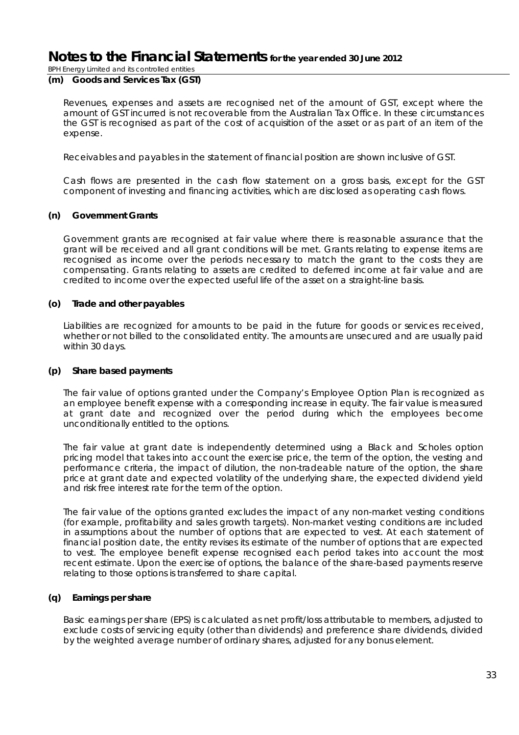#### (m) Goods and Services Tax (GST)

Revenues, expenses and assets are recognised net of the amount of GST, except where the amount of GST incurred is not recoverable from the Australian Tax Office. In these circumstances the GST is recognised as part of the cost of acquisition of the asset or as part of an item of the expense.

Receivables and payables in the statement of financial position are shown inclusive of GST.

Cash flows are presented in the cash flow statement on a gross basis, except for the GST component of investing and financing activities, which are disclosed as operating cash flows.

#### (n) Government Grants

Government grants are recognised at fair value where there is reasonable assurance that the grant will be received and all grant conditions will be met. Grants relating to expense items are recognised as income over the periods necessary to match the grant to the costs they are compensating. Grants relating to assets are credited to deferred income at fair value and are credited to income over the expected useful life of the asset on a straight-line basis.

#### (o) Trade and other payables

Liabilities are recognized for amounts to be paid in the future for goods or services received, whether or not billed to the consolidated entity. The amounts are unsecured and are usually paid within 30 days.

#### (p) Share based payments

The fair value of options granted under the Company's Employee Option Plan is recognized as an employee benefit expense with a corresponding increase in equity. The fair value is measured at grant date and recognized over the period during which the employees become unconditionally entitled to the options.

The fair value at grant date is independently determined using a Black and Scholes option pricing model that takes into account the exercise price, the term of the option, the vesting and performance criteria, the impact of dilution, the non-tradeable nature of the option, the share price at grant date and expected volatility of the underlying share, the expected dividend yield and risk free interest rate for the term of the option.

The fair value of the options granted excludes the impact of any non-market vesting conditions (for example, profitability and sales growth targets). Non-market vesting conditions are included in assumptions about the number of options that are expected to vest. At each statement of financial position date, the entity revises its estimate of the number of options that are expected to vest. The employee benefit expense recognised each period takes into account the most recent estimate. Upon the exercise of options, the balance of the share-based payments reserve relating to those options is transferred to share capital.

#### (q) Earnings per share

Basic earnings per share (EPS) is calculated as net profit/loss attributable to members, adjusted to exclude costs of servicing equity (other than dividends) and preference share dividends, divided by the weighted average number of ordinary shares, adjusted for any bonus element.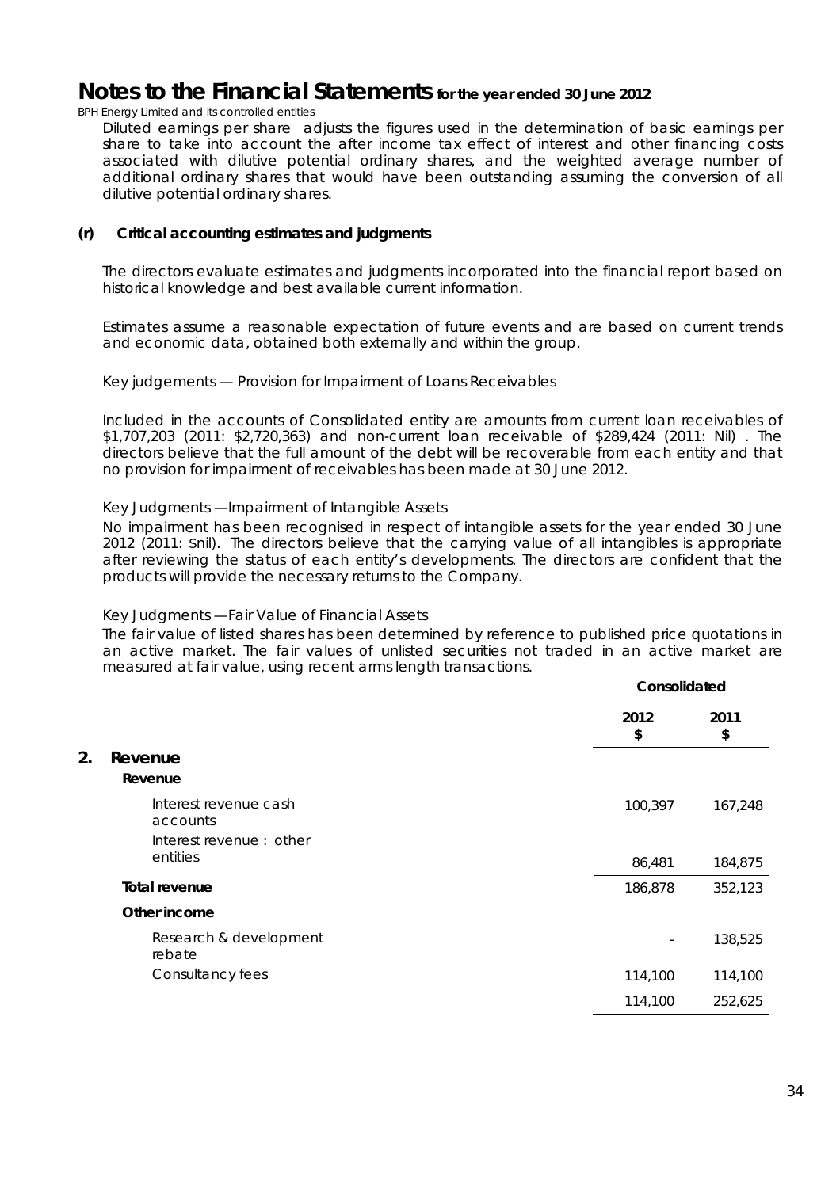Diluted earnings per share adjusts the figures used in the determination of basic earnings per share to take into account the after income tax effect of interest and other financing costs associated with dilutive potential ordinary shares, and the weighted average number of additional ordinary shares that would have been outstanding assuming the conversion of all dilutive potential ordinary shares.

### (r) Critical accounting estimates and judgments

The directors evaluate estimates and judgments incorporated into the financial report based on historical knowledge and best available current information.

Estimates assume a reasonable expectation of future events and are based on current trends and economic data, obtained both externally and within the group.

Key judgements — Provision for Impairment of Loans Receivables

Included in the accounts of Consolidated entity are amounts from current loan receivables of $1,707,203 (2011: $2,720,363) and non-current loan receivable of $289,424 (2011: Nil) . The directors believe that the full amount of the debt will be recoverable from each entity and that no provision for impairment of receivables has been made at 30 June 2012.

Key Judgments —Impairment of Intangible Assets

No impairment has been recognised in respect of intangible assets for the year ended 30 June 2012 (2011: $nil). The directors believe that the carrying value of all intangibles is appropriate after reviewing the status of each entity's developments. The directors are confident that the products will provide the necessary returns to the Company.

Key Judgments —Fair Value of Financial Assets

The fair value of listed shares has been determined by reference to published price quotations in an active market. The fair values of unlisted securities not traded in an active market are measured at fair value, using recent arms length transactions.

## 2. Revenue

| | Consolidated | |
|---|---|---|
| | 2012 $ | 2011 $ |
| **Revenue** | | |
| Interest revenue cash accounts | 100,397 | 167,248 |
| Interest revenue : other entities | 86,481 | 184,875 |
| **Total revenue** | 186,878 | 352,123 |
| **Other income** | | |
| Research & development rebate | - | 138,525 |
| Consultancy fees | 114,100 | 114,100 |
| | 114,100 | 252,625 |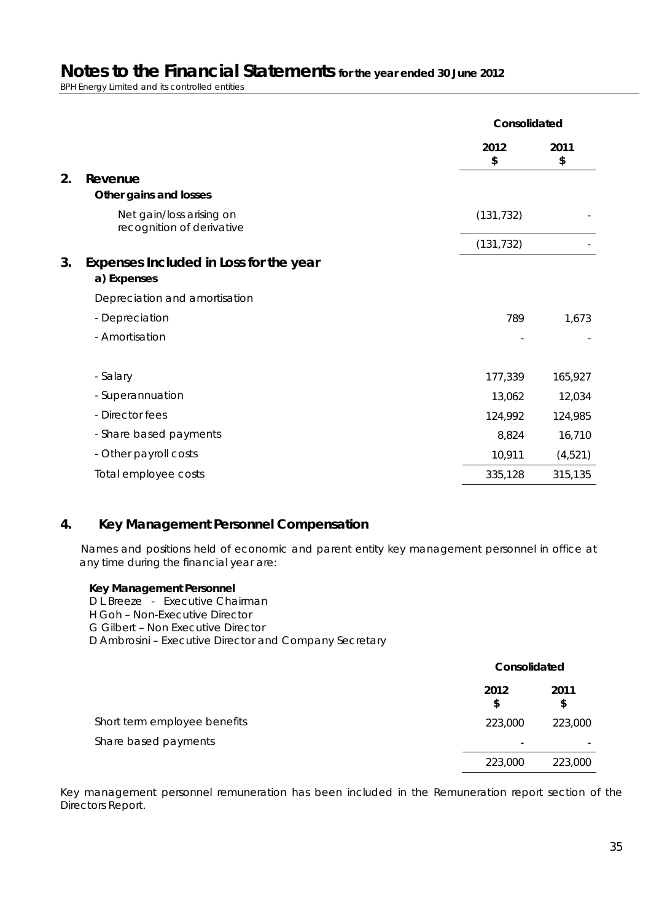# Notes to the Financial Statements for the year ended 30 June 2012

BPH Energy Limited and its controlled entities

| | Consolidated | |
|---|---|---|
| | 2012 $ | 2011 $ |
| **2. Revenue** | | |
| **Other gains and losses** | | |
| Net gain/loss arising on recognition of derivative | (131,732) | - |
| | (131,732) | - |
| **3. Expenses Included in Loss for the year** | | |
| **a) Expenses** | | |
| Depreciation and amortisation | | |
| - Depreciation | 789 | 1,673 |
| - Amortisation | - | - |
| | | |
| - Salary | 177,339 | 165,927 |
| - Superannuation | 13,062 | 12,034 |
| - Director fees | 124,992 | 124,985 |
| - Share based payments | 8,824 | 16,710 |
| - Other payroll costs | 10,911 | (4,521) |
| Total employee costs | 335,128 | 315,135 |

## 4. Key Management Personnel Compensation

Names and positions held of economic and parent entity key management personnel in office at any time during the financial year are:

**Key Management Personnel**

D L Breeze - Executive Chairman
H Goh – Non-Executive Director
G Gilbert – Non Executive Director
D Ambrosini – Executive Director and Company Secretary

| | Consolidated | |
|---|---|---|
| | 2012 $ | 2011 $ |
| Short term employee benefits | 223,000 | 223,000 |
| Share based payments | - | - |
| | 223,000 | 223,000 |

Key management personnel remuneration has been included in the Remuneration report section of the Directors Report.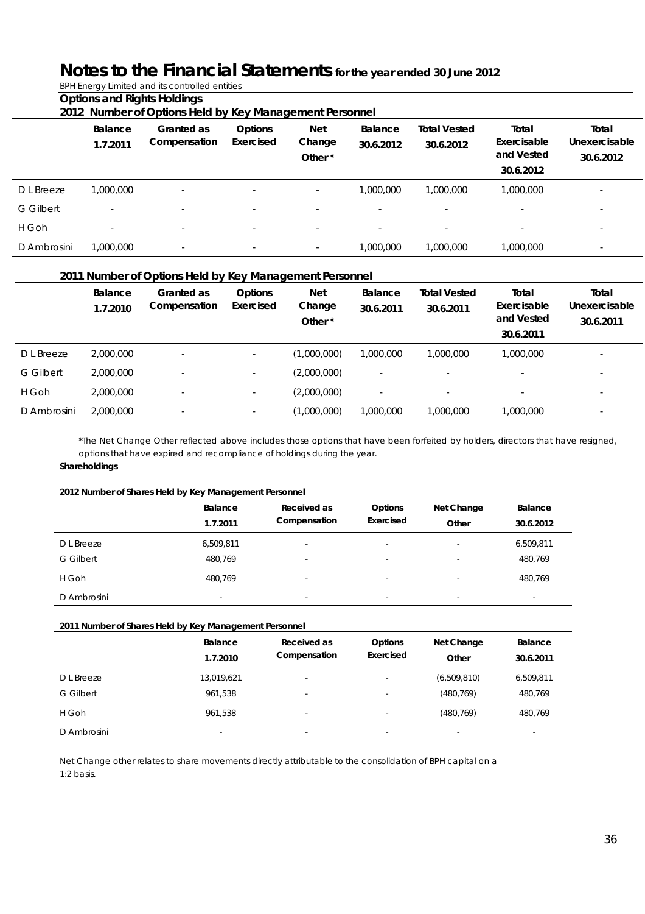# Notes to the Financial Statements for the year ended 30 June 2012

BPH Energy Limited and its controlled entities

**Options and Rights Holdings**

**2012 Number of Options Held by Key Management Personnel**

| | Balance 1.7.2011 | Granted as Compensation | Options Exercised | Net Change Other* | Balance 30.6.2012 | Total Vested 30.6.2012 | Total Exercisable and Vested 30.6.2012 | Total Unexercisable 30.6.2012 |
|---|---|---|---|---|---|---|---|---|
| D L Breeze | 1,000,000 | - | - | - | 1,000,000 | 1,000,000 | 1,000,000 | - |
| G Gilbert | - | - | - | - | - | - | - | - |
| H Goh | - | - | - | - | - | - | - | - |
| D Ambrosini | 1,000,000 | - | - | - | 1,000,000 | 1,000,000 | 1,000,000 | - |

**2011 Number of Options Held by Key Management Personnel**

| | Balance 1.7.2010 | Granted as Compensation | Options Exercised | Net Change Other* | Balance 30.6.2011 | Total Vested 30.6.2011 | Total Exercisable and Vested 30.6.2011 | Total Unexercisable 30.6.2011 |
|---|---|---|---|---|---|---|---|---|
| D L Breeze | 2,000,000 | - | - | (1,000,000) | 1,000,000 | 1,000,000 | 1,000,000 | - |
| G Gilbert | 2,000,000 | - | - | (2,000,000) | - | - | - | - |
| H Goh | 2,000,000 | - | - | (2,000,000) | - | - | - | - |
| D Ambrosini | 2,000,000 | - | - | (1,000,000) | 1,000,000 | 1,000,000 | 1,000,000 | - |

*The Net Change Other reflected above includes those options that have been forfeited by holders, directors that have resigned, options that have expired and recompliance of holdings during the year.

**Shareholdings**

**2012 Number of Shares Held by Key Management Personnel**

| | Balance 1.7.2011 | Received as Compensation | Options Exercised | Net Change Other | Balance 30.6.2012 |
|---|---|---|---|---|---|
| D L Breeze | 6,509,811 | - | - | - | 6,509,811 |
| G Gilbert | 480,769 | - | - | - | 480,769 |
| H Goh | 480,769 | - | - | - | 480,769 |
| D Ambrosini | - | - | - | - | - |

**2011 Number of Shares Held by Key Management Personnel**

| | Balance 1.7.2010 | Received as Compensation | Options Exercised | Net Change Other | Balance 30.6.2011 |
|---|---|---|---|---|---|
| D L Breeze | 13,019,621 | - | - | (6,509,810) | 6,509,811 |
| G Gilbert | 961,538 | - | - | (480,769) | 480,769 |
| H Goh | 961,538 | - | - | (480,769) | 480,769 |
| D Ambrosini | - | - | - | - | - |

Net Change other relates to share movements directly attributable to the consolidation of BPH capital on a 1:2 basis.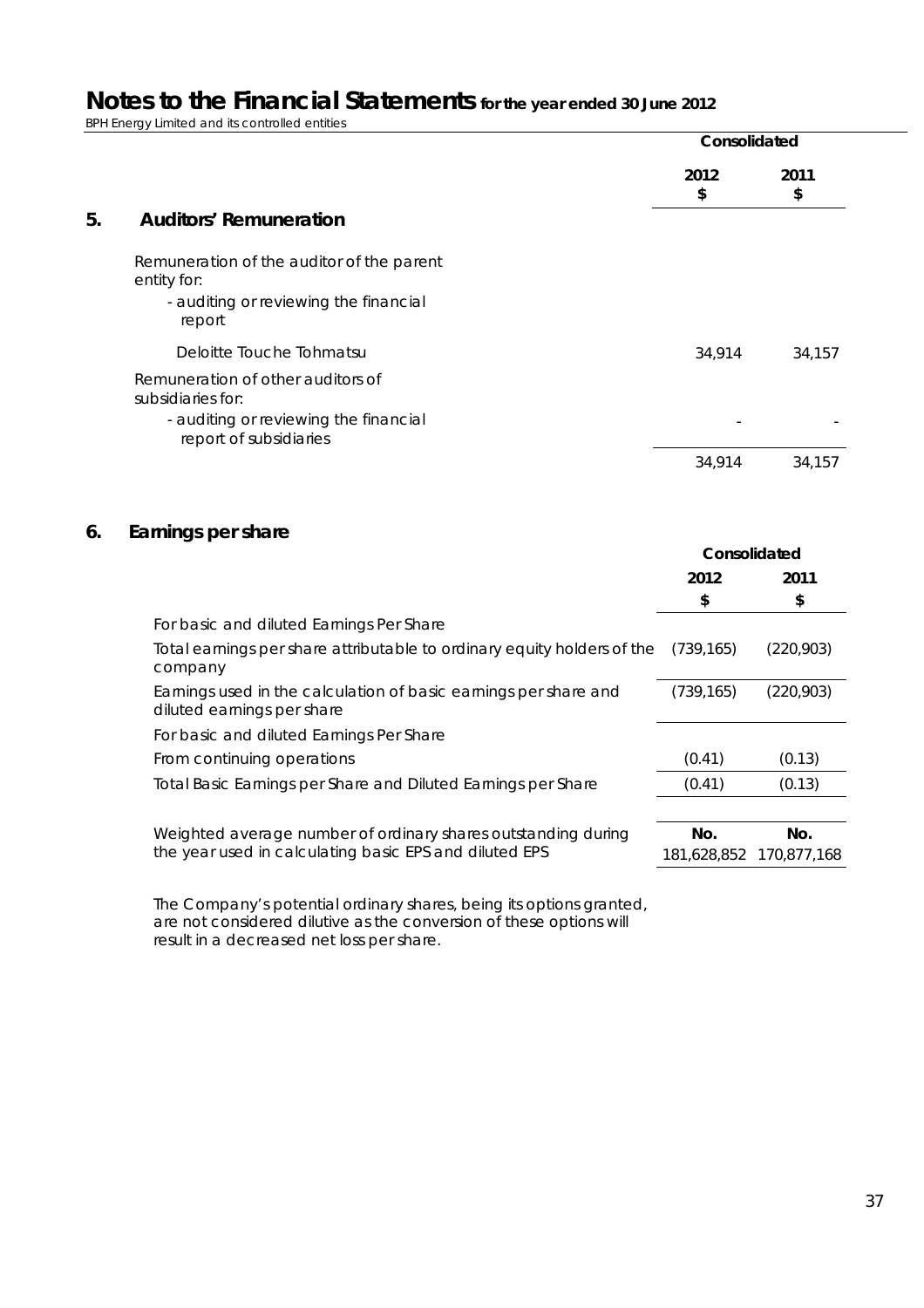# Notes to the Financial Statements for the year ended 30 June 2012

BPH Energy Limited and its controlled entities

## 5. Auditors' Remuneration

| | Consolidated | |
|---|---|---|
| | 2012 $ | 2011 $ |
| Remuneration of the auditor of the parent entity for: | | |
| - auditing or reviewing the financial report | | |
| Deloitte Touche Tohmatsu | 34,914 | 34,157 |
| Remuneration of other auditors of subsidiaries for: | | |
| - auditing or reviewing the financial report of subsidiaries | - | - |
| | 34,914 | 34,157 |

## 6. Earnings per share

| | Consolidated | |
|---|---|---|
| | 2012 $ | 2011 $ |
| For basic and diluted Earnings Per Share | | |
| Total earnings per share attributable to ordinary equity holders of the company | (739,165) | (220,903) |
| Earnings used in the calculation of basic earnings per share and diluted earnings per share | (739,165) | (220,903) |
| For basic and diluted Earnings Per Share | | |
| From continuing operations | (0.41) | (0.13) |
| Total Basic Earnings per Share and Diluted Earnings per Share | (0.41) | (0.13) |
| | No. | No. |
| Weighted average number of ordinary shares outstanding during the year used in calculating basic EPS and diluted EPS | 181,628,852 | 170,877,168 |

The Company's potential ordinary shares, being its options granted, are not considered dilutive as the conversion of these options will result in a decreased net loss per share.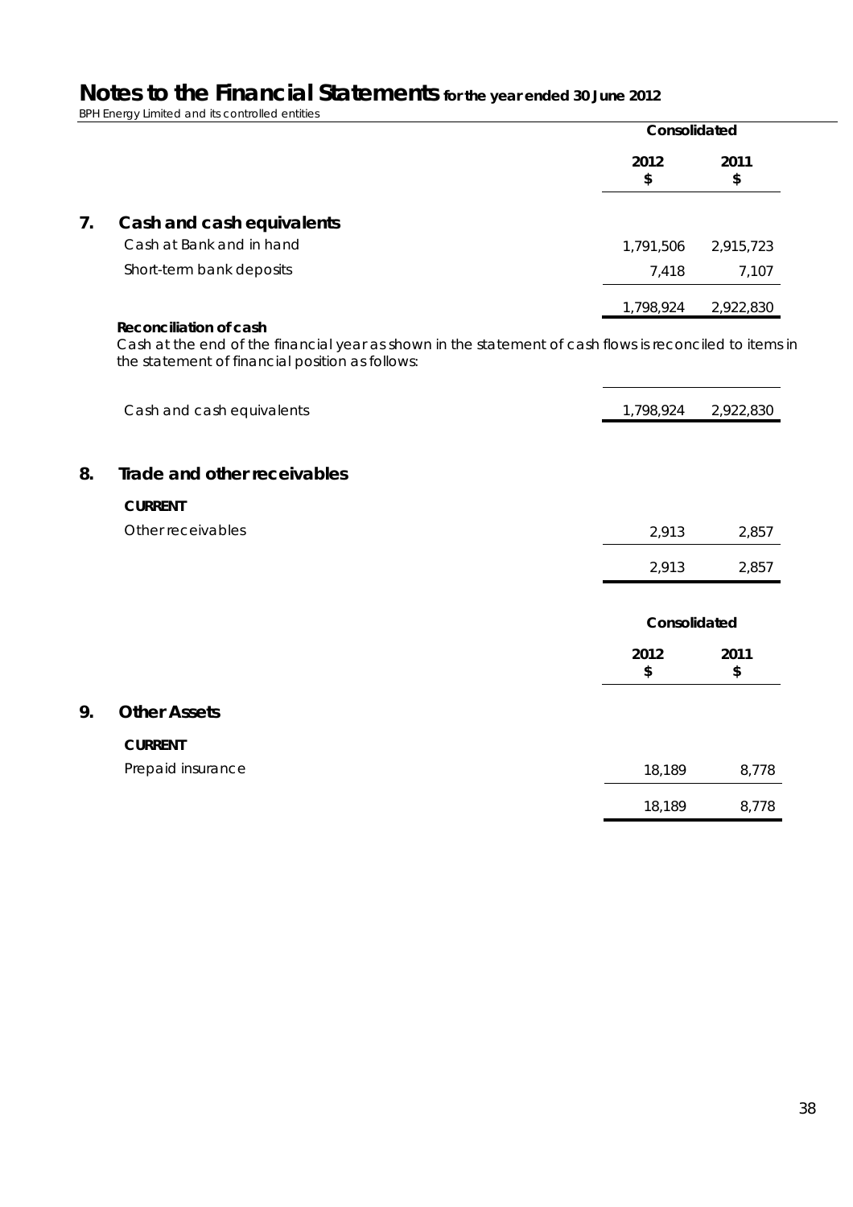# Notes to the Financial Statements for the year ended 30 June 2012

BPH Energy Limited and its controlled entities

| | Consolidated | |
|---|---|---|
| | 2012<br>$ | 2011<br>$ |

## 7. Cash and cash equivalents

| | 2012<br>$ | 2011<br>$ |
|---|---|---|
| Cash at Bank and in hand | 1,791,506 | 2,915,723 |
| Short-term bank deposits | 7,418 | 7,107 |
| | 1,798,924 | 2,922,830 |

**Reconciliation of cash**

Cash at the end of the financial year as shown in the statement of cash flows is reconciled to items in the statement of financial position as follows:

| | 2012<br>$ | 2011<br>$ |
|---|---|---|
| Cash and cash equivalents | 1,798,924 | 2,922,830 |

## 8. Trade and other receivables

**CURRENT**

| | 2012<br>$ | 2011<br>$ |
|---|---|---|
| Other receivables | 2,913 | 2,857 |
| | 2,913 | 2,857 |

| | Consolidated | |
|---|---|---|
| | 2012<br>$ | 2011<br>$ |

## 9. Other Assets

**CURRENT**

| | 2012<br>$ | 2011<br>$ |
|---|---|---|
| Prepaid insurance | 18,189 | 8,778 |
| | 18,189 | 8,778 |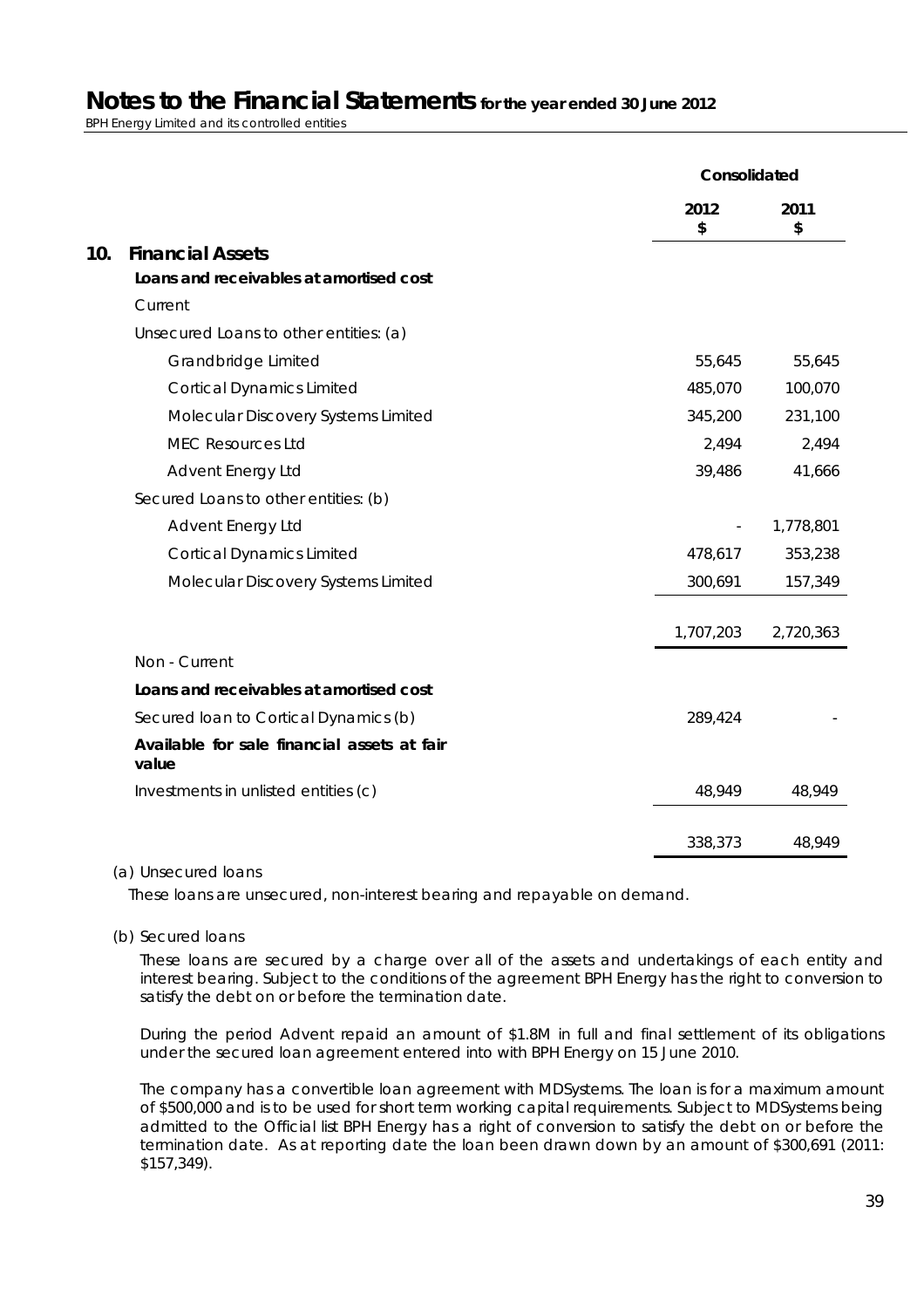# Notes to the Financial Statements for the year ended 30 June 2012

BPH Energy Limited and its controlled entities

| | Consolidated 2012 $ | Consolidated 2011 $ |
|---|---|---|
| **10. Financial Assets** | | |
| **Loans and receivables at amortised cost** | | |
| Current | | |
| Unsecured Loans to other entities: (a) | | |
| Grandbridge Limited | 55,645 | 55,645 |
| Cortical Dynamics Limited | 485,070 | 100,070 |
| Molecular Discovery Systems Limited | 345,200 | 231,100 |
| MEC Resources Ltd | 2,494 | 2,494 |
| Advent Energy Ltd | 39,486 | 41,666 |
| Secured Loans to other entities: (b) | | |
| Advent Energy Ltd | - | 1,778,801 |
| Cortical Dynamics Limited | 478,617 | 353,238 |
| Molecular Discovery Systems Limited | 300,691 | 157,349 |
| | 1,707,203 | 2,720,363 |
| Non - Current | | |
| **Loans and receivables at amortised cost** | | |
| Secured loan to Cortical Dynamics (b) | 289,424 | - |
| **Available for sale financial assets at fair value** | | |
| Investments in unlisted entities (c) | 48,949 | 48,949 |
| | 338,373 | 48,949 |

(a) Unsecured loans

These loans are unsecured, non-interest bearing and repayable on demand.

(b) Secured loans

These loans are secured by a charge over all of the assets and undertakings of each entity and interest bearing. Subject to the conditions of the agreement BPH Energy has the right to conversion to satisfy the debt on or before the termination date.

During the period Advent repaid an amount of $1.8M in full and final settlement of its obligations under the secured loan agreement entered into with BPH Energy on 15 June 2010.

The company has a convertible loan agreement with MDSystems. The loan is for a maximum amount of $500,000 and is to be used for short term working capital requirements. Subject to MDSystems being admitted to the Official list BPH Energy has a right of conversion to satisfy the debt on or before the termination date. As at reporting date the loan been drawn down by an amount of $300,691 (2011: $157,349).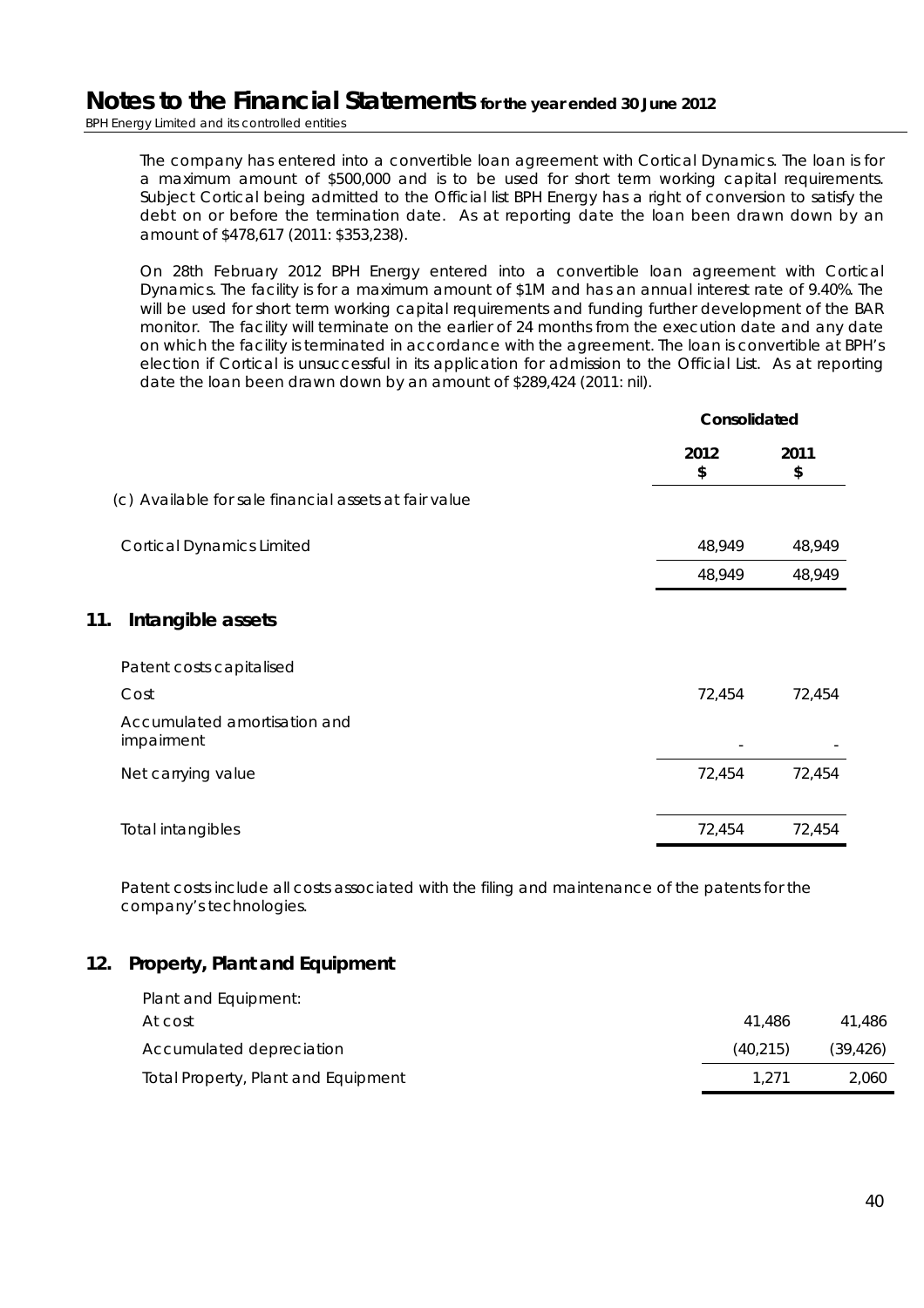The company has entered into a convertible loan agreement with Cortical Dynamics. The loan is for a maximum amount of $500,000 and is to be used for short term working capital requirements. Subject Cortical being admitted to the Official list BPH Energy has a right of conversion to satisfy the debt on or before the termination date. As at reporting date the loan been drawn down by an amount of $478,617 (2011: $353,238).

On 28th February 2012 BPH Energy entered into a convertible loan agreement with Cortical Dynamics. The facility is for a maximum amount of $1M and has an annual interest rate of 9.40%. The will be used for short term working capital requirements and funding further development of the BAR monitor. The facility will terminate on the earlier of 24 months from the execution date and any date on which the facility is terminated in accordance with the agreement. The loan is convertible at BPH's election if Cortical is unsuccessful in its application for admission to the Official List. As at reporting date the loan been drawn down by an amount of $289,424 (2011: nil).

| | Consolidated | |
|---|---|---|
| | 2012 $ | 2011 $ |
| (c) Available for sale financial assets at fair value | | |
| Cortical Dynamics Limited | 48,949 | 48,949 |
| | 48,949 | 48,949 |

## 11. Intangible assets

| | 2012 $ | 2011 $ |
|---|---|---|
| Patent costs capitalised | | |
| Cost | 72,454 | 72,454 |
| Accumulated amortisation and impairment | - | - |
| Net carrying value | 72,454 | 72,454 |
| Total intangibles | 72,454 | 72,454 |

Patent costs include all costs associated with the filing and maintenance of the patents for the company's technologies.

## 12. Property, Plant and Equipment

| | 2012 $ | 2011 $ |
|---|---|---|
| Plant and Equipment: | | |
| At cost | 41,486 | 41,486 |
| Accumulated depreciation | (40,215) | (39,426) |
| Total Property, Plant and Equipment | 1,271 | 2,060 |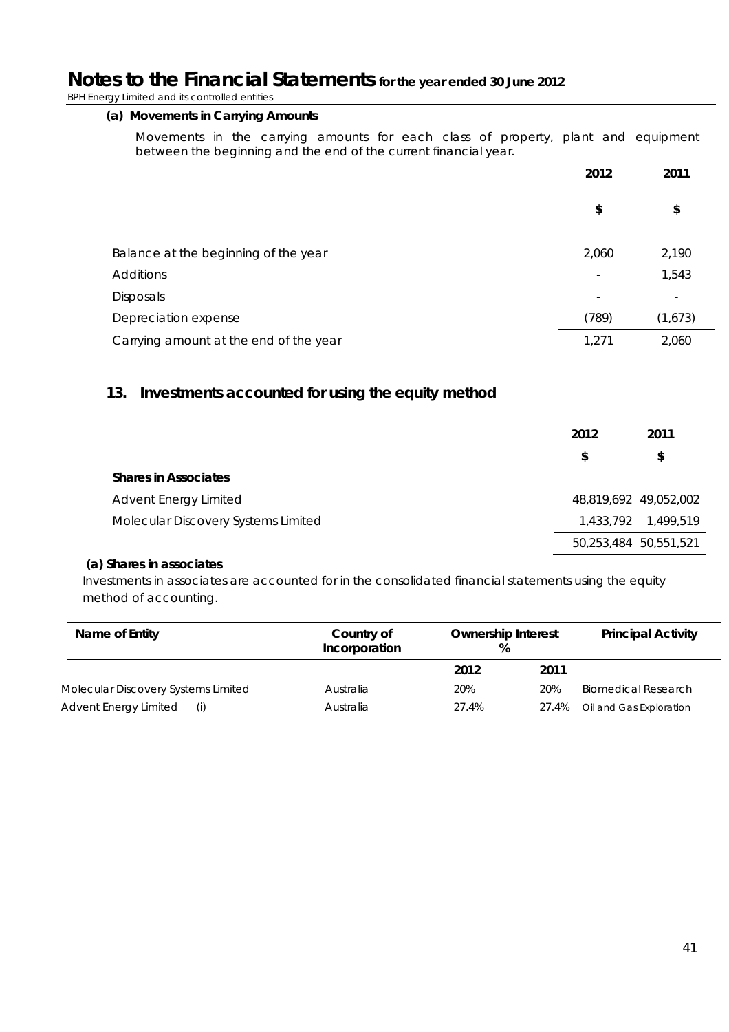# Notes to the Financial Statements for the year ended 30 June 2012

*BPH Energy Limited and its controlled entities*

**(a) Movements in Carrying Amounts**

Movements in the carrying amounts for each class of property, plant and equipment between the beginning and the end of the current financial year.

| | 2012 | 2011 |
|---|---|---|
| | $ | $ |
| Balance at the beginning of the year | 2,060 | 2,190 |
| Additions | - | 1,543 |
| Disposals | - | - |
| Depreciation expense | (789) | (1,673) |
| Carrying amount at the end of the year | 1,271 | 2,060 |

## 13. Investments accounted for using the equity method

| | 2012 | 2011 |
|---|---|---|
| | $ | $ |
| **Shares in Associates** | | |
| Advent Energy Limited | 48,819,692 | 49,052,002 |
| Molecular Discovery Systems Limited | 1,433,792 | 1,499,519 |
| | 50,253,484 | 50,551,521 |

**(a) Shares in associates**

Investments in associates are accounted for in the consolidated financial statements using the equity method of accounting.

| Name of Entity | Country of Incorporation | Ownership Interest % | | Principal Activity |
|---|---|---|---|---|
| | | 2012 | 2011 | |
| Molecular Discovery Systems Limited | Australia | 20% | 20% | Biomedical Research |
| Advent Energy Limited (i) | Australia | 27.4% | 27.4% | Oil and Gas Exploration |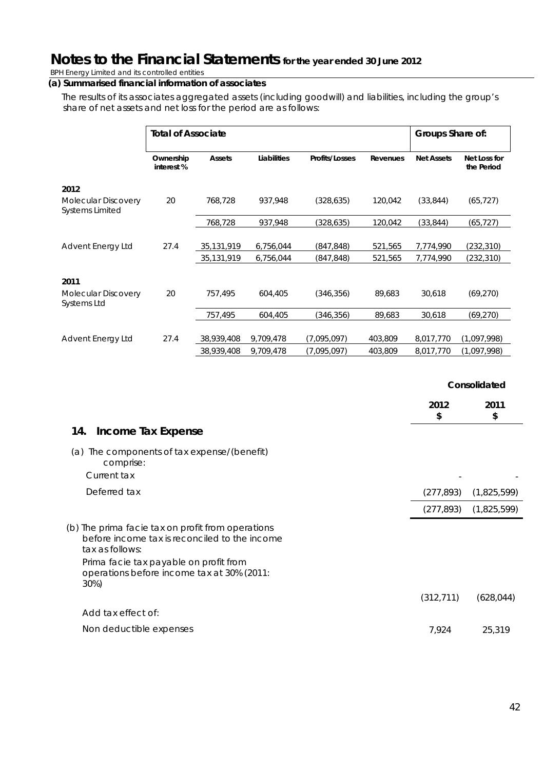# Notes to the Financial Statements for the year ended 30 June 2012

BPH Energy Limited and its controlled entities

**(a) Summarised financial information of associates**

The results of its associates aggregated assets (including goodwill) and liabilities, including the group's share of net assets and net loss for the period are as follows:

| | Total of Associate | | | | | Groups Share of: | |
|---|---|---|---|---|---|---|---|
| | Ownership interest % | Assets | Liabilities | Profits/Losses | Revenues | Net Assets | Net Loss for the Period |
| **2012** | | | | | | | |
| Molecular Discovery Systems Limited | 20 | 768,728 | 937,948 | (328,635) | 120,042 | (33,844) | (65,727) |
| | | 768,728 | 937,948 | (328,635) | 120,042 | (33,844) | (65,727) |
| Advent Energy Ltd | 27.4 | 35,131,919 | 6,756,044 | (847,848) | 521,565 | 7,774,990 | (232,310) |
| | | 35,131,919 | 6,756,044 | (847,848) | 521,565 | 7,774,990 | (232,310) |
| **2011** | | | | | | | |
| Molecular Discovery Systems Ltd | 20 | 757,495 | 604,405 | (346,356) | 89,683 | 30,618 | (69,270) |
| | | 757,495 | 604,405 | (346,356) | 89,683 | 30,618 | (69,270) |
| Advent Energy Ltd | 27.4 | 38,939,408 | 9,709,478 | (7,095,097) | 403,809 | 8,017,770 | (1,097,998) |
| | | 38,939,408 | 9,709,478 | (7,095,097) | 403,809 | 8,017,770 | (1,097,998) |

## 14. Income Tax Expense

| | Consolidated | |
|---|---|---|
| | 2012 $ | 2011 $ |
| (a) The components of tax expense/(benefit) comprise: | | |
| Current tax | - | - |
| Deferred tax | (277,893) | (1,825,599) |
| | (277,893) | (1,825,599) |
| (b) The prima facie tax on profit from operations before income tax is reconciled to the income tax as follows: | | |
| Prima facie tax payable on profit from operations before income tax at 30% (2011: 30%) | (312,711) | (628,044) |
| Add tax effect of: | | |
| Non deductible expenses | 7,924 | 25,319 |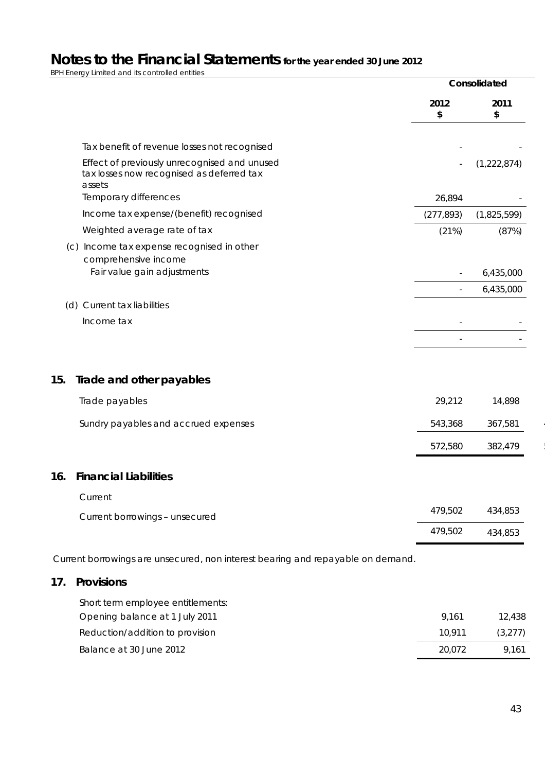# Notes to the Financial Statements for the year ended 30 June 2012

BPH Energy Limited and its controlled entities

| | Consolidated | |
|---|---|---|
| | 2012 $ | 2011 $ |
| Tax benefit of revenue losses not recognised | - | - |
| Effect of previously unrecognised and unused tax losses now recognised as deferred tax assets | - | (1,222,874) |
| Temporary differences | 26,894 | - |
| Income tax expense/(benefit) recognised | (277,893) | (1,825,599) |
| Weighted average rate of tax | (21%) | (87%) |
| (c) Income tax expense recognised in other comprehensive income | | |
| Fair value gain adjustments | - | 6,435,000 |
| | - | 6,435,000 |
| (d) Current tax liabilities | | |
| Income tax | - | - |
| | - | - |

## 15. Trade and other payables

| | 2012 $ | 2011 $ |
|---|---|---|
| Trade payables | 29,212 | 14,898 |
| Sundry payables and accrued expenses | 543,368 | 367,581 |
| | 572,580 | 382,479 |

## 16. Financial Liabilities

| | 2012 $ | 2011 $ |
|---|---|---|
| Current | | |
| Current borrowings – unsecured | 479,502 | 434,853 |
| | 479,502 | 434,853 |

Current borrowings are unsecured, non interest bearing and repayable on demand.

## 17. Provisions

| | 2012 $ | 2011 $ |
|---|---|---|
| Short term employee entitlements: | | |
| Opening balance at 1 July 2011 | 9,161 | 12,438 |
| Reduction/addition to provision | 10,911 | (3,277) |
| Balance at 30 June 2012 | 20,072 | 9,161 |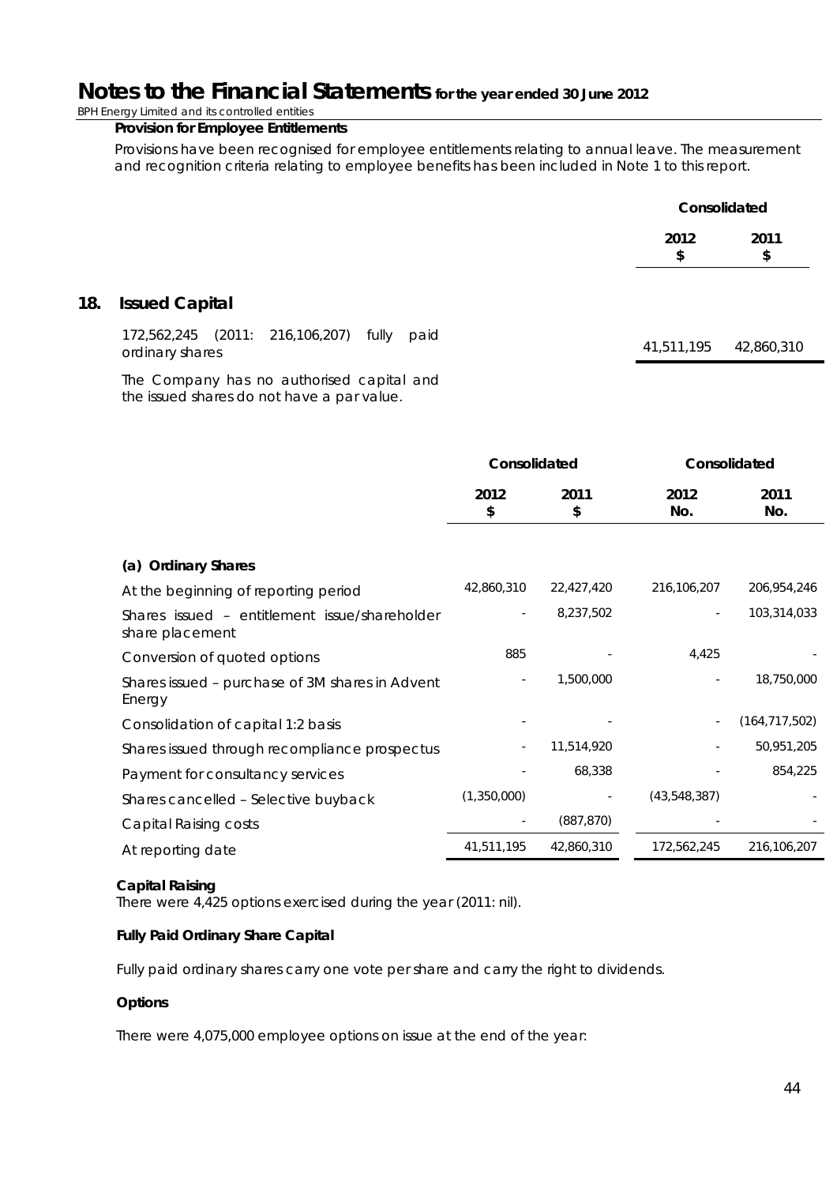**Provision for Employee Entitlements**

Provisions have been recognised for employee entitlements relating to annual leave. The measurement and recognition criteria relating to employee benefits has been included in Note 1 to this report.

| | Consolidated | |
|---|---|---|
| | 2012 $ | 2011 $ |
| **18. Issued Capital** | | |
| 172,562,245 (2011: 216,106,207) fully paid ordinary shares | 41,511,195 | 42,860,310 |

The Company has no authorised capital and the issued shares do not have a par value.

| | Consolidated | | Consolidated | |
|---|---|---|---|---|
| | 2012 $ | 2011 $ | 2012 No. | 2011 No. |
| **(a) Ordinary Shares** | | | | |
| At the beginning of reporting period | 42,860,310 | 22,427,420 | 216,106,207 | 206,954,246 |
| Shares issued – entitlement issue/shareholder share placement | - | 8,237,502 | - | 103,314,033 |
| Conversion of quoted options | 885 | - | 4,425 | - |
| Shares issued – purchase of 3M shares in Advent Energy | - | 1,500,000 | - | 18,750,000 |
| Consolidation of capital 1:2 basis | - | - | - | (164,717,502) |
| Shares issued through recompliance prospectus | - | 11,514,920 | - | 50,951,205 |
| Payment for consultancy services | - | 68,338 | - | 854,225 |
| Shares cancelled – Selective buyback | (1,350,000) | - | (43,548,387) | - |
| Capital Raising costs | - | (887,870) | - | - |
| At reporting date | 41,511,195 | 42,860,310 | 172,562,245 | 216,106,207 |

**Capital Raising**

There were 4,425 options exercised during the year (2011: nil).

**Fully Paid Ordinary Share Capital**

Fully paid ordinary shares carry one vote per share and carry the right to dividends.

**Options**

There were 4,075,000 employee options on issue at the end of the year: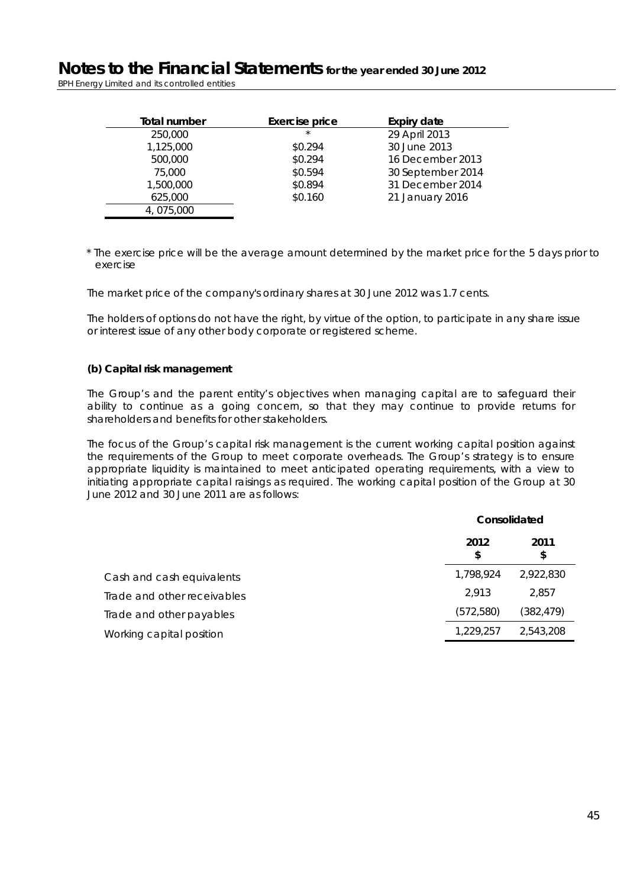| Total number | Exercise price | Expiry date |
|---|---|---|
| 250,000 | * | 29 April 2013 |
| 1,125,000 | $0.294 | 30 June 2013 |
| 500,000 | $0.294 | 16 December 2013 |
| 75,000 | $0.594 | 30 September 2014 |
| 1,500,000 | $0.894 | 31 December 2014 |
| 625,000 | $0.160 | 21 January 2016 |
| 4, 075,000 | | |

\* The exercise price will be the average amount determined by the market price for the 5 days prior to exercise

The market price of the company's ordinary shares at 30 June 2012 was 1.7 cents.

The holders of options do not have the right, by virtue of the option, to participate in any share issue or interest issue of any other body corporate or registered scheme.

**(b) Capital risk management**

The Group's and the parent entity's objectives when managing capital are to safeguard their ability to continue as a going concern, so that they may continue to provide returns for shareholders and benefits for other stakeholders.

The focus of the Group's capital risk management is the current working capital position against the requirements of the Group to meet corporate overheads. The Group's strategy is to ensure appropriate liquidity is maintained to meet anticipated operating requirements, with a view to initiating appropriate capital raisings as required. The working capital position of the Group at 30 June 2012 and 30 June 2011 are as follows:

| | Consolidated | |
|---|---|---|
| | **2012** **$** | **2011** **$** |
| Cash and cash equivalents | 1,798,924 | 2,922,830 |
| Trade and other receivables | 2,913 | 2,857 |
| Trade and other payables | (572,580) | (382,479) |
| Working capital position | 1,229,257 | 2,543,208 |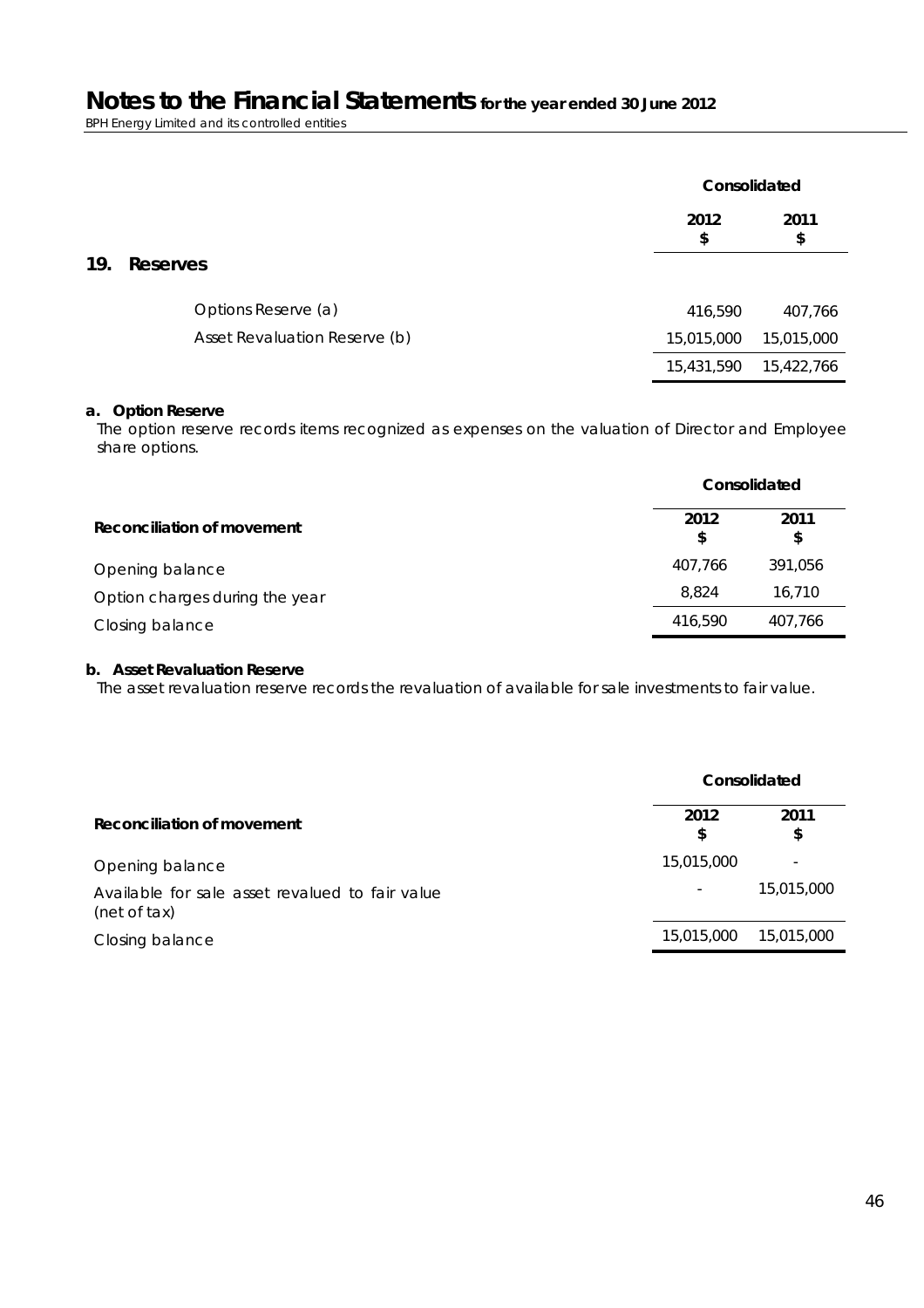# Notes to the Financial Statements for the year ended 30 June 2012

BPH Energy Limited and its controlled entities

## 19. Reserves

| | Consolidated | |
|---|---|---|
| | 2012 $ | 2011 $ |
| Options Reserve (a) | 416,590 | 407,766 |
| Asset Revaluation Reserve (b) | 15,015,000 | 15,015,000 |
| | 15,431,590 | 15,422,766 |

**a. Option Reserve**

The option reserve records items recognized as expenses on the valuation of Director and Employee share options.

| | Consolidated | |
|---|---|---|
| **Reconciliation of movement** | 2012 $ | 2011 $ |
| Opening balance | 407,766 | 391,056 |
| Option charges during the year | 8,824 | 16,710 |
| Closing balance | 416,590 | 407,766 |

**b. Asset Revaluation Reserve**

The asset revaluation reserve records the revaluation of available for sale investments to fair value.

| | Consolidated | |
|---|---|---|
| **Reconciliation of movement** | 2012 $ | 2011 $ |
| Opening balance | 15,015,000 | - |
| Available for sale asset revalued to fair value (net of tax) | - | 15,015,000 |
| Closing balance | 15,015,000 | 15,015,000 |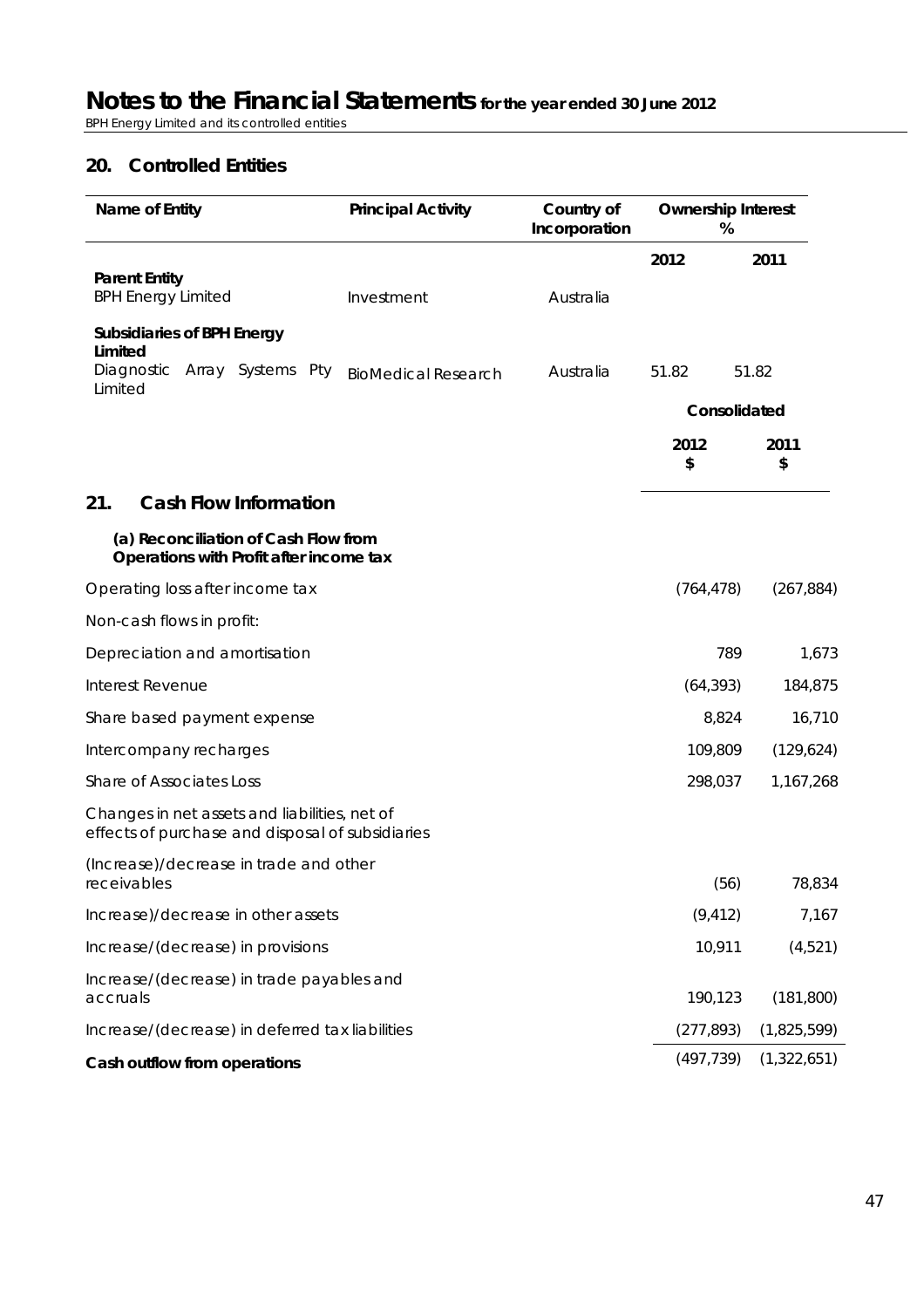# Notes to the Financial Statements for the year ended 30 June 2012

BPH Energy Limited and its controlled entities

## 20. Controlled Entities

| Name of Entity | Principal Activity | Country of Incorporation | Ownership Interest % | |
|---|---|---|---|---|
| | | | 2012 | 2011 |
| **Parent Entity** | | | | |
| BPH Energy Limited | Investment | Australia | | |
| **Subsidiaries of BPH Energy Limited** | | | | |
| Diagnostic Array Systems Pty Limited | BioMedical Research | Australia | 51.82 | 51.82 |

## 21. Cash Flow Information

### (a) Reconciliation of Cash Flow from Operations with Profit after income tax

| | Consolidated 2012 $ | Consolidated 2011 $ |
|---|---|---|
| Operating loss after income tax | (764,478) | (267,884) |
| Non-cash flows in profit: | | |
| Depreciation and amortisation | 789 | 1,673 |
| Interest Revenue | (64,393) | 184,875 |
| Share based payment expense | 8,824 | 16,710 |
| Intercompany recharges | 109,809 | (129,624) |
| Share of Associates Loss | 298,037 | 1,167,268 |
| Changes in net assets and liabilities, net of effects of purchase and disposal of subsidiaries | | |
| (Increase)/decrease in trade and other receivables | (56) | 78,834 |
| Increase)/decrease in other assets | (9,412) | 7,167 |
| Increase/(decrease) in provisions | 10,911 | (4,521) |
| Increase/(decrease) in trade payables and accruals | 190,123 | (181,800) |
| Increase/(decrease) in deferred tax liabilities | (277,893) | (1,825,599) |
| **Cash outflow from operations** | (497,739) | (1,322,651) |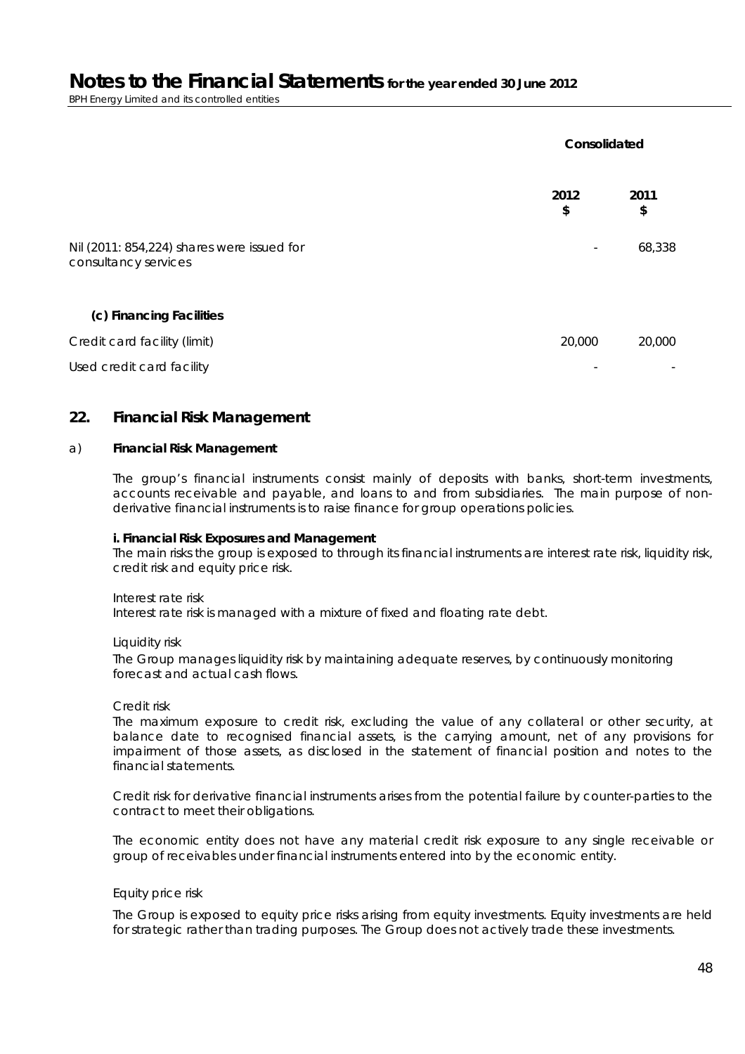| | Consolidated | |
|---|---|---|
| | 2012 $ | 2011 $ |
| Nil (2011: 854,224) shares were issued for consultancy services | - | 68,338 |
| **(c) Financing Facilities** | | |
| Credit card facility (limit) | 20,000 | 20,000 |
| Used credit card facility | - | - |

## 22. Financial Risk Management

a) **Financial Risk Management**

The group's financial instruments consist mainly of deposits with banks, short-term investments, accounts receivable and payable, and loans to and from subsidiaries. The main purpose of non-derivative financial instruments is to raise finance for group operations policies.

**i. Financial Risk Exposures and Management**

The main risks the group is exposed to through its financial instruments are interest rate risk, liquidity risk, credit risk and equity price risk.

*Interest rate risk*

Interest rate risk is managed with a mixture of fixed and floating rate debt.

*Liquidity risk*

The Group manages liquidity risk by maintaining adequate reserves, by continuously monitoring forecast and actual cash flows.

*Credit risk*

The maximum exposure to credit risk, excluding the value of any collateral or other security, at balance date to recognised financial assets, is the carrying amount, net of any provisions for impairment of those assets, as disclosed in the statement of financial position and notes to the financial statements.

Credit risk for derivative financial instruments arises from the potential failure by counter-parties to the contract to meet their obligations.

The economic entity does not have any material credit risk exposure to any single receivable or group of receivables under financial instruments entered into by the economic entity.

*Equity price risk*

The Group is exposed to equity price risks arising from equity investments. Equity investments are held for strategic rather than trading purposes. The Group does not actively trade these investments.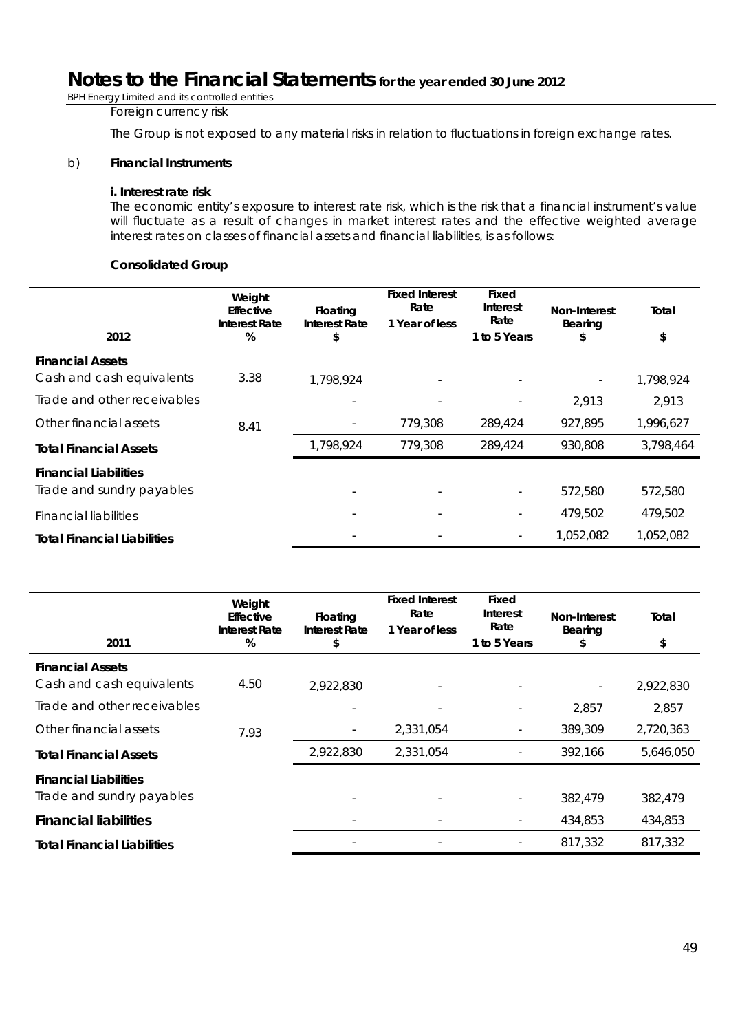Foreign currency risk

The Group is not exposed to any material risks in relation to fluctuations in foreign exchange rates.

b) **Financial Instruments**

**i. Interest rate risk**

The economic entity's exposure to interest rate risk, which is the risk that a financial instrument's value will fluctuate as a result of changes in market interest rates and the effective weighted average interest rates on classes of financial assets and financial liabilities, is as follows:

**Consolidated Group**

| 2012 | Weight Effective Interest Rate % | Floating Interest Rate $ | Fixed Interest Rate 1 Year of less | Fixed Interest Rate 1 to 5 Years | Non-Interest Bearing $ | Total $ |
|---|---|---|---|---|---|---|
| **Financial Assets** | | | | | | |
| Cash and cash equivalents | 3.38 | 1,798,924 | - | - | - | 1,798,924 |
| Trade and other receivables | | - | - | - | 2,913 | 2,913 |
| Other financial assets | 8.41 | - | 779,308 | 289,424 | 927,895 | 1,996,627 |
| **Total Financial Assets** | | 1,798,924 | 779,308 | 289,424 | 930,808 | 3,798,464 |
| **Financial Liabilities** | | | | | | |
| Trade and sundry payables | | - | - | - | 572,580 | 572,580 |
| Financial liabilities | | - | - | - | 479,502 | 479,502 |
| **Total Financial Liabilities** | | - | - | - | 1,052,082 | 1,052,082 |

| 2011 | Weight Effective Interest Rate % | Floating Interest Rate $ | Fixed Interest Rate 1 Year of less | Fixed Interest Rate 1 to 5 Years | Non-Interest Bearing $ | Total $ |
|---|---|---|---|---|---|---|
| **Financial Assets** | | | | | | |
| Cash and cash equivalents | 4.50 | 2,922,830 | - | - | - | 2,922,830 |
| Trade and other receivables | | - | - | - | 2,857 | 2,857 |
| Other financial assets | 7.93 | - | 2,331,054 | - | 389,309 | 2,720,363 |
| **Total Financial Assets** | | 2,922,830 | 2,331,054 | - | 392,166 | 5,646,050 |
| **Financial Liabilities** | | | | | | |
| Trade and sundry payables | | - | - | - | 382,479 | 382,479 |
| **Financial liabilities** | | - | - | - | 434,853 | 434,853 |
| **Total Financial Liabilities** | | - | - | - | 817,332 | 817,332 |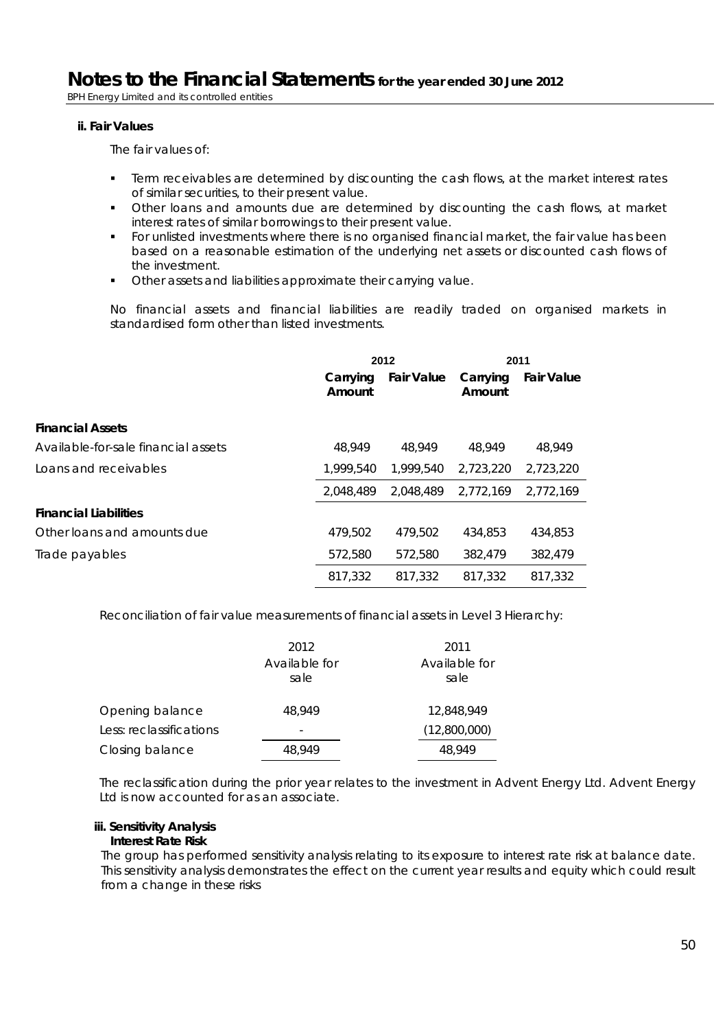**ii. Fair Values**

The fair values of:

- Term receivables are determined by discounting the cash flows, at the market interest rates of similar securities, to their present value.
- Other loans and amounts due are determined by discounting the cash flows, at market interest rates of similar borrowings to their present value.
- For unlisted investments where there is no organised financial market, the fair value has been based on a reasonable estimation of the underlying net assets or discounted cash flows of the investment.
- Other assets and liabilities approximate their carrying value.

No financial assets and financial liabilities are readily traded on organised markets in standardised form other than listed investments.

| | 2012 | | 2011 | |
|---|---|---|---|---|
| | Carrying Amount | Fair Value | Carrying Amount | Fair Value |
| **Financial Assets** | | | | |
| Available-for-sale financial assets | 48,949 | 48,949 | 48,949 | 48,949 |
| Loans and receivables | 1,999,540 | 1,999,540 | 2,723,220 | 2,723,220 |
| | 2,048,489 | 2,048,489 | 2,772,169 | 2,772,169 |
| **Financial Liabilities** | | | | |
| Other loans and amounts due | 479,502 | 479,502 | 434,853 | 434,853 |
| Trade payables | 572,580 | 572,580 | 382,479 | 382,479 |
| | 817,332 | 817,332 | 817,332 | 817,332 |

Reconciliation of fair value measurements of financial assets in Level 3 Hierarchy:

| | 2012 Available for sale | 2011 Available for sale |
|---|---|---|
| Opening balance | 48,949 | 12,848,949 |
| Less: reclassifications | - | (12,800,000) |
| Closing balance | 48,949 | 48,949 |

The reclassification during the prior year relates to the investment in Advent Energy Ltd. Advent Energy Ltd is now accounted for as an associate.

**iii. Sensitivity Analysis**

**Interest Rate Risk**

The group has performed sensitivity analysis relating to its exposure to interest rate risk at balance date. This sensitivity analysis demonstrates the effect on the current year results and equity which could result from a change in these risks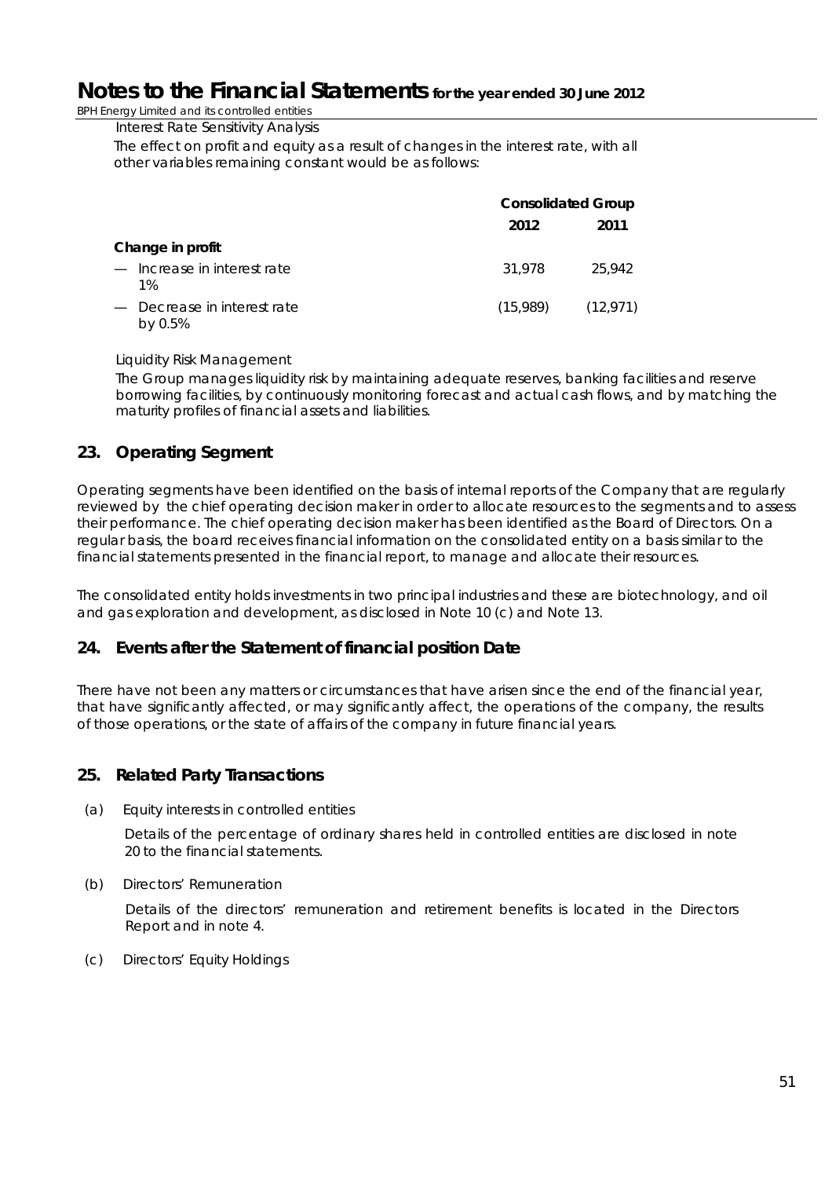Interest Rate Sensitivity Analysis

The effect on profit and equity as a result of changes in the interest rate, with all other variables remaining constant would be as follows:

| | Consolidated Group | |
|---|---|---|
| | 2012 | 2011 |
| **Change in profit** | | |
| — Increase in interest rate 1% | 31,978 | 25,942 |
| — Decrease in interest rate by 0.5% | (15,989) | (12,971) |

Liquidity Risk Management

The Group manages liquidity risk by maintaining adequate reserves, banking facilities and reserve borrowing facilities, by continuously monitoring forecast and actual cash flows, and by matching the maturity profiles of financial assets and liabilities.

## 23. Operating Segment

Operating segments have been identified on the basis of internal reports of the Company that are regularly reviewed by the chief operating decision maker in order to allocate resources to the segments and to assess their performance. The chief operating decision maker has been identified as the Board of Directors. On a regular basis, the board receives financial information on the consolidated entity on a basis similar to the financial statements presented in the financial report, to manage and allocate their resources.

The consolidated entity holds investments in two principal industries and these are biotechnology, and oil and gas exploration and development, as disclosed in Note 10 (c) and Note 13.

## 24. Events after the Statement of financial position Date

There have not been any matters or circumstances that have arisen since the end of the financial year, that have significantly affected, or may significantly affect, the operations of the company, the results of those operations, or the state of affairs of the company in future financial years.

## 25. Related Party Transactions

(a) Equity interests in controlled entities

Details of the percentage of ordinary shares held in controlled entities are disclosed in note 20 to the financial statements.

(b) Directors' Remuneration

Details of the directors' remuneration and retirement benefits is located in the Directors Report and in note 4.

(c) Directors' Equity Holdings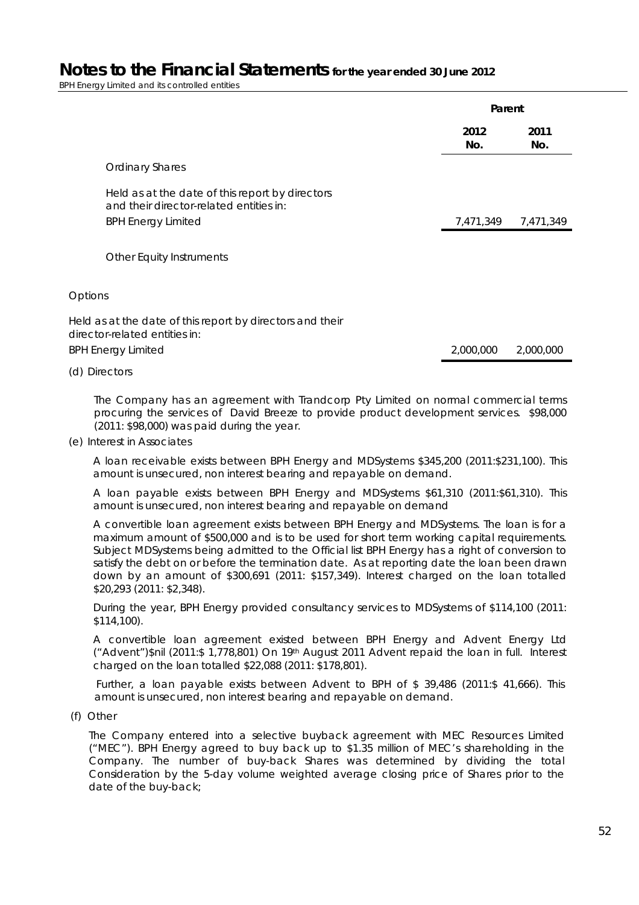| | Parent | |
|---|---|---|
| | 2012 No. | 2011 No. |
| Ordinary Shares | | |
| Held as at the date of this report by directors and their director-related entities in: | | |
| BPH Energy Limited | 7,471,349 | 7,471,349 |
| Other Equity Instruments | | |
| Options | | |
| Held as at the date of this report by directors and their director-related entities in: | | |
| BPH Energy Limited | 2,000,000 | 2,000,000 |

(d) Directors

The Company has an agreement with Trandcorp Pty Limited on normal commercial terms procuring the services of David Breeze to provide product development services. $98,000 (2011: $98,000) was paid during the year.

(e) Interest in Associates

A loan receivable exists between BPH Energy and MDSystems $345,200 (2011:$231,100). This amount is unsecured, non interest bearing and repayable on demand.

A loan payable exists between BPH Energy and MDSystems $61,310 (2011:$61,310). This amount is unsecured, non interest bearing and repayable on demand

A convertible loan agreement exists between BPH Energy and MDSystems. The loan is for a maximum amount of $500,000 and is to be used for short term working capital requirements. Subject MDSystems being admitted to the Official list BPH Energy has a right of conversion to satisfy the debt on or before the termination date. As at reporting date the loan been drawn down by an amount of $300,691 (2011: $157,349). Interest charged on the loan totalled $20,293 (2011: $2,348).

During the year, BPH Energy provided consultancy services to MDSystems of $114,100 (2011: $114,100).

A convertible loan agreement existed between BPH Energy and Advent Energy Ltd ("Advent")$nil (2011:$ 1,778,801) On 19th August 2011 Advent repaid the loan in full. Interest charged on the loan totalled $22,088 (2011: $178,801).

Further, a loan payable exists between Advent to BPH of $ 39,486 (2011:$ 41,666). This amount is unsecured, non interest bearing and repayable on demand.

(f) Other

The Company entered into a selective buyback agreement with MEC Resources Limited ("MEC"). BPH Energy agreed to buy back up to $1.35 million of MEC's shareholding in the Company. The number of buy-back Shares was determined by dividing the total Consideration by the 5-day volume weighted average closing price of Shares prior to the date of the buy-back;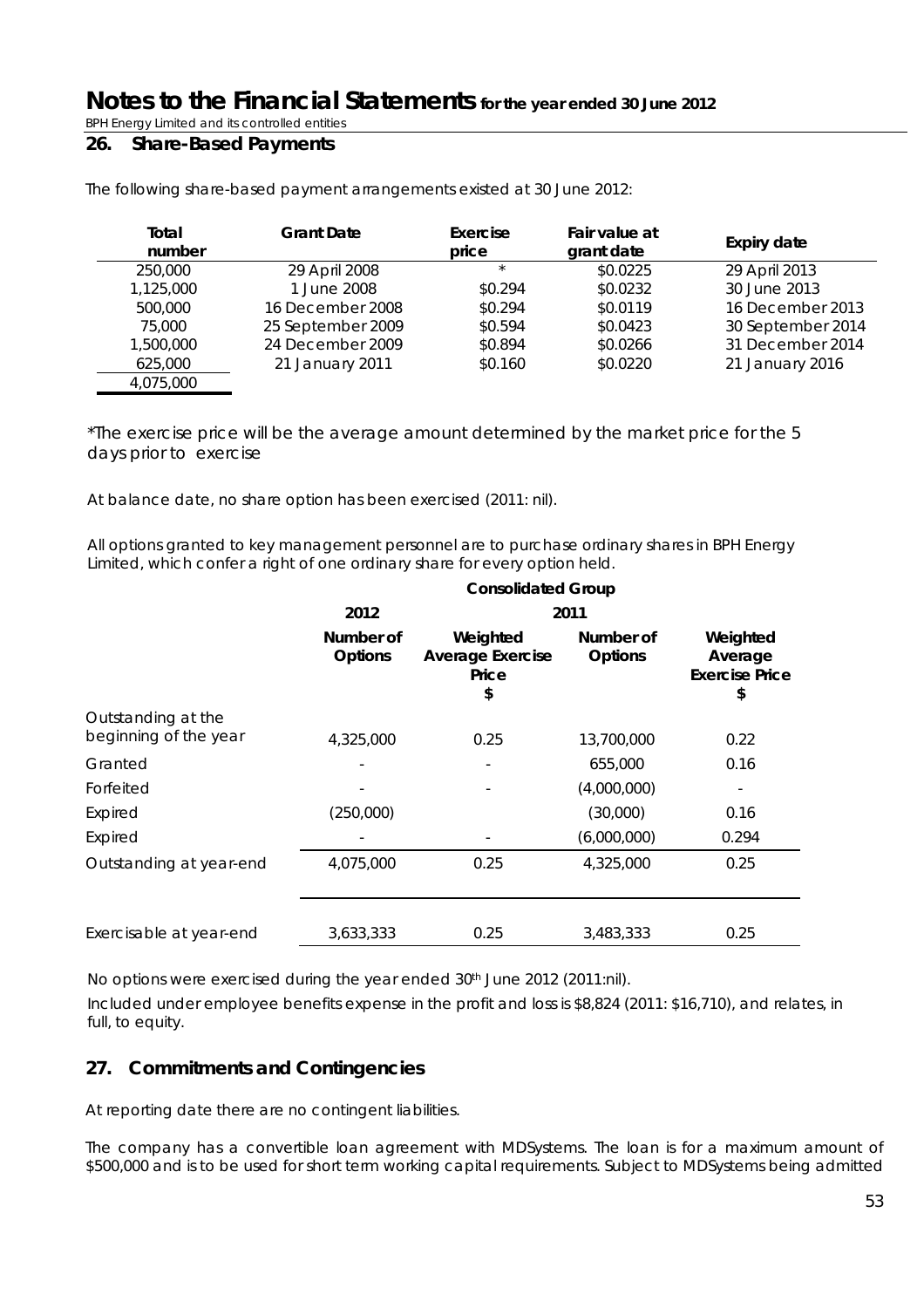## 26. Share-Based Payments

The following share-based payment arrangements existed at 30 June 2012:

| Total number | Grant Date | Exercise price | Fair value at grant date | Expiry date |
|---|---|---|---|---|
| 250,000 | 29 April 2008 | * | \$0.0225 | 29 April 2013 |
| 1,125,000 | 1 June 2008 | \$0.294 | \$0.0232 | 30 June 2013 |
| 500,000 | 16 December 2008 | \$0.294 | \$0.0119 | 16 December 2013 |
| 75,000 | 25 September 2009 | \$0.594 | \$0.0423 | 30 September 2014 |
| 1,500,000 | 24 December 2009 | \$0.894 | \$0.0266 | 31 December 2014 |
| 625,000 | 21 January 2011 | \$0.160 | \$0.0220 | 21 January 2016 |
| 4,075,000 | | | | |

*The exercise price will be the average amount determined by the market price for the 5 days prior to exercise

At balance date, no share option has been exercised (2011: nil).

All options granted to key management personnel are to purchase ordinary shares in BPH Energy Limited, which confer a right of one ordinary share for every option held.

| | Consolidated Group | | | |
|---|---|---|---|---|
| | 2012 | | 2011 | |
| | Number of Options | Weighted Average Exercise Price \$ | Number of Options | Weighted Average Exercise Price \$ |
| Outstanding at the beginning of the year | 4,325,000 | 0.25 | 13,700,000 | 0.22 |
| Granted | - | - | 655,000 | 0.16 |
| Forfeited | - | - | (4,000,000) | - |
| Expired | (250,000) | | (30,000) | 0.16 |
| Expired | - | - | (6,000,000) | 0.294 |
| Outstanding at year-end | 4,075,000 | 0.25 | 4,325,000 | 0.25 |
| Exercisable at year-end | 3,633,333 | 0.25 | 3,483,333 | 0.25 |

No options were exercised during the year ended 30th June 2012 (2011:nil).

Included under employee benefits expense in the profit and loss is \$8,824 (2011: \$16,710), and relates, in full, to equity.

## 27. Commitments and Contingencies

At reporting date there are no contingent liabilities.

The company has a convertible loan agreement with MDSystems. The loan is for a maximum amount of \$500,000 and is to be used for short term working capital requirements. Subject to MDSystems being admitted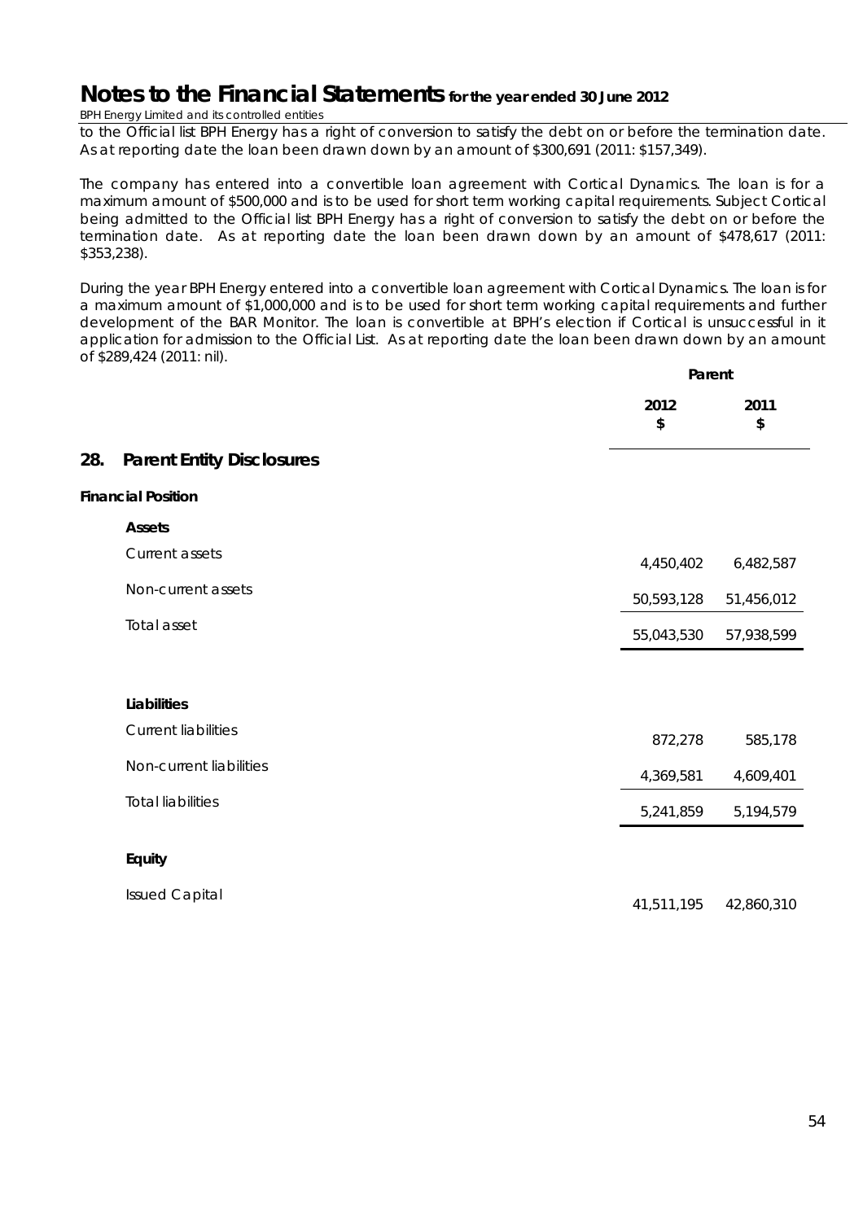to the Official list BPH Energy has a right of conversion to satisfy the debt on or before the termination date. As at reporting date the loan been drawn down by an amount of $300,691 (2011: $157,349).

The company has entered into a convertible loan agreement with Cortical Dynamics. The loan is for a maximum amount of $500,000 and is to be used for short term working capital requirements. Subject Cortical being admitted to the Official list BPH Energy has a right of conversion to satisfy the debt on or before the termination date. As at reporting date the loan been drawn down by an amount of $478,617 (2011: $353,238).

During the year BPH Energy entered into a convertible loan agreement with Cortical Dynamics. The loan is for a maximum amount of $1,000,000 and is to be used for short term working capital requirements and further development of the BAR Monitor. The loan is convertible at BPH's election if Cortical is unsuccessful in it application for admission to the Official List. As at reporting date the loan been drawn down by an amount of $289,424 (2011: nil).

## 28. Parent Entity Disclosures

| | Parent | |
|---|---|---|
| | **2012 $** | **2011 $** |
| **Financial Position** | | |
| **Assets** | | |
| Current assets | 4,450,402 | 6,482,587 |
| Non-current assets | 50,593,128 | 51,456,012 |
| Total asset | 55,043,530 | 57,938,599 |
| **Liabilities** | | |
| Current liabilities | 872,278 | 585,178 |
| Non-current liabilities | 4,369,581 | 4,609,401 |
| Total liabilities | 5,241,859 | 5,194,579 |
| **Equity** | | |
| Issued Capital | 41,511,195 | 42,860,310 |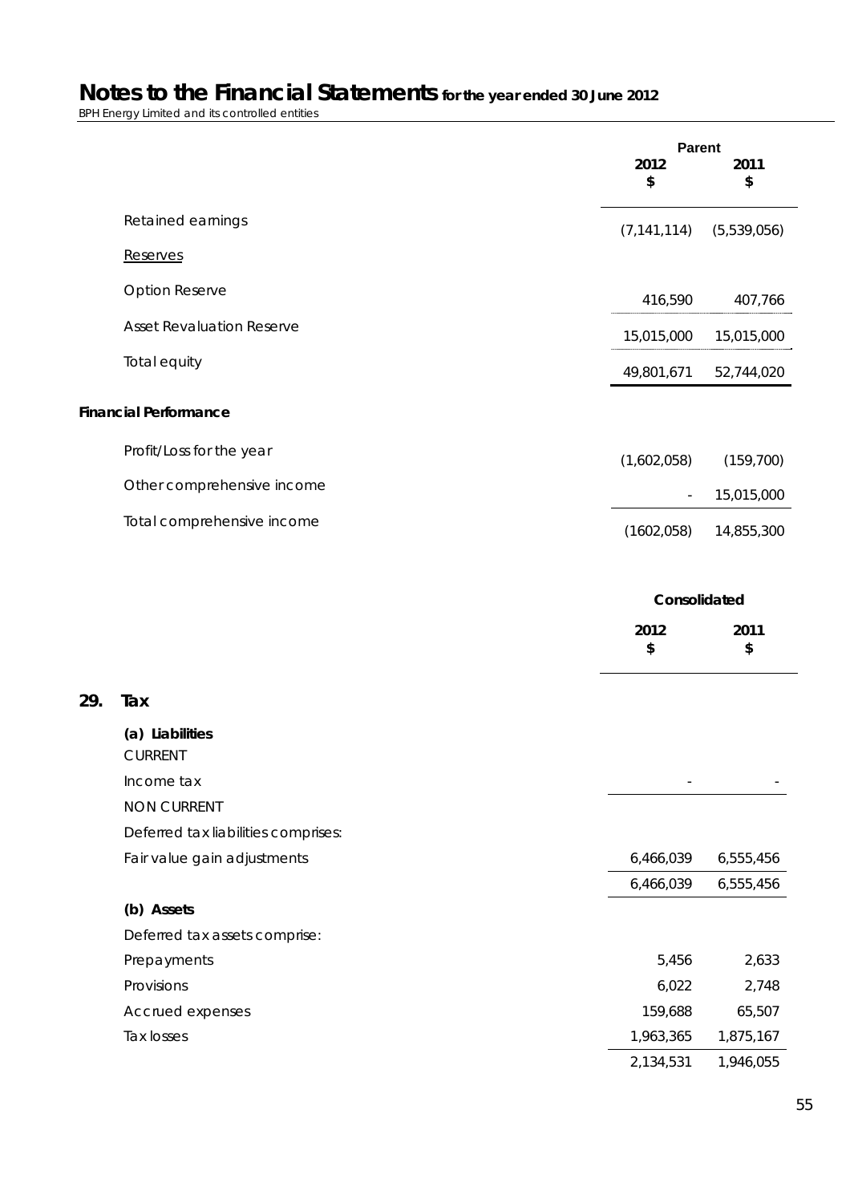# Notes to the Financial Statements for the year ended 30 June 2012

BPH Energy Limited and its controlled entities

| | Parent | |
|---|---|---|
| | 2012 $ | 2011 $ |
| Retained earnings | (7,141,114) | (5,539,056) |
| Reserves | | |
| Option Reserve | 416,590 | 407,766 |
| Asset Revaluation Reserve | 15,015,000 | 15,015,000 |
| Total equity | 49,801,671 | 52,744,020 |
| **Financial Performance** | | |
| Profit/Loss for the year | (1,602,058) | (159,700) |
| Other comprehensive income | - | 15,015,000 |
| Total comprehensive income | (1602,058) | 14,855,300 |

## 29. Tax

| | Consolidated | |
|---|---|---|
| | 2012 $ | 2011 $ |
| **(a) Liabilities** | | |
| CURRENT | | |
| Income tax | - | - |
| NON CURRENT | | |
| Deferred tax liabilities comprises: | | |
| Fair value gain adjustments | 6,466,039 | 6,555,456 |
| | 6,466,039 | 6,555,456 |
| **(b) Assets** | | |
| Deferred tax assets comprise: | | |
| Prepayments | 5,456 | 2,633 |
| Provisions | 6,022 | 2,748 |
| Accrued expenses | 159,688 | 65,507 |
| Tax losses | 1,963,365 | 1,875,167 |
| | 2,134,531 | 1,946,055 |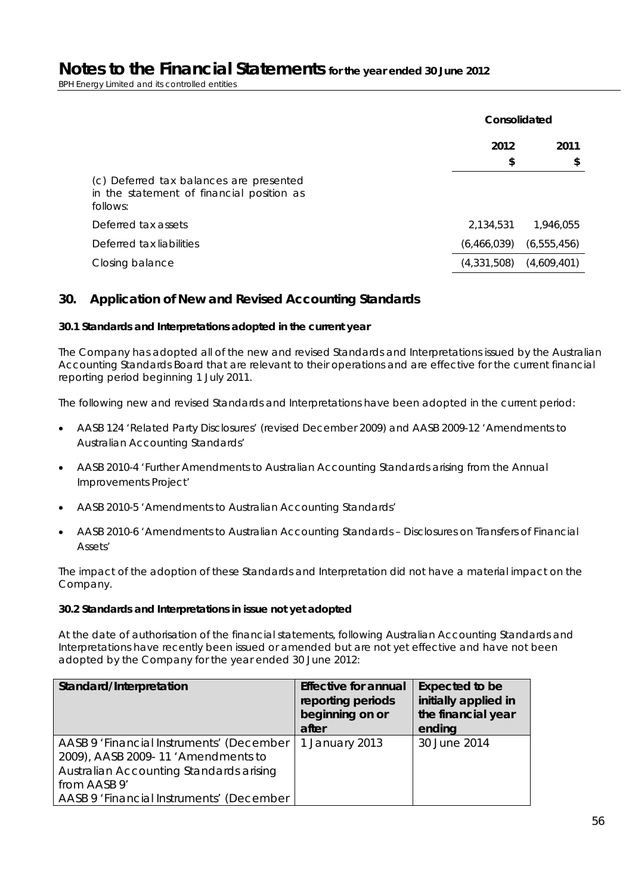| | Consolidated | |
|---|---|---|
| | 2012 | 2011 |
| | $ | $ |
| (c) Deferred tax balances are presented in the statement of financial position as follows: | | |
| Deferred tax assets | 2,134,531 | 1,946,055 |
| Deferred tax liabilities | (6,466,039) | (6,555,456) |
| Closing balance | (4,331,508) | (4,609,401) |

## 30. Application of New and Revised Accounting Standards

### 30.1 Standards and Interpretations adopted in the current year

The Company has adopted all of the new and revised Standards and Interpretations issued by the Australian Accounting Standards Board that are relevant to their operations and are effective for the current financial reporting period beginning 1 July 2011.

The following new and revised Standards and Interpretations have been adopted in the current period:

- AASB 124 'Related Party Disclosures' (revised December 2009) and AASB 2009-12 'Amendments to Australian Accounting Standards'
- AASB 2010-4 'Further Amendments to Australian Accounting Standards arising from the Annual Improvements Project'
- AASB 2010-5 'Amendments to Australian Accounting Standards'
- AASB 2010-6 'Amendments to Australian Accounting Standards – Disclosures on Transfers of Financial Assets'

The impact of the adoption of these Standards and Interpretation did not have a material impact on the Company.

### 30.2 Standards and Interpretations in issue not yet adopted

At the date of authorisation of the financial statements, following Australian Accounting Standards and Interpretations have recently been issued or amended but are not yet effective and have not been adopted by the Company for the year ended 30 June 2012:

| Standard/Interpretation | Effective for annual reporting periods beginning on or after | Expected to be initially applied in the financial year ending |
|---|---|---|
| AASB 9 'Financial Instruments' (December 2009), AASB 2009- 11 'Amendments to Australian Accounting Standards arising from AASB 9' AASB 9 'Financial Instruments' (December | 1 January 2013 | 30 June 2014 |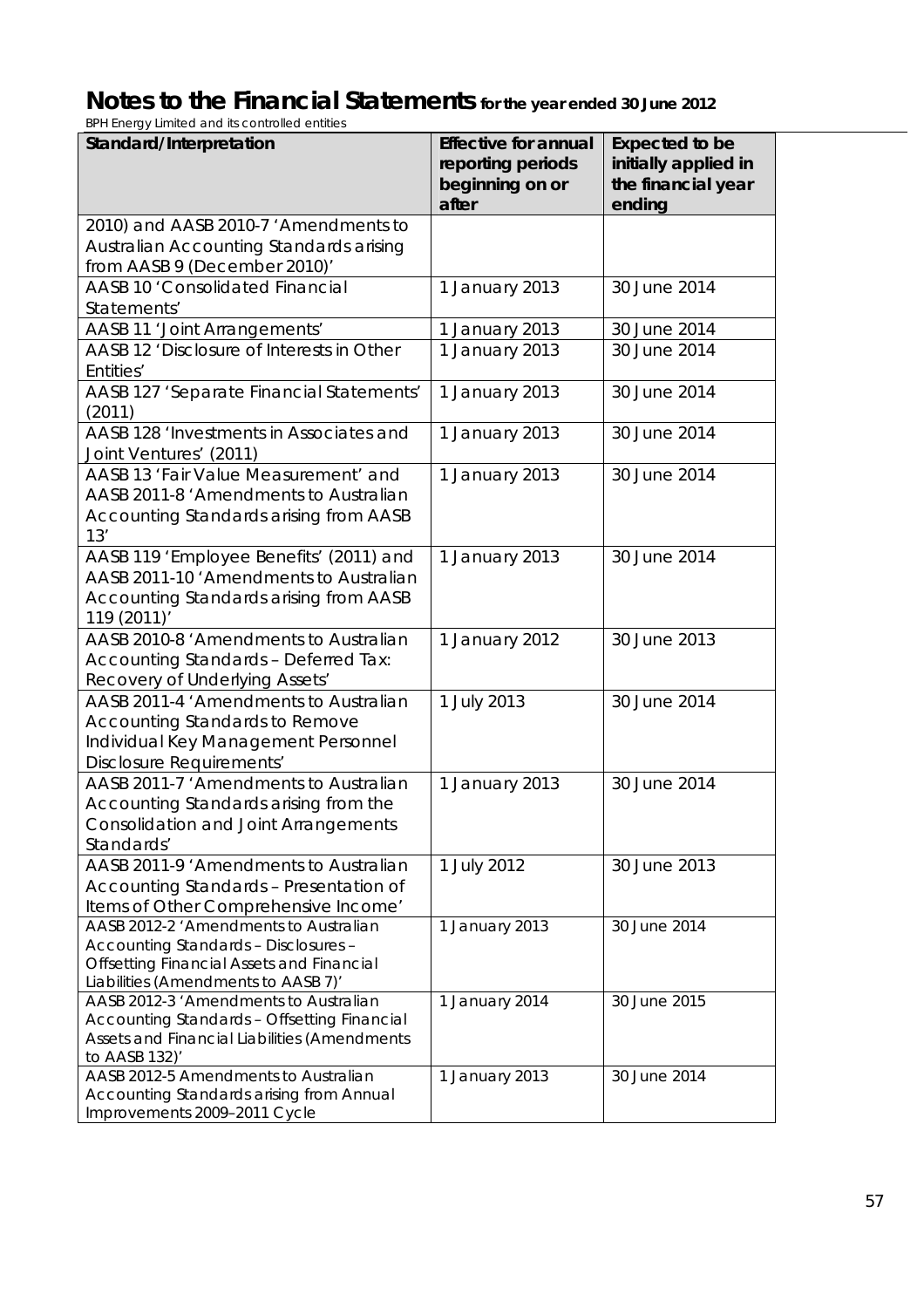# Notes to the Financial Statements for the year ended 30 June 2012

BPH Energy Limited and its controlled entities

| Standard/Interpretation | Effective for annual reporting periods beginning on or after | Expected to be initially applied in the financial year ending |
|---|---|---|
| 2010) and AASB 2010-7 'Amendments to Australian Accounting Standards arising from AASB 9 (December 2010)' | | |
| AASB 10 'Consolidated Financial Statements' | 1 January 2013 | 30 June 2014 |
| AASB 11 'Joint Arrangements' | 1 January 2013 | 30 June 2014 |
| AASB 12 'Disclosure of Interests in Other Entities' | 1 January 2013 | 30 June 2014 |
| AASB 127 'Separate Financial Statements' (2011) | 1 January 2013 | 30 June 2014 |
| AASB 128 'Investments in Associates and Joint Ventures' (2011) | 1 January 2013 | 30 June 2014 |
| AASB 13 'Fair Value Measurement' and AASB 2011-8 'Amendments to Australian Accounting Standards arising from AASB 13' | 1 January 2013 | 30 June 2014 |
| AASB 119 'Employee Benefits' (2011) and AASB 2011-10 'Amendments to Australian Accounting Standards arising from AASB 119 (2011)' | 1 January 2013 | 30 June 2014 |
| AASB 2010-8 'Amendments to Australian Accounting Standards – Deferred Tax: Recovery of Underlying Assets' | 1 January 2012 | 30 June 2013 |
| AASB 2011-4 'Amendments to Australian Accounting Standards to Remove Individual Key Management Personnel Disclosure Requirements' | 1 July 2013 | 30 June 2014 |
| AASB 2011-7 'Amendments to Australian Accounting Standards arising from the Consolidation and Joint Arrangements Standards' | 1 January 2013 | 30 June 2014 |
| AASB 2011-9 'Amendments to Australian Accounting Standards – Presentation of Items of Other Comprehensive Income' | 1 July 2012 | 30 June 2013 |
| AASB 2012-2 'Amendments to Australian Accounting Standards – Disclosures – Offsetting Financial Assets and Financial Liabilities (Amendments to AASB 7)' | 1 January 2013 | 30 June 2014 |
| AASB 2012-3 'Amendments to Australian Accounting Standards – Offsetting Financial Assets and Financial Liabilities (Amendments to AASB 132)' | 1 January 2014 | 30 June 2015 |
| AASB 2012-5 Amendments to Australian Accounting Standards arising from Annual Improvements 2009–2011 Cycle | 1 January 2013 | 30 June 2014 |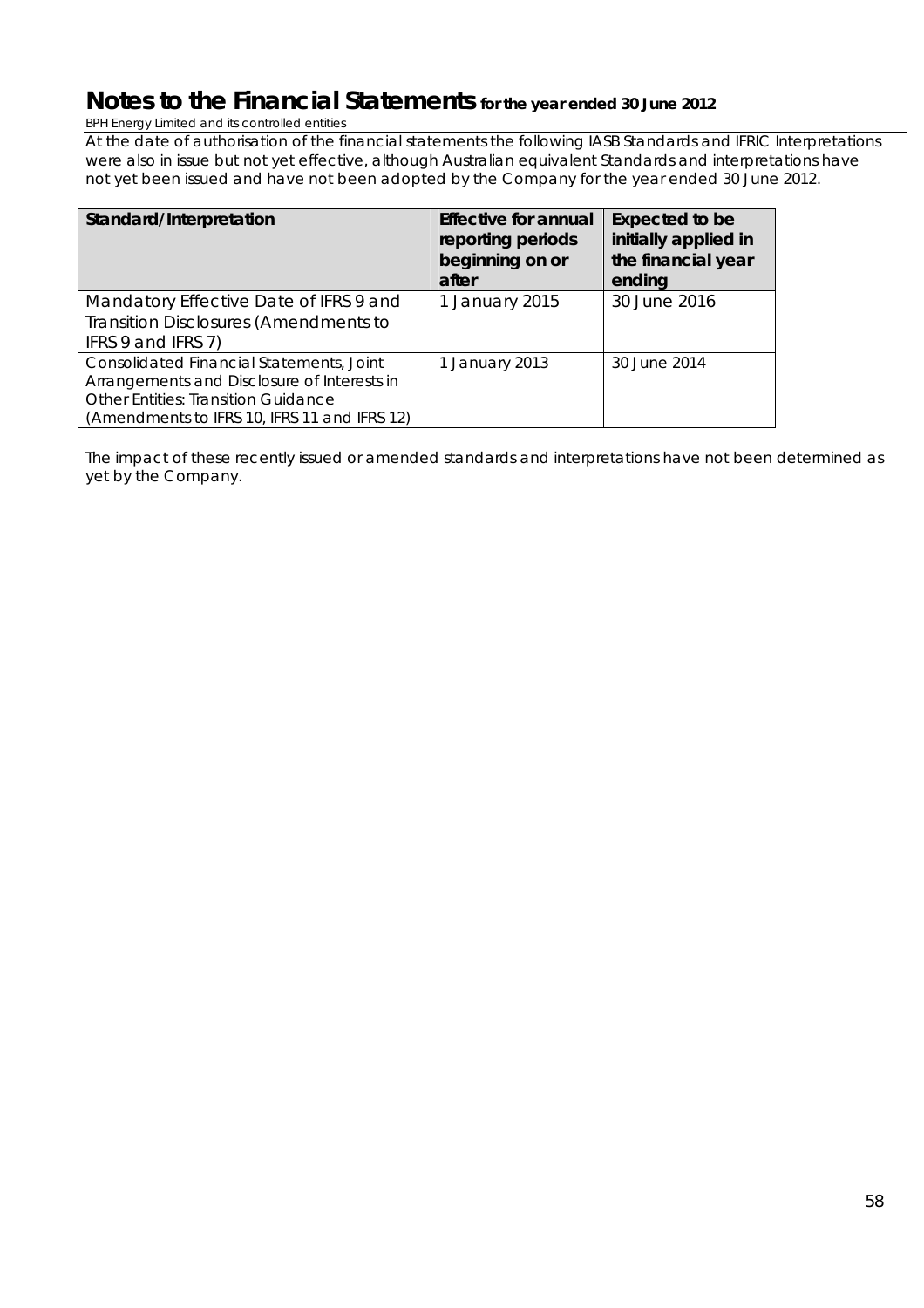At the date of authorisation of the financial statements the following IASB Standards and IFRIC Interpretations were also in issue but not yet effective, although Australian equivalent Standards and interpretations have not yet been issued and have not been adopted by the Company for the year ended 30 June 2012.

| Standard/Interpretation | Effective for annual reporting periods beginning on or after | Expected to be initially applied in the financial year ending |
|---|---|---|
| Mandatory Effective Date of IFRS 9 and Transition Disclosures (Amendments to IFRS 9 and IFRS 7) | 1 January 2015 | 30 June 2016 |
| Consolidated Financial Statements, Joint Arrangements and Disclosure of Interests in Other Entities: Transition Guidance (Amendments to IFRS 10, IFRS 11 and IFRS 12) | 1 January 2013 | 30 June 2014 |

The impact of these recently issued or amended standards and interpretations have not been determined as yet by the Company.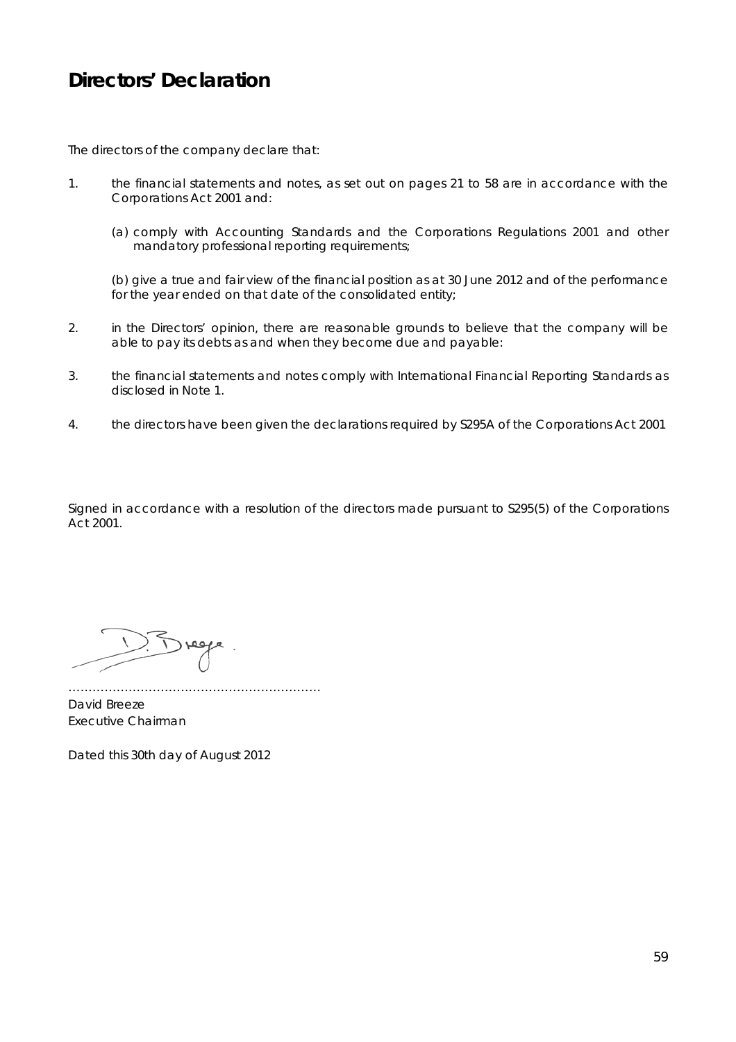# Directors' Declaration

The directors of the company declare that:

1. the financial statements and notes, as set out on pages 21 to 58 are in accordance with the Corporations Act 2001 and:

   (a) comply with Accounting Standards and the Corporations Regulations 2001 and other mandatory professional reporting requirements;

   (b) give a true and fair view of the financial position as at 30 June 2012 and of the performance for the year ended on that date of the consolidated entity;

2. in the Directors' opinion, there are reasonable grounds to believe that the company will be able to pay its debts as and when they become due and payable:

3. the financial statements and notes comply with International Financial Reporting Standards as disclosed in Note 1.

4. the directors have been given the declarations required by S295A of the Corporations Act 2001

Signed in accordance with a resolution of the directors made pursuant to S295(5) of the Corporations Act 2001.

………………………………………………………

David Breeze
Executive Chairman

Dated this 30th day of August 2012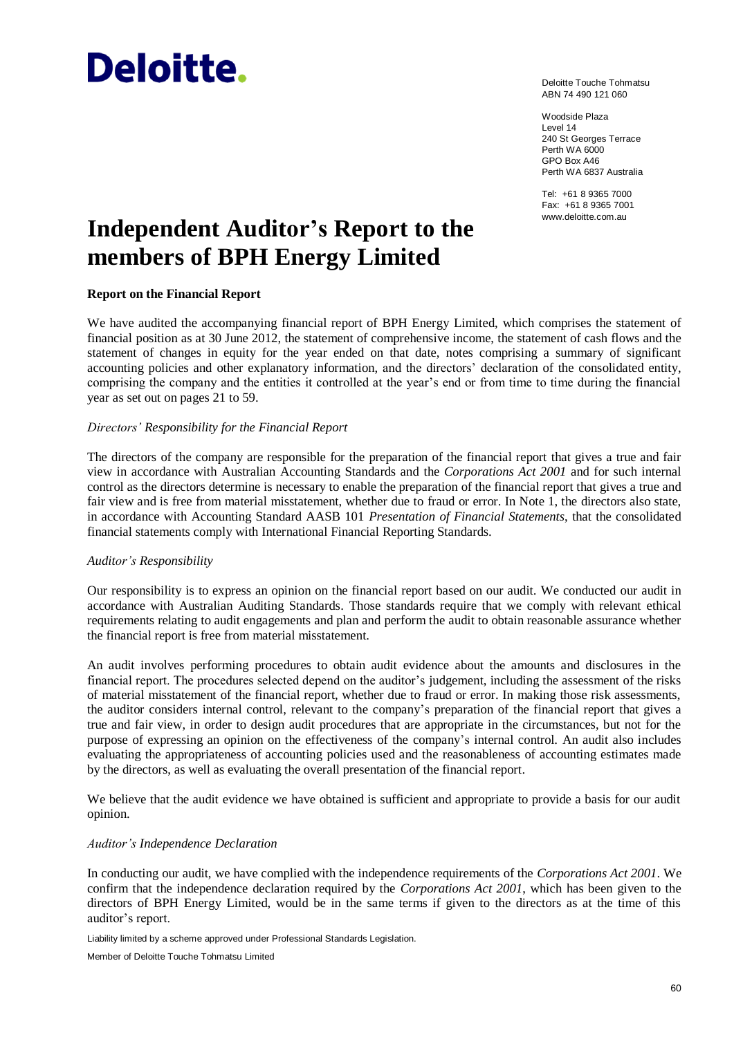Deloitte.

Deloitte Touche Tohmatsu
ABN 74 490 121 060

Woodside Plaza
Level 14
240 St Georges Terrace
Perth WA 6000
GPO Box A46
Perth WA 6837 Australia

Tel: +61 8 9365 7000
Fax: +61 8 9365 7001
www.deloitte.com.au

# Independent Auditor's Report to the members of BPH Energy Limited

**Report on the Financial Report**

We have audited the accompanying financial report of BPH Energy Limited, which comprises the statement of financial position as at 30 June 2012, the statement of comprehensive income, the statement of cash flows and the statement of changes in equity for the year ended on that date, notes comprising a summary of significant accounting policies and other explanatory information, and the directors' declaration of the consolidated entity, comprising the company and the entities it controlled at the year's end or from time to time during the financial year as set out on pages 21 to 59.

*Directors' Responsibility for the Financial Report*

The directors of the company are responsible for the preparation of the financial report that gives a true and fair view in accordance with Australian Accounting Standards and the *Corporations Act 2001* and for such internal control as the directors determine is necessary to enable the preparation of the financial report that gives a true and fair view and is free from material misstatement, whether due to fraud or error. In Note 1, the directors also state, in accordance with Accounting Standard AASB 101 *Presentation of Financial Statements*, that the consolidated financial statements comply with International Financial Reporting Standards.

*Auditor's Responsibility*

Our responsibility is to express an opinion on the financial report based on our audit. We conducted our audit in accordance with Australian Auditing Standards. Those standards require that we comply with relevant ethical requirements relating to audit engagements and plan and perform the audit to obtain reasonable assurance whether the financial report is free from material misstatement.

An audit involves performing procedures to obtain audit evidence about the amounts and disclosures in the financial report. The procedures selected depend on the auditor's judgement, including the assessment of the risks of material misstatement of the financial report, whether due to fraud or error. In making those risk assessments, the auditor considers internal control, relevant to the company's preparation of the financial report that gives a true and fair view, in order to design audit procedures that are appropriate in the circumstances, but not for the purpose of expressing an opinion on the effectiveness of the company's internal control. An audit also includes evaluating the appropriateness of accounting policies used and the reasonableness of accounting estimates made by the directors, as well as evaluating the overall presentation of the financial report.

We believe that the audit evidence we have obtained is sufficient and appropriate to provide a basis for our audit opinion.

*Auditor's Independence Declaration*

In conducting our audit, we have complied with the independence requirements of the *Corporations Act 2001*. We confirm that the independence declaration required by the *Corporations Act 2001*, which has been given to the directors of BPH Energy Limited, would be in the same terms if given to the directors as at the time of this auditor's report.

Liability limited by a scheme approved under Professional Standards Legislation.

Member of Deloitte Touche Tohmatsu Limited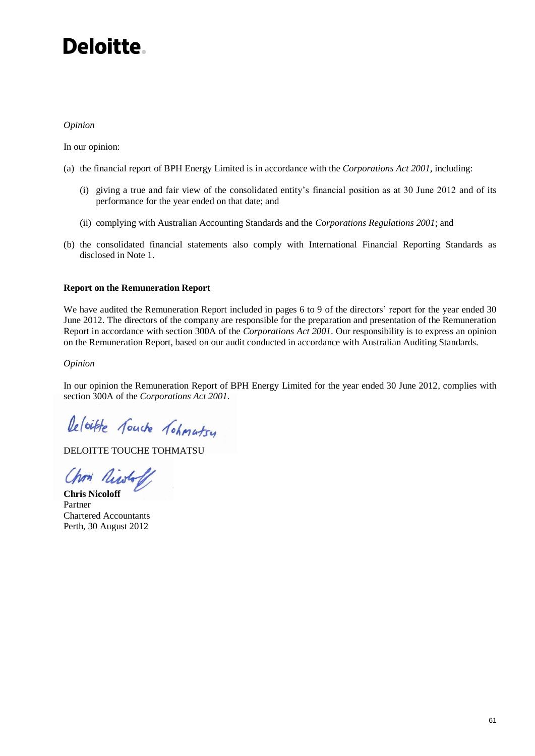*Opinion*

In our opinion:

(a) the financial report of BPH Energy Limited is in accordance with the *Corporations Act 2001*, including:

  (i) giving a true and fair view of the consolidated entity's financial position as at 30 June 2012 and of its performance for the year ended on that date; and

  (ii) complying with Australian Accounting Standards and the *Corporations Regulations 2001*; and

(b) the consolidated financial statements also comply with International Financial Reporting Standards as disclosed in Note 1.

**Report on the Remuneration Report**

We have audited the Remuneration Report included in pages 6 to 9 of the directors' report for the year ended 30 June 2012. The directors of the company are responsible for the preparation and presentation of the Remuneration Report in accordance with section 300A of the *Corporations Act 2001*. Our responsibility is to express an opinion on the Remuneration Report, based on our audit conducted in accordance with Australian Auditing Standards.

*Opinion*

In our opinion the Remuneration Report of BPH Energy Limited for the year ended 30 June 2012, complies with section 300A of the *Corporations Act 2001*.

Deloitte Touche Tohmatsu

DELOITTE TOUCHE TOHMATSU

Chris Nicoloff

**Chris Nicoloff**
Partner
Chartered Accountants
Perth, 30 August 2012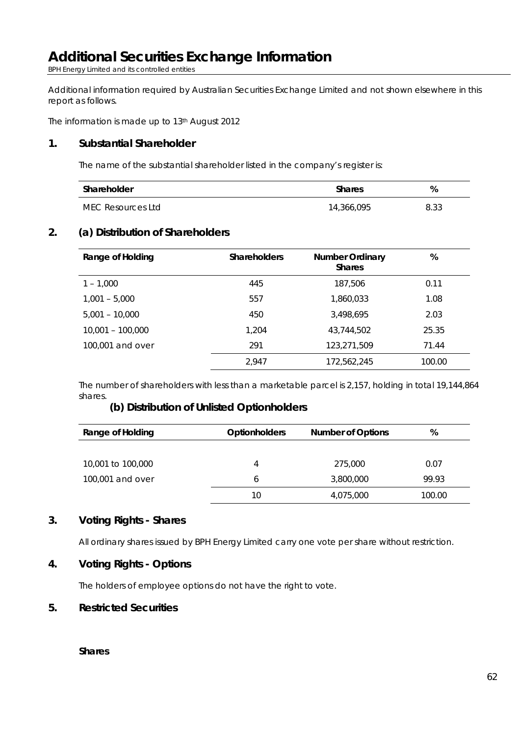# Additional Securities Exchange Information

BPH Energy Limited and its controlled entities

Additional information required by Australian Securities Exchange Limited and not shown elsewhere in this report as follows.

The information is made up to 13th August 2012

## 1. Substantial Shareholder

The name of the substantial shareholder listed in the company's register is:

| Shareholder | Shares | % |
|---|---|---|
| MEC Resources Ltd | 14,366,095 | 8.33 |

## 2. (a) Distribution of Shareholders

| Range of Holding | Shareholders | Number Ordinary Shares | % |
|---|---|---|---|
| 1 – 1,000 | 445 | 187,506 | 0.11 |
| 1,001 – 5,000 | 557 | 1,860,033 | 1.08 |
| 5,001 – 10,000 | 450 | 3,498,695 | 2.03 |
| 10,001 – 100,000 | 1,204 | 43,744,502 | 25.35 |
| 100,001 and over | 291 | 123,271,509 | 71.44 |
| | 2,947 | 172,562,245 | 100.00 |

The number of shareholders with less than a marketable parcel is 2,157, holding in total 19,144,864 shares.

### (b) Distribution of Unlisted Optionholders

| Range of Holding | Optionholders | Number of Options | % |
|---|---|---|---|
| 10,001 to 100,000 | 4 | 275,000 | 0.07 |
| 100,001 and over | 6 | 3,800,000 | 99.93 |
| | 10 | 4,075,000 | 100.00 |

## 3. Voting Rights - Shares

All ordinary shares issued by BPH Energy Limited carry one vote per share without restriction.

## 4. Voting Rights - Options

The holders of employee options do not have the right to vote.

## 5. Restricted Securities

**Shares**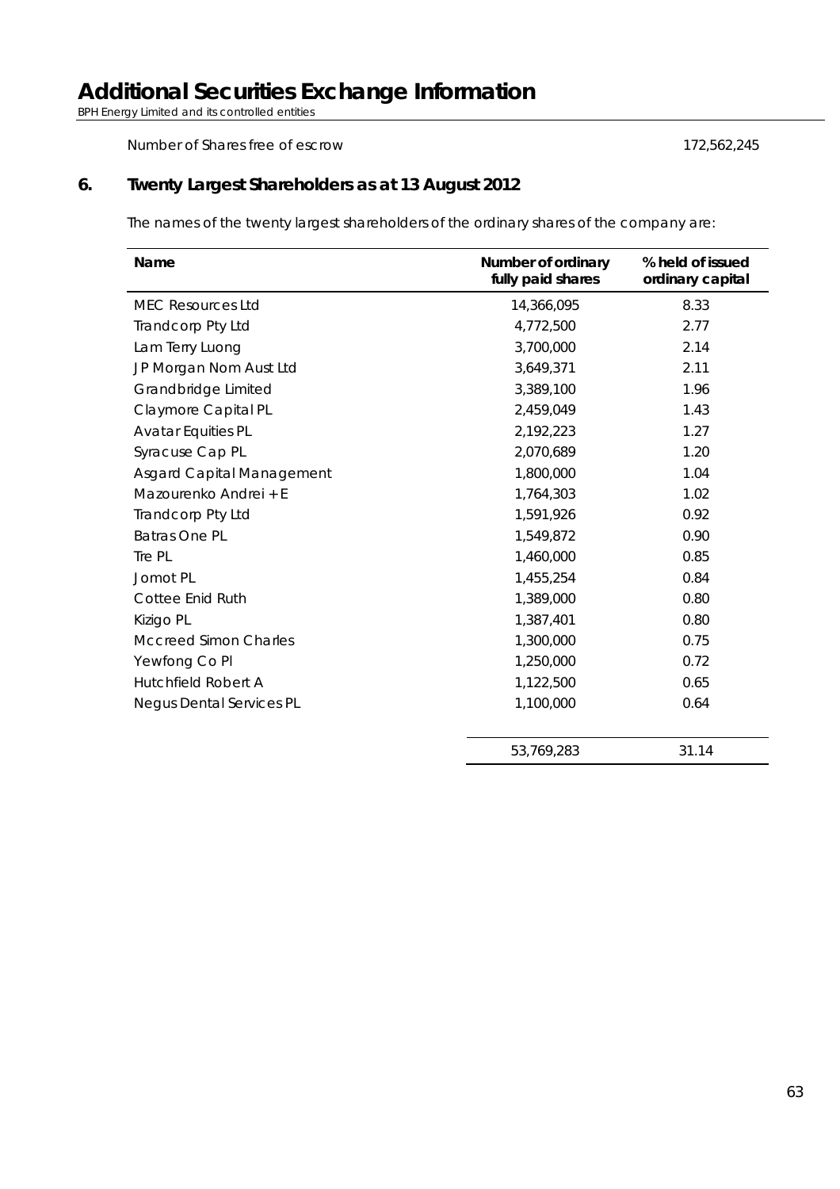# Additional Securities Exchange Information

BPH Energy Limited and its controlled entities

Number of Shares free of escrow 172,562,245

## 6. Twenty Largest Shareholders as at 13 August 2012

The names of the twenty largest shareholders of the ordinary shares of the company are:

| Name | Number of ordinary fully paid shares | % held of issued ordinary capital |
|---|---|---|
| MEC Resources Ltd | 14,366,095 | 8.33 |
| Trandcorp Pty Ltd | 4,772,500 | 2.77 |
| Lam Terry Luong | 3,700,000 | 2.14 |
| JP Morgan Nom Aust Ltd | 3,649,371 | 2.11 |
| Grandbridge Limited | 3,389,100 | 1.96 |
| Claymore Capital PL | 2,459,049 | 1.43 |
| Avatar Equities PL | 2,192,223 | 1.27 |
| Syracuse Cap PL | 2,070,689 | 1.20 |
| Asgard Capital Management | 1,800,000 | 1.04 |
| Mazourenko Andrei + E | 1,764,303 | 1.02 |
| Trandcorp Pty Ltd | 1,591,926 | 0.92 |
| Batras One PL | 1,549,872 | 0.90 |
| Tre PL | 1,460,000 | 0.85 |
| Jomot PL | 1,455,254 | 0.84 |
| Cottee Enid Ruth | 1,389,000 | 0.80 |
| Kizigo PL | 1,387,401 | 0.80 |
| Mccreed Simon Charles | 1,300,000 | 0.75 |
| Yewfong Co Pl | 1,250,000 | 0.72 |
| Hutchfield Robert A | 1,122,500 | 0.65 |
| Negus Dental Services PL | 1,100,000 | 0.64 |
| | 53,769,283 | 31.14 |